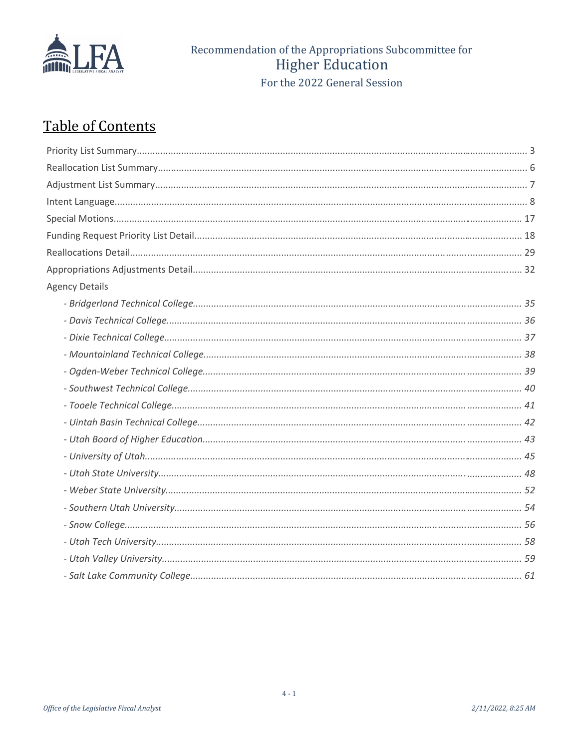Recommendation of the Appropriations Subcommittee for

# Higher Education

For the 2022 General Session

## Table of Contents

Priority List Summary.......... 3
Reallocation List Summary.......... 6
Adjustment List Summary.......... 7
Intent Language.......... 8
Special Motions.......... 17
Funding Request Priority List Detail.......... 18
Reallocations Detail.......... 29
Appropriations Adjustments Detail.......... 32
Agency Details
- *Bridgerland Technical College.......... 35*
- *Davis Technical College.......... 36*
- *Dixie Technical College.......... 37*
- *Mountainland Technical College.......... 38*
- *Ogden-Weber Technical College.......... 39*
- *Southwest Technical College.......... 40*
- *Tooele Technical College.......... 41*
- *Uintah Basin Technical College.......... 42*
- *Utah Board of Higher Education.......... 43*
- *University of Utah.......... 45*
- *Utah State University.......... 48*
- *Weber State University.......... 52*
- *Southern Utah University.......... 54*
- *Snow College.......... 56*
- *Utah Tech University.......... 58*
- *Utah Valley University.......... 59*
- *Salt Lake Community College.......... 61*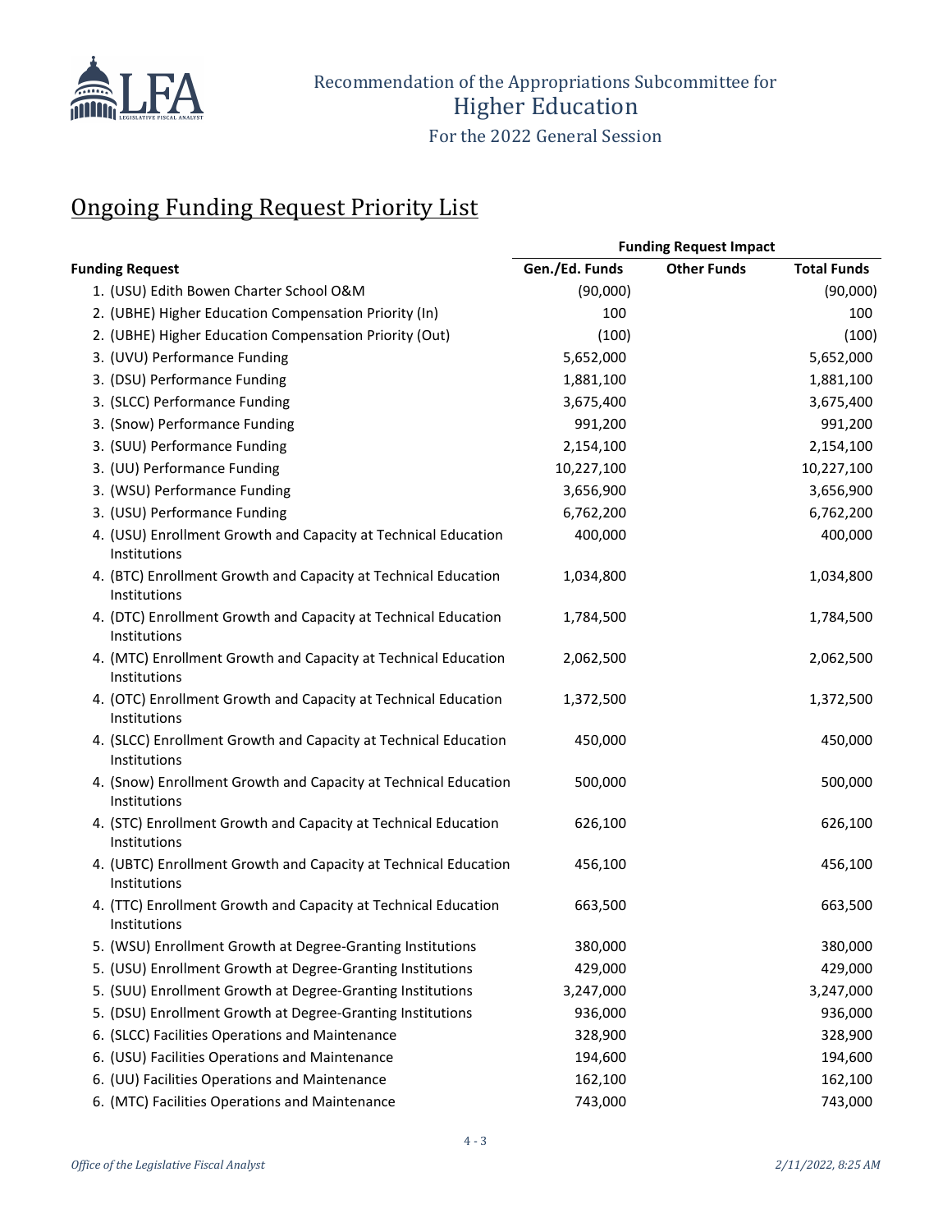Recommendation of the Appropriations Subcommittee for

# Higher Education

For the 2022 General Session

## Ongoing Funding Request Priority List

| Funding Request | Funding Request Impact | | |
|---|---|---|---|
| | **Gen./Ed. Funds** | **Other Funds** | **Total Funds** |
| 1. (USU) Edith Bowen Charter School O&M | (90,000) | | (90,000) |
| 2. (UBHE) Higher Education Compensation Priority (In) | 100 | | 100 |
| 2. (UBHE) Higher Education Compensation Priority (Out) | (100) | | (100) |
| 3. (UVU) Performance Funding | 5,652,000 | | 5,652,000 |
| 3. (DSU) Performance Funding | 1,881,100 | | 1,881,100 |
| 3. (SLCC) Performance Funding | 3,675,400 | | 3,675,400 |
| 3. (Snow) Performance Funding | 991,200 | | 991,200 |
| 3. (SUU) Performance Funding | 2,154,100 | | 2,154,100 |
| 3. (UU) Performance Funding | 10,227,100 | | 10,227,100 |
| 3. (WSU) Performance Funding | 3,656,900 | | 3,656,900 |
| 3. (USU) Performance Funding | 6,762,200 | | 6,762,200 |
| 4. (USU) Enrollment Growth and Capacity at Technical Education Institutions | 400,000 | | 400,000 |
| 4. (BTC) Enrollment Growth and Capacity at Technical Education Institutions | 1,034,800 | | 1,034,800 |
| 4. (DTC) Enrollment Growth and Capacity at Technical Education Institutions | 1,784,500 | | 1,784,500 |
| 4. (MTC) Enrollment Growth and Capacity at Technical Education Institutions | 2,062,500 | | 2,062,500 |
| 4. (OTC) Enrollment Growth and Capacity at Technical Education Institutions | 1,372,500 | | 1,372,500 |
| 4. (SLCC) Enrollment Growth and Capacity at Technical Education Institutions | 450,000 | | 450,000 |
| 4. (Snow) Enrollment Growth and Capacity at Technical Education Institutions | 500,000 | | 500,000 |
| 4. (STC) Enrollment Growth and Capacity at Technical Education Institutions | 626,100 | | 626,100 |
| 4. (UBTC) Enrollment Growth and Capacity at Technical Education Institutions | 456,100 | | 456,100 |
| 4. (TTC) Enrollment Growth and Capacity at Technical Education Institutions | 663,500 | | 663,500 |
| 5. (WSU) Enrollment Growth at Degree-Granting Institutions | 380,000 | | 380,000 |
| 5. (USU) Enrollment Growth at Degree-Granting Institutions | 429,000 | | 429,000 |
| 5. (SUU) Enrollment Growth at Degree-Granting Institutions | 3,247,000 | | 3,247,000 |
| 5. (DSU) Enrollment Growth at Degree-Granting Institutions | 936,000 | | 936,000 |
| 6. (SLCC) Facilities Operations and Maintenance | 328,900 | | 328,900 |
| 6. (USU) Facilities Operations and Maintenance | 194,600 | | 194,600 |
| 6. (UU) Facilities Operations and Maintenance | 162,100 | | 162,100 |
| 6. (MTC) Facilities Operations and Maintenance | 743,000 | | 743,000 |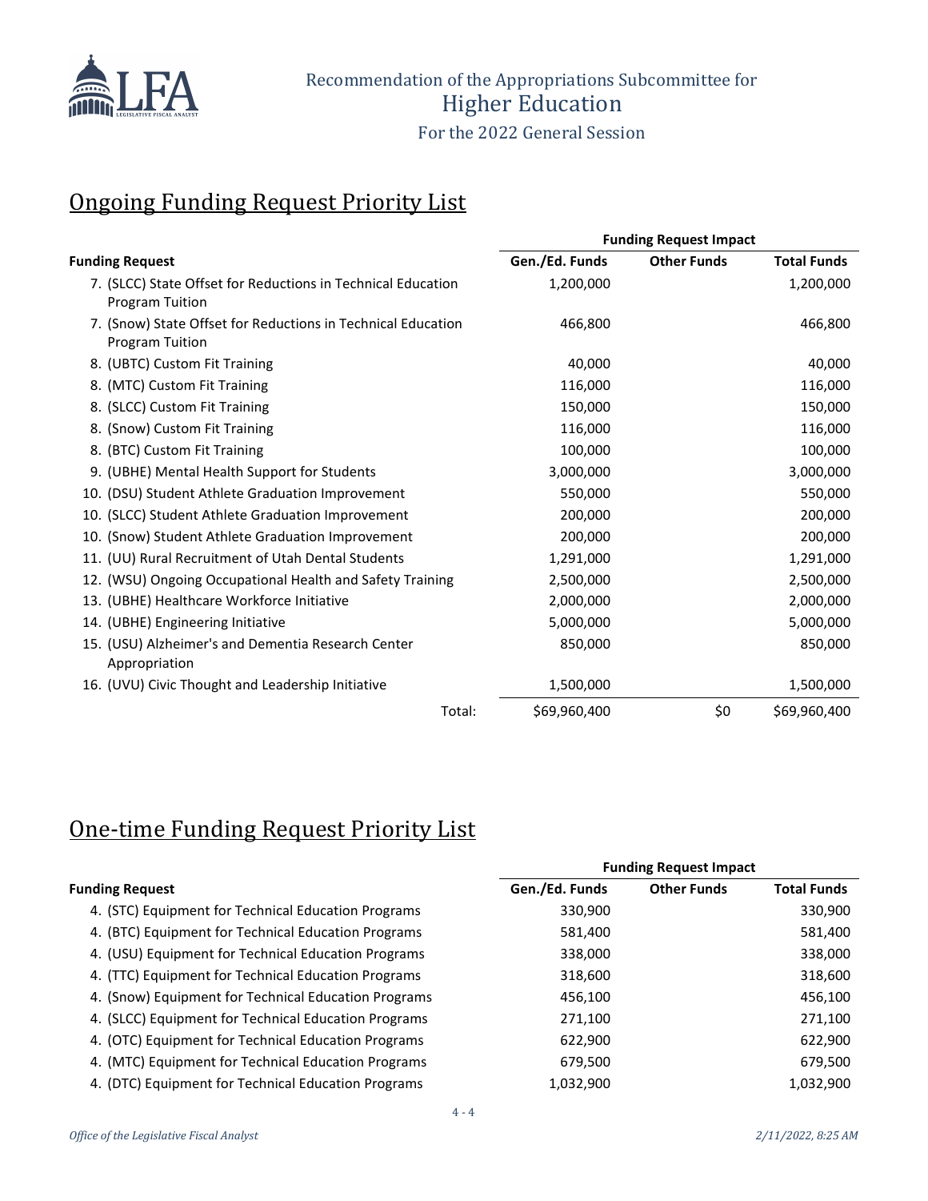Recommendation of the Appropriations Subcommittee for
Higher Education
For the 2022 General Session

## Ongoing Funding Request Priority List

| Funding Request | Gen./Ed. Funds | Other Funds | Total Funds |
|---|---|---|---|
| | **Funding Request Impact** | | |
| 7. (SLCC) State Offset for Reductions in Technical Education Program Tuition | 1,200,000 | | 1,200,000 |
| 7. (Snow) State Offset for Reductions in Technical Education Program Tuition | 466,800 | | 466,800 |
| 8. (UBTC) Custom Fit Training | 40,000 | | 40,000 |
| 8. (MTC) Custom Fit Training | 116,000 | | 116,000 |
| 8. (SLCC) Custom Fit Training | 150,000 | | 150,000 |
| 8. (Snow) Custom Fit Training | 116,000 | | 116,000 |
| 8. (BTC) Custom Fit Training | 100,000 | | 100,000 |
| 9. (UBHE) Mental Health Support for Students | 3,000,000 | | 3,000,000 |
| 10. (DSU) Student Athlete Graduation Improvement | 550,000 | | 550,000 |
| 10. (SLCC) Student Athlete Graduation Improvement | 200,000 | | 200,000 |
| 10. (Snow) Student Athlete Graduation Improvement | 200,000 | | 200,000 |
| 11. (UU) Rural Recruitment of Utah Dental Students | 1,291,000 | | 1,291,000 |
| 12. (WSU) Ongoing Occupational Health and Safety Training | 2,500,000 | | 2,500,000 |
| 13. (UBHE) Healthcare Workforce Initiative | 2,000,000 | | 2,000,000 |
| 14. (UBHE) Engineering Initiative | 5,000,000 | | 5,000,000 |
| 15. (USU) Alzheimer's and Dementia Research Center Appropriation | 850,000 | | 850,000 |
| 16. (UVU) Civic Thought and Leadership Initiative | 1,500,000 | | 1,500,000 |
| Total: | $69,960,400 | $0 | $69,960,400 |

## One-time Funding Request Priority List

| Funding Request | Gen./Ed. Funds | Other Funds | Total Funds |
|---|---|---|---|
| | **Funding Request Impact** | | |
| 4. (STC) Equipment for Technical Education Programs | 330,900 | | 330,900 |
| 4. (BTC) Equipment for Technical Education Programs | 581,400 | | 581,400 |
| 4. (USU) Equipment for Technical Education Programs | 338,000 | | 338,000 |
| 4. (TTC) Equipment for Technical Education Programs | 318,600 | | 318,600 |
| 4. (Snow) Equipment for Technical Education Programs | 456,100 | | 456,100 |
| 4. (SLCC) Equipment for Technical Education Programs | 271,100 | | 271,100 |
| 4. (OTC) Equipment for Technical Education Programs | 622,900 | | 622,900 |
| 4. (MTC) Equipment for Technical Education Programs | 679,500 | | 679,500 |
| 4. (DTC) Equipment for Technical Education Programs | 1,032,900 | | 1,032,900 |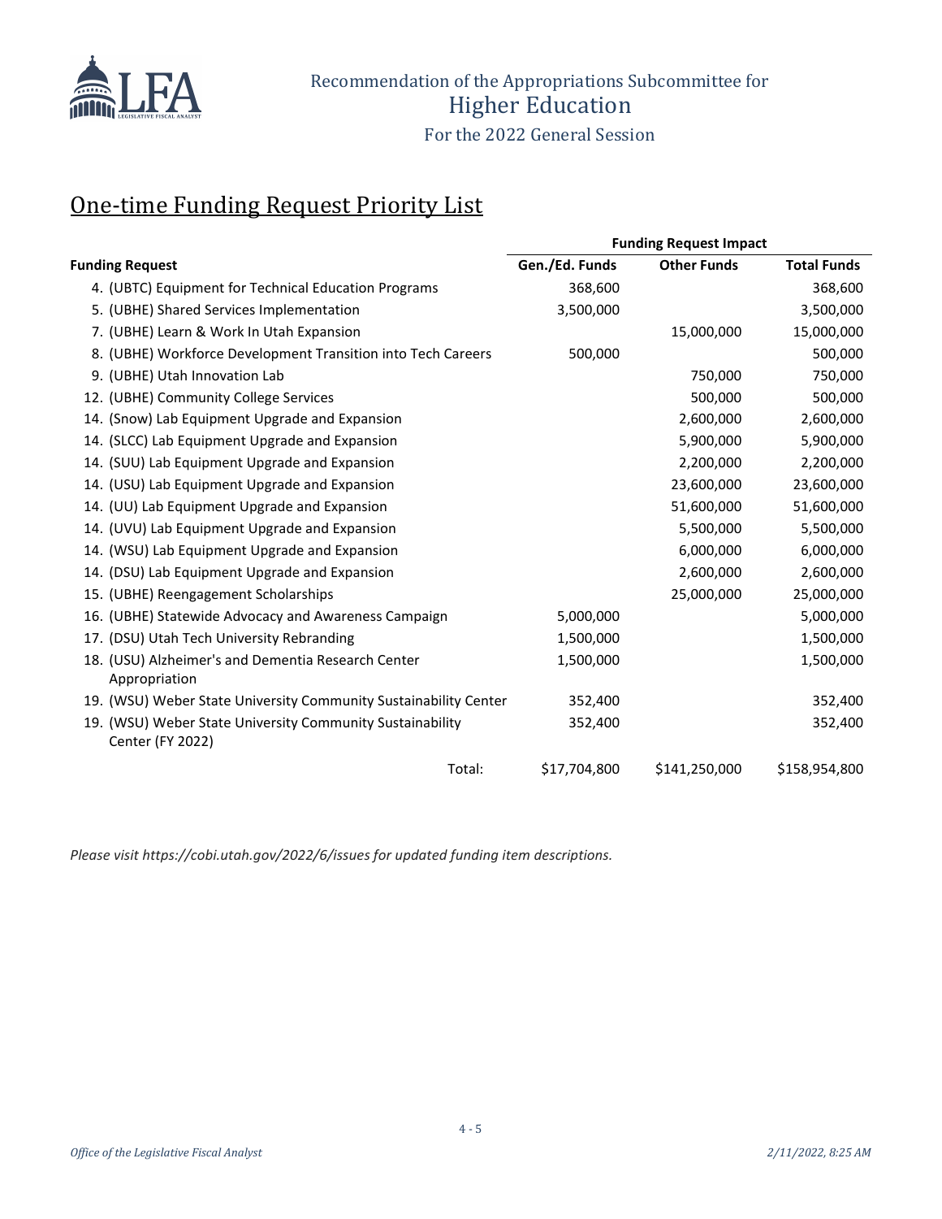Recommendation of the Appropriations Subcommittee for

# Higher Education

For the 2022 General Session

## One-time Funding Request Priority List

| Funding Request | Funding Request Impact | | |
|---|---|---|---|
| | Gen./Ed. Funds | Other Funds | Total Funds |
| 4. (UBTC) Equipment for Technical Education Programs | 368,600 | | 368,600 |
| 5. (UBHE) Shared Services Implementation | 3,500,000 | | 3,500,000 |
| 7. (UBHE) Learn & Work In Utah Expansion | | 15,000,000 | 15,000,000 |
| 8. (UBHE) Workforce Development Transition into Tech Careers | 500,000 | | 500,000 |
| 9. (UBHE) Utah Innovation Lab | | 750,000 | 750,000 |
| 12. (UBHE) Community College Services | | 500,000 | 500,000 |
| 14. (Snow) Lab Equipment Upgrade and Expansion | | 2,600,000 | 2,600,000 |
| 14. (SLCC) Lab Equipment Upgrade and Expansion | | 5,900,000 | 5,900,000 |
| 14. (SUU) Lab Equipment Upgrade and Expansion | | 2,200,000 | 2,200,000 |
| 14. (USU) Lab Equipment Upgrade and Expansion | | 23,600,000 | 23,600,000 |
| 14. (UU) Lab Equipment Upgrade and Expansion | | 51,600,000 | 51,600,000 |
| 14. (UVU) Lab Equipment Upgrade and Expansion | | 5,500,000 | 5,500,000 |
| 14. (WSU) Lab Equipment Upgrade and Expansion | | 6,000,000 | 6,000,000 |
| 14. (DSU) Lab Equipment Upgrade and Expansion | | 2,600,000 | 2,600,000 |
| 15. (UBHE) Reengagement Scholarships | | 25,000,000 | 25,000,000 |
| 16. (UBHE) Statewide Advocacy and Awareness Campaign | 5,000,000 | | 5,000,000 |
| 17. (DSU) Utah Tech University Rebranding | 1,500,000 | | 1,500,000 |
| 18. (USU) Alzheimer's and Dementia Research Center Appropriation | 1,500,000 | | 1,500,000 |
| 19. (WSU) Weber State University Community Sustainability Center | 352,400 | | 352,400 |
| 19. (WSU) Weber State University Community Sustainability Center (FY 2022) | 352,400 | | 352,400 |
| Total: | $17,704,800 | $141,250,000 | $158,954,800 |

*Please visit https://cobi.utah.gov/2022/6/issues for updated funding item descriptions.*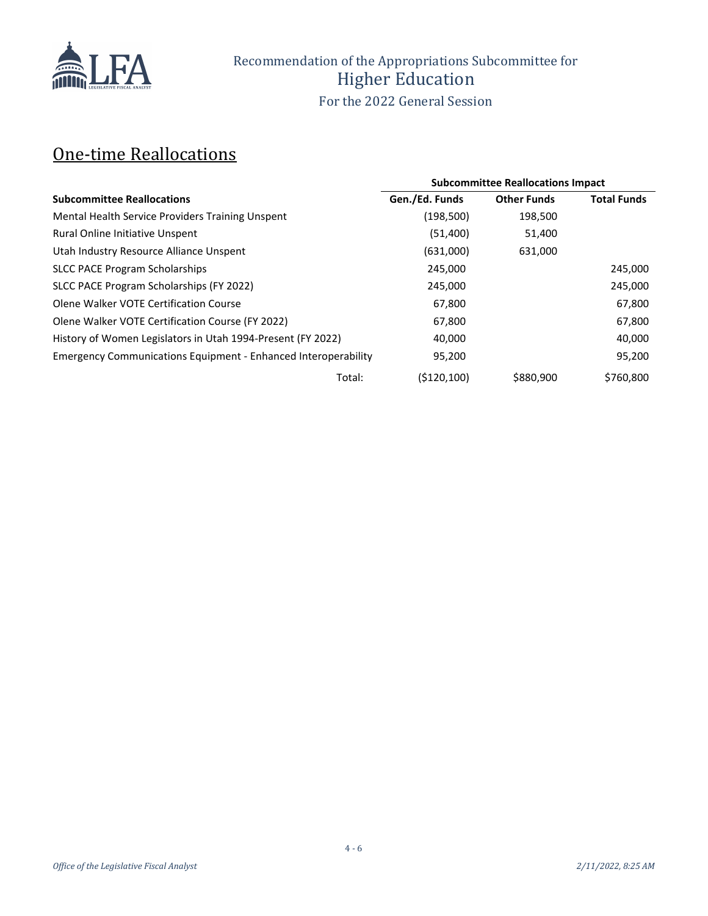Recommendation of the Appropriations Subcommittee for
Higher Education
For the 2022 General Session

## One-time Reallocations

| | Subcommittee Reallocations Impact | | |
|---|---|---|---|
| **Subcommittee Reallocations** | **Gen./Ed. Funds** | **Other Funds** | **Total Funds** |
| Mental Health Service Providers Training Unspent | (198,500) | 198,500 | |
| Rural Online Initiative Unspent | (51,400) | 51,400 | |
| Utah Industry Resource Alliance Unspent | (631,000) | 631,000 | |
| SLCC PACE Program Scholarships | 245,000 | | 245,000 |
| SLCC PACE Program Scholarships (FY 2022) | 245,000 | | 245,000 |
| Olene Walker VOTE Certification Course | 67,800 | | 67,800 |
| Olene Walker VOTE Certification Course (FY 2022) | 67,800 | | 67,800 |
| History of Women Legislators in Utah 1994-Present (FY 2022) | 40,000 | | 40,000 |
| Emergency Communications Equipment - Enhanced Interoperability | 95,200 | | 95,200 |
| Total: | ($120,100) | $880,900 | $760,800 |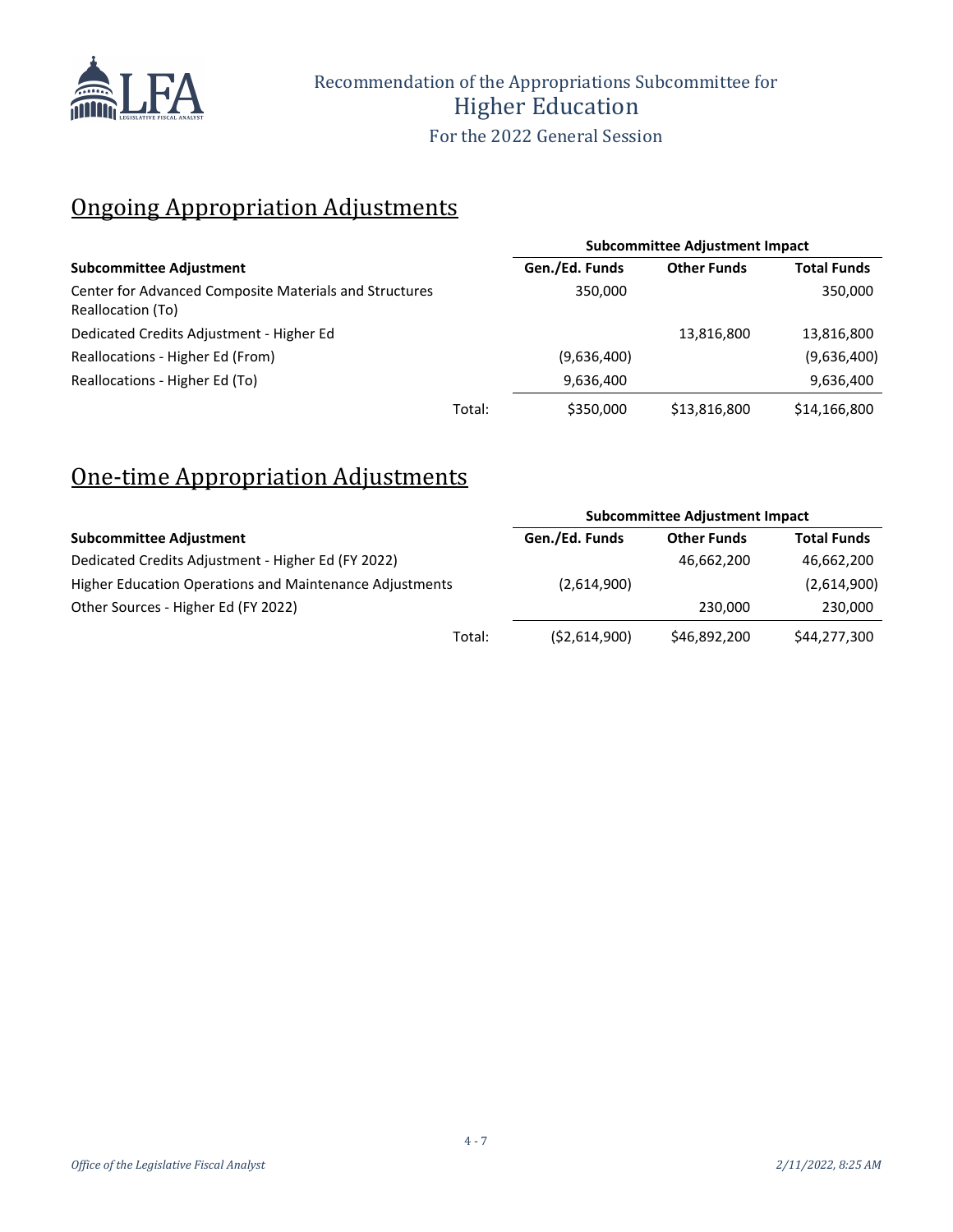Recommendation of the Appropriations Subcommittee for
Higher Education
For the 2022 General Session

## Ongoing Appropriation Adjustments

| Subcommittee Adjustment | Gen./Ed. Funds | Other Funds | Total Funds |
|---|---|---|---|
| | **Subcommittee Adjustment Impact** | | |
| Center for Advanced Composite Materials and Structures Reallocation (To) | 350,000 | | 350,000 |
| Dedicated Credits Adjustment - Higher Ed | | 13,816,800 | 13,816,800 |
| Reallocations - Higher Ed (From) | (9,636,400) | | (9,636,400) |
| Reallocations - Higher Ed (To) | 9,636,400 | | 9,636,400 |
| Total: | $350,000 | $13,816,800 | $14,166,800 |

## One-time Appropriation Adjustments

| Subcommittee Adjustment | Gen./Ed. Funds | Other Funds | Total Funds |
|---|---|---|---|
| | **Subcommittee Adjustment Impact** | | |
| Dedicated Credits Adjustment - Higher Ed (FY 2022) | | 46,662,200 | 46,662,200 |
| Higher Education Operations and Maintenance Adjustments | (2,614,900) | | (2,614,900) |
| Other Sources - Higher Ed (FY 2022) | | 230,000 | 230,000 |
| Total: | ($2,614,900) | $46,892,200 | $44,277,300 |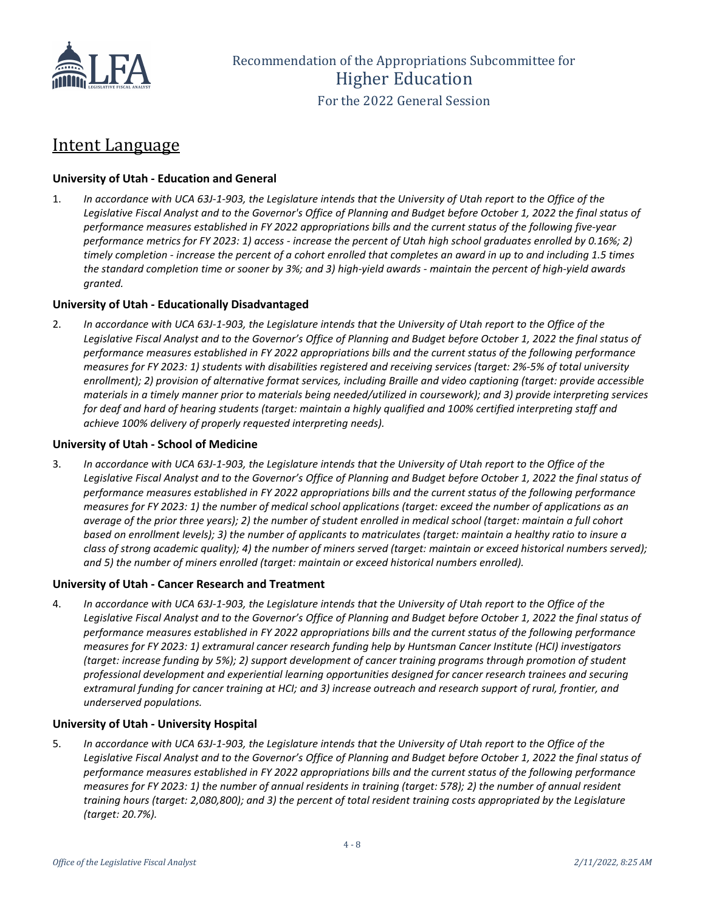## Intent Language

### University of Utah - Education and General

1. *In accordance with UCA 63J-1-903, the Legislature intends that the University of Utah report to the Office of the Legislative Fiscal Analyst and to the Governor's Office of Planning and Budget before October 1, 2022 the final status of performance measures established in FY 2022 appropriations bills and the current status of the following five-year performance metrics for FY 2023: 1) access - increase the percent of Utah high school graduates enrolled by 0.16%; 2) timely completion - increase the percent of a cohort enrolled that completes an award in up to and including 1.5 times the standard completion time or sooner by 3%; and 3) high-yield awards - maintain the percent of high-yield awards granted.*

### University of Utah - Educationally Disadvantaged

2. *In accordance with UCA 63J-1-903, the Legislature intends that the University of Utah report to the Office of the Legislative Fiscal Analyst and to the Governor's Office of Planning and Budget before October 1, 2022 the final status of performance measures established in FY 2022 appropriations bills and the current status of the following performance measures for FY 2023: 1) students with disabilities registered and receiving services (target: 2%-5% of total university enrollment); 2) provision of alternative format services, including Braille and video captioning (target: provide accessible materials in a timely manner prior to materials being needed/utilized in coursework); and 3) provide interpreting services for deaf and hard of hearing students (target: maintain a highly qualified and 100% certified interpreting staff and achieve 100% delivery of properly requested interpreting needs).*

### University of Utah - School of Medicine

3. *In accordance with UCA 63J-1-903, the Legislature intends that the University of Utah report to the Office of the Legislative Fiscal Analyst and to the Governor's Office of Planning and Budget before October 1, 2022 the final status of performance measures established in FY 2022 appropriations bills and the current status of the following performance measures for FY 2023: 1) the number of medical school applications (target: exceed the number of applications as an average of the prior three years); 2) the number of student enrolled in medical school (target: maintain a full cohort based on enrollment levels); 3) the number of applicants to matriculates (target: maintain a healthy ratio to insure a class of strong academic quality); 4) the number of miners served (target: maintain or exceed historical numbers served); and 5) the number of miners enrolled (target: maintain or exceed historical numbers enrolled).*

### University of Utah - Cancer Research and Treatment

4. *In accordance with UCA 63J-1-903, the Legislature intends that the University of Utah report to the Office of the Legislative Fiscal Analyst and to the Governor's Office of Planning and Budget before October 1, 2022 the final status of performance measures established in FY 2022 appropriations bills and the current status of the following performance measures for FY 2023: 1) extramural cancer research funding help by Huntsman Cancer Institute (HCI) investigators (target: increase funding by 5%); 2) support development of cancer training programs through promotion of student professional development and experiential learning opportunities designed for cancer research trainees and securing extramural funding for cancer training at HCI; and 3) increase outreach and research support of rural, frontier, and underserved populations.*

### University of Utah - University Hospital

5. *In accordance with UCA 63J-1-903, the Legislature intends that the University of Utah report to the Office of the Legislative Fiscal Analyst and to the Governor's Office of Planning and Budget before October 1, 2022 the final status of performance measures established in FY 2022 appropriations bills and the current status of the following performance measures for FY 2023: 1) the number of annual residents in training (target: 578); 2) the number of annual resident training hours (target: 2,080,800); and 3) the percent of total resident training costs appropriated by the Legislature (target: 20.7%).*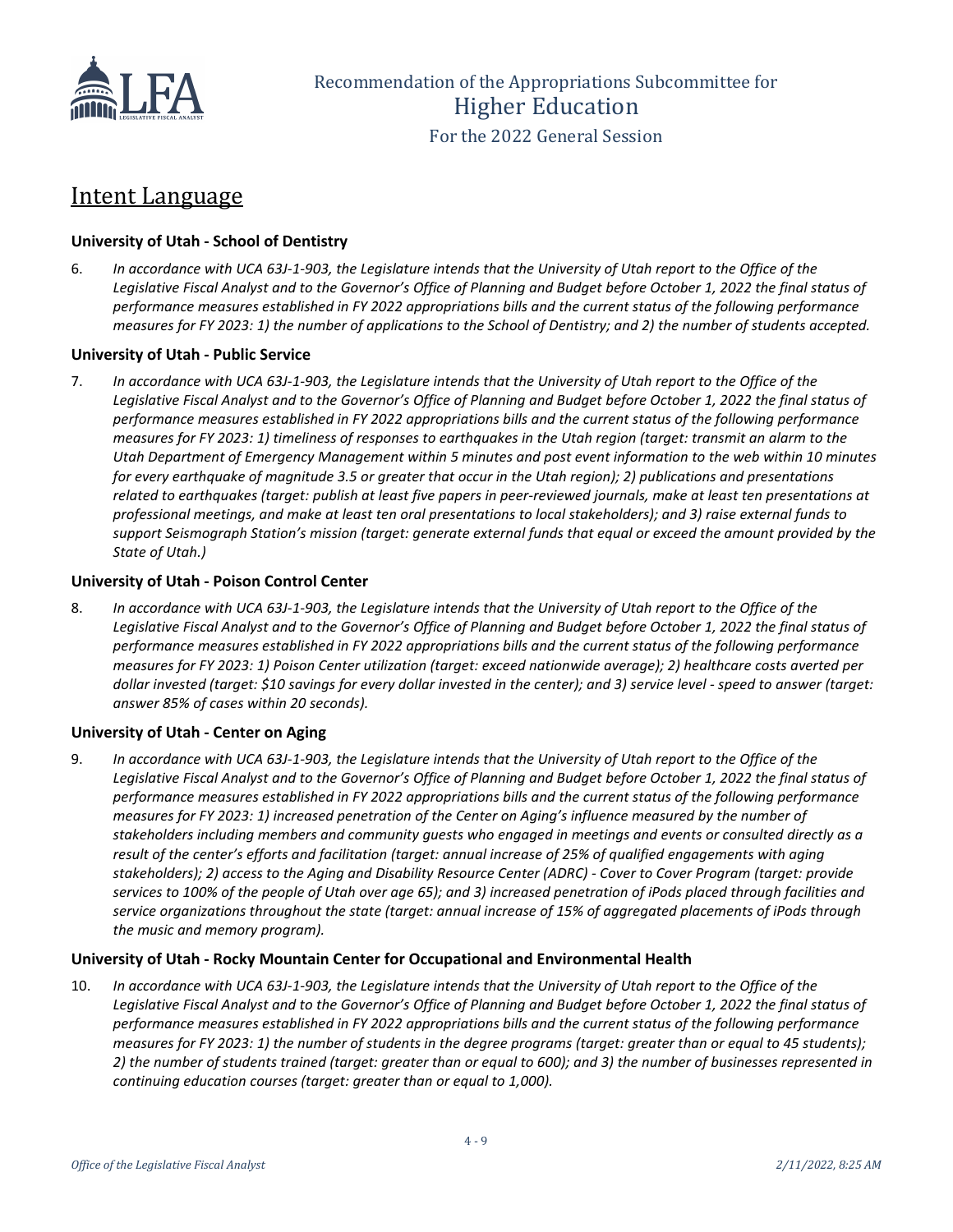## Intent Language

### University of Utah - School of Dentistry

6. *In accordance with UCA 63J-1-903, the Legislature intends that the University of Utah report to the Office of the Legislative Fiscal Analyst and to the Governor's Office of Planning and Budget before October 1, 2022 the final status of performance measures established in FY 2022 appropriations bills and the current status of the following performance measures for FY 2023: 1) the number of applications to the School of Dentistry; and 2) the number of students accepted.*

### University of Utah - Public Service

7. *In accordance with UCA 63J-1-903, the Legislature intends that the University of Utah report to the Office of the Legislative Fiscal Analyst and to the Governor's Office of Planning and Budget before October 1, 2022 the final status of performance measures established in FY 2022 appropriations bills and the current status of the following performance measures for FY 2023: 1) timeliness of responses to earthquakes in the Utah region (target: transmit an alarm to the Utah Department of Emergency Management within 5 minutes and post event information to the web within 10 minutes for every earthquake of magnitude 3.5 or greater that occur in the Utah region); 2) publications and presentations related to earthquakes (target: publish at least five papers in peer-reviewed journals, make at least ten presentations at professional meetings, and make at least ten oral presentations to local stakeholders); and 3) raise external funds to support Seismograph Station's mission (target: generate external funds that equal or exceed the amount provided by the State of Utah.)*

### University of Utah - Poison Control Center

8. *In accordance with UCA 63J-1-903, the Legislature intends that the University of Utah report to the Office of the Legislative Fiscal Analyst and to the Governor's Office of Planning and Budget before October 1, 2022 the final status of performance measures established in FY 2022 appropriations bills and the current status of the following performance measures for FY 2023: 1) Poison Center utilization (target: exceed nationwide average); 2) healthcare costs averted per dollar invested (target: $10 savings for every dollar invested in the center); and 3) service level - speed to answer (target: answer 85% of cases within 20 seconds).*

### University of Utah - Center on Aging

9. *In accordance with UCA 63J-1-903, the Legislature intends that the University of Utah report to the Office of the Legislative Fiscal Analyst and to the Governor's Office of Planning and Budget before October 1, 2022 the final status of performance measures established in FY 2022 appropriations bills and the current status of the following performance measures for FY 2023: 1) increased penetration of the Center on Aging's influence measured by the number of stakeholders including members and community guests who engaged in meetings and events or consulted directly as a result of the center's efforts and facilitation (target: annual increase of 25% of qualified engagements with aging stakeholders); 2) access to the Aging and Disability Resource Center (ADRC) - Cover to Cover Program (target: provide services to 100% of the people of Utah over age 65); and 3) increased penetration of iPods placed through facilities and service organizations throughout the state (target: annual increase of 15% of aggregated placements of iPods through the music and memory program).*

### University of Utah - Rocky Mountain Center for Occupational and Environmental Health

10. *In accordance with UCA 63J-1-903, the Legislature intends that the University of Utah report to the Office of the Legislative Fiscal Analyst and to the Governor's Office of Planning and Budget before October 1, 2022 the final status of performance measures established in FY 2022 appropriations bills and the current status of the following performance measures for FY 2023: 1) the number of students in the degree programs (target: greater than or equal to 45 students); 2) the number of students trained (target: greater than or equal to 600); and 3) the number of businesses represented in continuing education courses (target: greater than or equal to 1,000).*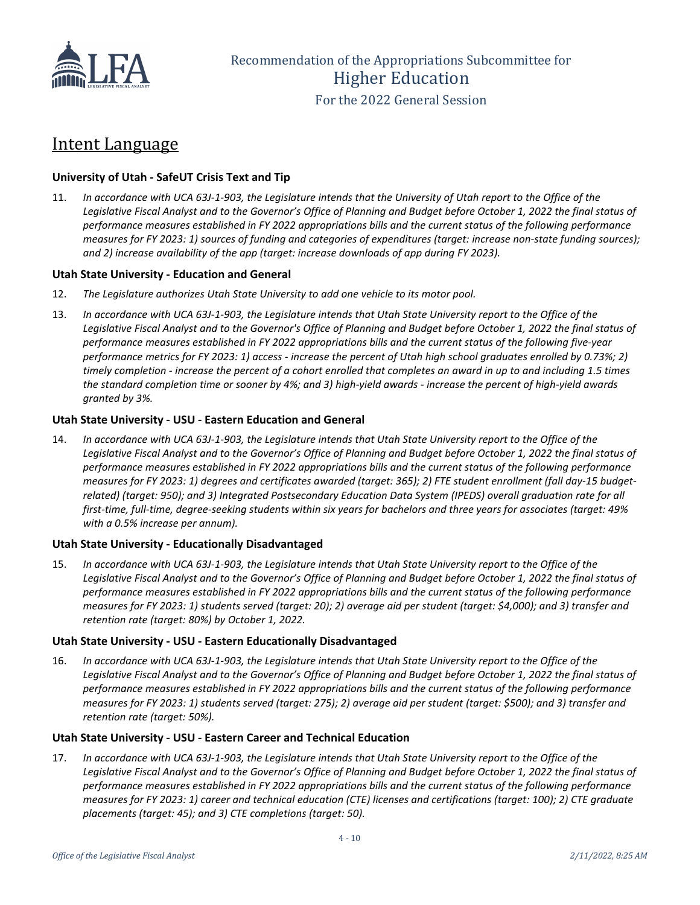## Intent Language

### University of Utah - SafeUT Crisis Text and Tip

11. *In accordance with UCA 63J-1-903, the Legislature intends that the University of Utah report to the Office of the Legislative Fiscal Analyst and to the Governor's Office of Planning and Budget before October 1, 2022 the final status of performance measures established in FY 2022 appropriations bills and the current status of the following performance measures for FY 2023: 1) sources of funding and categories of expenditures (target: increase non-state funding sources); and 2) increase availability of the app (target: increase downloads of app during FY 2023).*

### Utah State University - Education and General

12. *The Legislature authorizes Utah State University to add one vehicle to its motor pool.*

13. *In accordance with UCA 63J-1-903, the Legislature intends that Utah State University report to the Office of the Legislative Fiscal Analyst and to the Governor's Office of Planning and Budget before October 1, 2022 the final status of performance measures established in FY 2022 appropriations bills and the current status of the following five-year performance metrics for FY 2023: 1) access - increase the percent of Utah high school graduates enrolled by 0.73%; 2) timely completion - increase the percent of a cohort enrolled that completes an award in up to and including 1.5 times the standard completion time or sooner by 4%; and 3) high-yield awards - increase the percent of high-yield awards granted by 3%.*

### Utah State University - USU - Eastern Education and General

14. *In accordance with UCA 63J-1-903, the Legislature intends that Utah State University report to the Office of the Legislative Fiscal Analyst and to the Governor's Office of Planning and Budget before October 1, 2022 the final status of performance measures established in FY 2022 appropriations bills and the current status of the following performance measures for FY 2023: 1) degrees and certificates awarded (target: 365); 2) FTE student enrollment (fall day-15 budget-related) (target: 950); and 3) Integrated Postsecondary Education Data System (IPEDS) overall graduation rate for all first-time, full-time, degree-seeking students within six years for bachelors and three years for associates (target: 49% with a 0.5% increase per annum).*

### Utah State University - Educationally Disadvantaged

15. *In accordance with UCA 63J-1-903, the Legislature intends that Utah State University report to the Office of the Legislative Fiscal Analyst and to the Governor's Office of Planning and Budget before October 1, 2022 the final status of performance measures established in FY 2022 appropriations bills and the current status of the following performance measures for FY 2023: 1) students served (target: 20); 2) average aid per student (target: $4,000); and 3) transfer and retention rate (target: 80%) by October 1, 2022.*

### Utah State University - USU - Eastern Educationally Disadvantaged

16. *In accordance with UCA 63J-1-903, the Legislature intends that Utah State University report to the Office of the Legislative Fiscal Analyst and to the Governor's Office of Planning and Budget before October 1, 2022 the final status of performance measures established in FY 2022 appropriations bills and the current status of the following performance measures for FY 2023: 1) students served (target: 275); 2) average aid per student (target: $500); and 3) transfer and retention rate (target: 50%).*

### Utah State University - USU - Eastern Career and Technical Education

17. *In accordance with UCA 63J-1-903, the Legislature intends that Utah State University report to the Office of the Legislative Fiscal Analyst and to the Governor's Office of Planning and Budget before October 1, 2022 the final status of performance measures established in FY 2022 appropriations bills and the current status of the following performance measures for FY 2023: 1) career and technical education (CTE) licenses and certifications (target: 100); 2) CTE graduate placements (target: 45); and 3) CTE completions (target: 50).*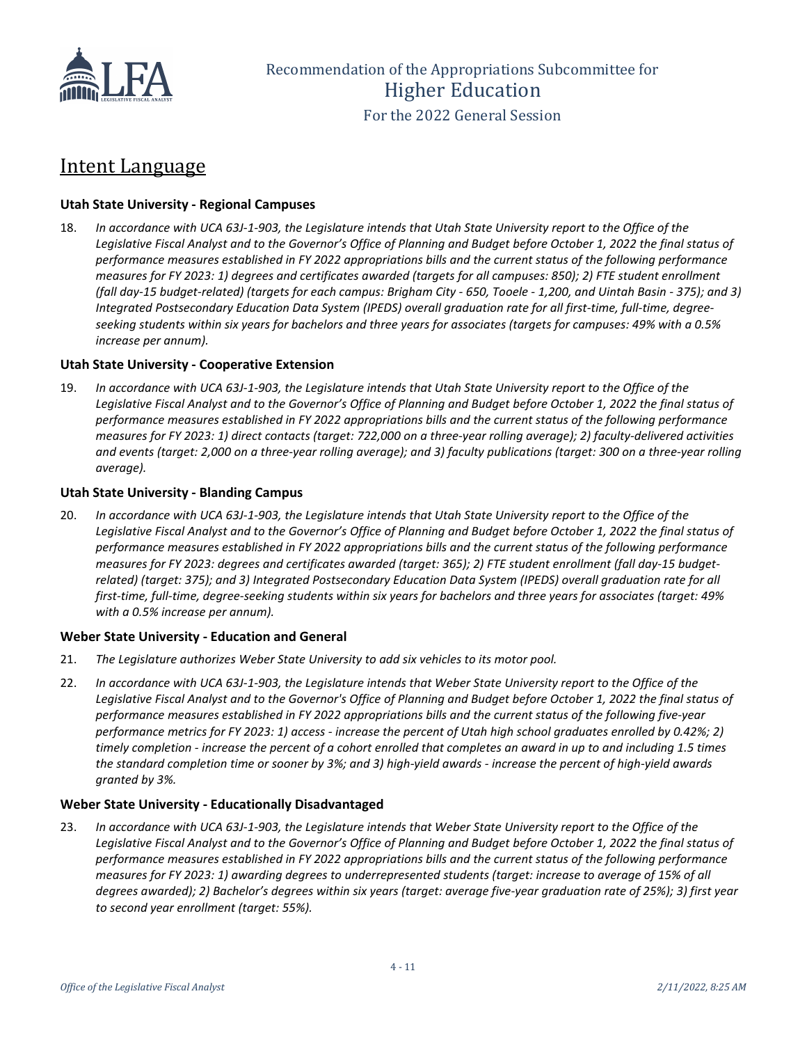## Intent Language

### Utah State University - Regional Campuses

18. *In accordance with UCA 63J-1-903, the Legislature intends that Utah State University report to the Office of the Legislative Fiscal Analyst and to the Governor's Office of Planning and Budget before October 1, 2022 the final status of performance measures established in FY 2022 appropriations bills and the current status of the following performance measures for FY 2023: 1) degrees and certificates awarded (targets for all campuses: 850); 2) FTE student enrollment (fall day-15 budget-related) (targets for each campus: Brigham City - 650, Tooele - 1,200, and Uintah Basin - 375); and 3) Integrated Postsecondary Education Data System (IPEDS) overall graduation rate for all first-time, full-time, degree-seeking students within six years for bachelors and three years for associates (targets for campuses: 49% with a 0.5% increase per annum).*

### Utah State University - Cooperative Extension

19. *In accordance with UCA 63J-1-903, the Legislature intends that Utah State University report to the Office of the Legislative Fiscal Analyst and to the Governor's Office of Planning and Budget before October 1, 2022 the final status of performance measures established in FY 2022 appropriations bills and the current status of the following performance measures for FY 2023: 1) direct contacts (target: 722,000 on a three-year rolling average); 2) faculty-delivered activities and events (target: 2,000 on a three-year rolling average); and 3) faculty publications (target: 300 on a three-year rolling average).*

### Utah State University - Blanding Campus

20. *In accordance with UCA 63J-1-903, the Legislature intends that Utah State University report to the Office of the Legislative Fiscal Analyst and to the Governor's Office of Planning and Budget before October 1, 2022 the final status of performance measures established in FY 2022 appropriations bills and the current status of the following performance measures for FY 2023: degrees and certificates awarded (target: 365); 2) FTE student enrollment (fall day-15 budget-related) (target: 375); and 3) Integrated Postsecondary Education Data System (IPEDS) overall graduation rate for all first-time, full-time, degree-seeking students within six years for bachelors and three years for associates (target: 49% with a 0.5% increase per annum).*

### Weber State University - Education and General

21. *The Legislature authorizes Weber State University to add six vehicles to its motor pool.*

22. *In accordance with UCA 63J-1-903, the Legislature intends that Weber State University report to the Office of the Legislative Fiscal Analyst and to the Governor's Office of Planning and Budget before October 1, 2022 the final status of performance measures established in FY 2022 appropriations bills and the current status of the following five-year performance metrics for FY 2023: 1) access - increase the percent of Utah high school graduates enrolled by 0.42%; 2) timely completion - increase the percent of a cohort enrolled that completes an award in up to and including 1.5 times the standard completion time or sooner by 3%; and 3) high-yield awards - increase the percent of high-yield awards granted by 3%.*

### Weber State University - Educationally Disadvantaged

23. *In accordance with UCA 63J-1-903, the Legislature intends that Weber State University report to the Office of the Legislative Fiscal Analyst and to the Governor's Office of Planning and Budget before October 1, 2022 the final status of performance measures established in FY 2022 appropriations bills and the current status of the following performance measures for FY 2023: 1) awarding degrees to underrepresented students (target: increase to average of 15% of all degrees awarded); 2) Bachelor's degrees within six years (target: average five-year graduation rate of 25%); 3) first year to second year enrollment (target: 55%).*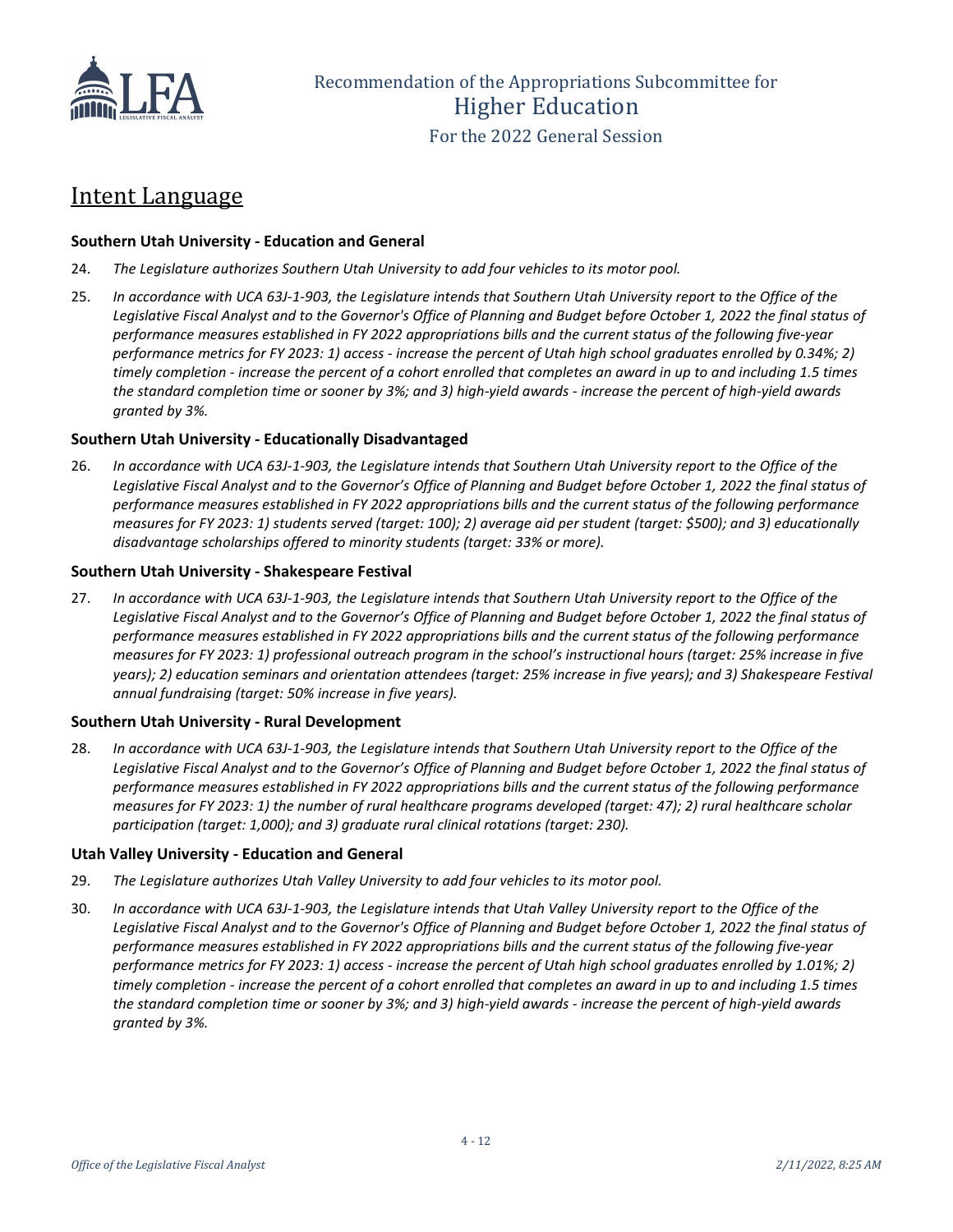## Intent Language

### Southern Utah University - Education and General

24. *The Legislature authorizes Southern Utah University to add four vehicles to its motor pool.*

25. *In accordance with UCA 63J-1-903, the Legislature intends that Southern Utah University report to the Office of the Legislative Fiscal Analyst and to the Governor's Office of Planning and Budget before October 1, 2022 the final status of performance measures established in FY 2022 appropriations bills and the current status of the following five-year performance metrics for FY 2023: 1) access - increase the percent of Utah high school graduates enrolled by 0.34%; 2) timely completion - increase the percent of a cohort enrolled that completes an award in up to and including 1.5 times the standard completion time or sooner by 3%; and 3) high-yield awards - increase the percent of high-yield awards granted by 3%.*

### Southern Utah University - Educationally Disadvantaged

26. *In accordance with UCA 63J-1-903, the Legislature intends that Southern Utah University report to the Office of the Legislative Fiscal Analyst and to the Governor's Office of Planning and Budget before October 1, 2022 the final status of performance measures established in FY 2022 appropriations bills and the current status of the following performance measures for FY 2023: 1) students served (target: 100); 2) average aid per student (target: $500); and 3) educationally disadvantage scholarships offered to minority students (target: 33% or more).*

### Southern Utah University - Shakespeare Festival

27. *In accordance with UCA 63J-1-903, the Legislature intends that Southern Utah University report to the Office of the Legislative Fiscal Analyst and to the Governor's Office of Planning and Budget before October 1, 2022 the final status of performance measures established in FY 2022 appropriations bills and the current status of the following performance measures for FY 2023: 1) professional outreach program in the school's instructional hours (target: 25% increase in five years); 2) education seminars and orientation attendees (target: 25% increase in five years); and 3) Shakespeare Festival annual fundraising (target: 50% increase in five years).*

### Southern Utah University - Rural Development

28. *In accordance with UCA 63J-1-903, the Legislature intends that Southern Utah University report to the Office of the Legislative Fiscal Analyst and to the Governor's Office of Planning and Budget before October 1, 2022 the final status of performance measures established in FY 2022 appropriations bills and the current status of the following performance measures for FY 2023: 1) the number of rural healthcare programs developed (target: 47); 2) rural healthcare scholar participation (target: 1,000); and 3) graduate rural clinical rotations (target: 230).*

### Utah Valley University - Education and General

29. *The Legislature authorizes Utah Valley University to add four vehicles to its motor pool.*

30. *In accordance with UCA 63J-1-903, the Legislature intends that Utah Valley University report to the Office of the Legislative Fiscal Analyst and to the Governor's Office of Planning and Budget before October 1, 2022 the final status of performance measures established in FY 2022 appropriations bills and the current status of the following five-year performance metrics for FY 2023: 1) access - increase the percent of Utah high school graduates enrolled by 1.01%; 2) timely completion - increase the percent of a cohort enrolled that completes an award in up to and including 1.5 times the standard completion time or sooner by 3%; and 3) high-yield awards - increase the percent of high-yield awards granted by 3%.*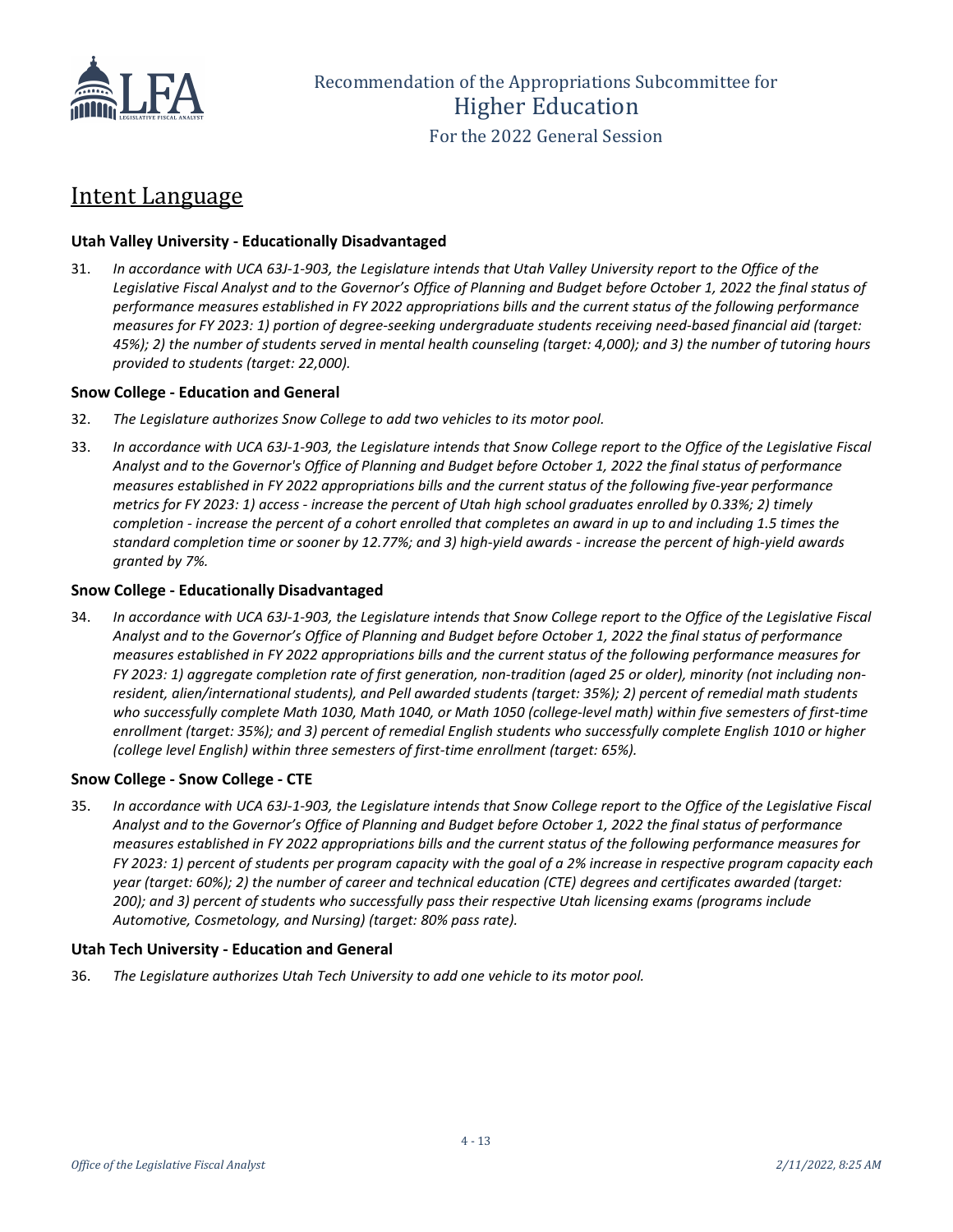## Intent Language

### Utah Valley University - Educationally Disadvantaged

31. *In accordance with UCA 63J-1-903, the Legislature intends that Utah Valley University report to the Office of the Legislative Fiscal Analyst and to the Governor's Office of Planning and Budget before October 1, 2022 the final status of performance measures established in FY 2022 appropriations bills and the current status of the following performance measures for FY 2023: 1) portion of degree-seeking undergraduate students receiving need-based financial aid (target: 45%); 2) the number of students served in mental health counseling (target: 4,000); and 3) the number of tutoring hours provided to students (target: 22,000).*

### Snow College - Education and General

32. *The Legislature authorizes Snow College to add two vehicles to its motor pool.*

33. *In accordance with UCA 63J-1-903, the Legislature intends that Snow College report to the Office of the Legislative Fiscal Analyst and to the Governor's Office of Planning and Budget before October 1, 2022 the final status of performance measures established in FY 2022 appropriations bills and the current status of the following five-year performance metrics for FY 2023: 1) access - increase the percent of Utah high school graduates enrolled by 0.33%; 2) timely completion - increase the percent of a cohort enrolled that completes an award in up to and including 1.5 times the standard completion time or sooner by 12.77%; and 3) high-yield awards - increase the percent of high-yield awards granted by 7%.*

### Snow College - Educationally Disadvantaged

34. *In accordance with UCA 63J-1-903, the Legislature intends that Snow College report to the Office of the Legislative Fiscal Analyst and to the Governor's Office of Planning and Budget before October 1, 2022 the final status of performance measures established in FY 2022 appropriations bills and the current status of the following performance measures for FY 2023: 1) aggregate completion rate of first generation, non-tradition (aged 25 or older), minority (not including non-resident, alien/international students), and Pell awarded students (target: 35%); 2) percent of remedial math students who successfully complete Math 1030, Math 1040, or Math 1050 (college-level math) within five semesters of first-time enrollment (target: 35%); and 3) percent of remedial English students who successfully complete English 1010 or higher (college level English) within three semesters of first-time enrollment (target: 65%).*

### Snow College - Snow College - CTE

35. *In accordance with UCA 63J-1-903, the Legislature intends that Snow College report to the Office of the Legislative Fiscal Analyst and to the Governor's Office of Planning and Budget before October 1, 2022 the final status of performance measures established in FY 2022 appropriations bills and the current status of the following performance measures for FY 2023: 1) percent of students per program capacity with the goal of a 2% increase in respective program capacity each year (target: 60%); 2) the number of career and technical education (CTE) degrees and certificates awarded (target: 200); and 3) percent of students who successfully pass their respective Utah licensing exams (programs include Automotive, Cosmetology, and Nursing) (target: 80% pass rate).*

### Utah Tech University - Education and General

36. *The Legislature authorizes Utah Tech University to add one vehicle to its motor pool.*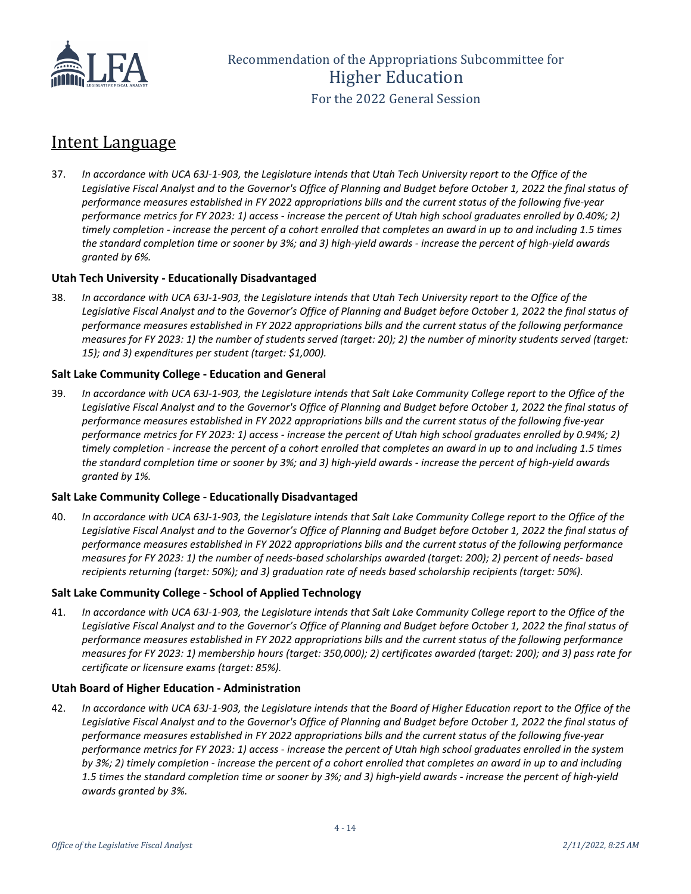## Intent Language

37. *In accordance with UCA 63J-1-903, the Legislature intends that Utah Tech University report to the Office of the Legislative Fiscal Analyst and to the Governor's Office of Planning and Budget before October 1, 2022 the final status of performance measures established in FY 2022 appropriations bills and the current status of the following five-year performance metrics for FY 2023: 1) access - increase the percent of Utah high school graduates enrolled by 0.40%; 2) timely completion - increase the percent of a cohort enrolled that completes an award in up to and including 1.5 times the standard completion time or sooner by 3%; and 3) high-yield awards - increase the percent of high-yield awards granted by 6%.*

### Utah Tech University - Educationally Disadvantaged

38. *In accordance with UCA 63J-1-903, the Legislature intends that Utah Tech University report to the Office of the Legislative Fiscal Analyst and to the Governor's Office of Planning and Budget before October 1, 2022 the final status of performance measures established in FY 2022 appropriations bills and the current status of the following performance measures for FY 2023: 1) the number of students served (target: 20); 2) the number of minority students served (target: 15); and 3) expenditures per student (target: $1,000).*

### Salt Lake Community College - Education and General

39. *In accordance with UCA 63J-1-903, the Legislature intends that Salt Lake Community College report to the Office of the Legislative Fiscal Analyst and to the Governor's Office of Planning and Budget before October 1, 2022 the final status of performance measures established in FY 2022 appropriations bills and the current status of the following five-year performance metrics for FY 2023: 1) access - increase the percent of Utah high school graduates enrolled by 0.94%; 2) timely completion - increase the percent of a cohort enrolled that completes an award in up to and including 1.5 times the standard completion time or sooner by 3%; and 3) high-yield awards - increase the percent of high-yield awards granted by 1%.*

### Salt Lake Community College - Educationally Disadvantaged

40. *In accordance with UCA 63J-1-903, the Legislature intends that Salt Lake Community College report to the Office of the Legislative Fiscal Analyst and to the Governor's Office of Planning and Budget before October 1, 2022 the final status of performance measures established in FY 2022 appropriations bills and the current status of the following performance measures for FY 2023: 1) the number of needs-based scholarships awarded (target: 200); 2) percent of needs- based recipients returning (target: 50%); and 3) graduation rate of needs based scholarship recipients (target: 50%).*

### Salt Lake Community College - School of Applied Technology

41. *In accordance with UCA 63J-1-903, the Legislature intends that Salt Lake Community College report to the Office of the Legislative Fiscal Analyst and to the Governor's Office of Planning and Budget before October 1, 2022 the final status of performance measures established in FY 2022 appropriations bills and the current status of the following performance measures for FY 2023: 1) membership hours (target: 350,000); 2) certificates awarded (target: 200); and 3) pass rate for certificate or licensure exams (target: 85%).*

### Utah Board of Higher Education - Administration

42. *In accordance with UCA 63J-1-903, the Legislature intends that the Board of Higher Education report to the Office of the Legislative Fiscal Analyst and to the Governor's Office of Planning and Budget before October 1, 2022 the final status of performance measures established in FY 2022 appropriations bills and the current status of the following five-year performance metrics for FY 2023: 1) access - increase the percent of Utah high school graduates enrolled in the system by 3%; 2) timely completion - increase the percent of a cohort enrolled that completes an award in up to and including 1.5 times the standard completion time or sooner by 3%; and 3) high-yield awards - increase the percent of high-yield awards granted by 3%.*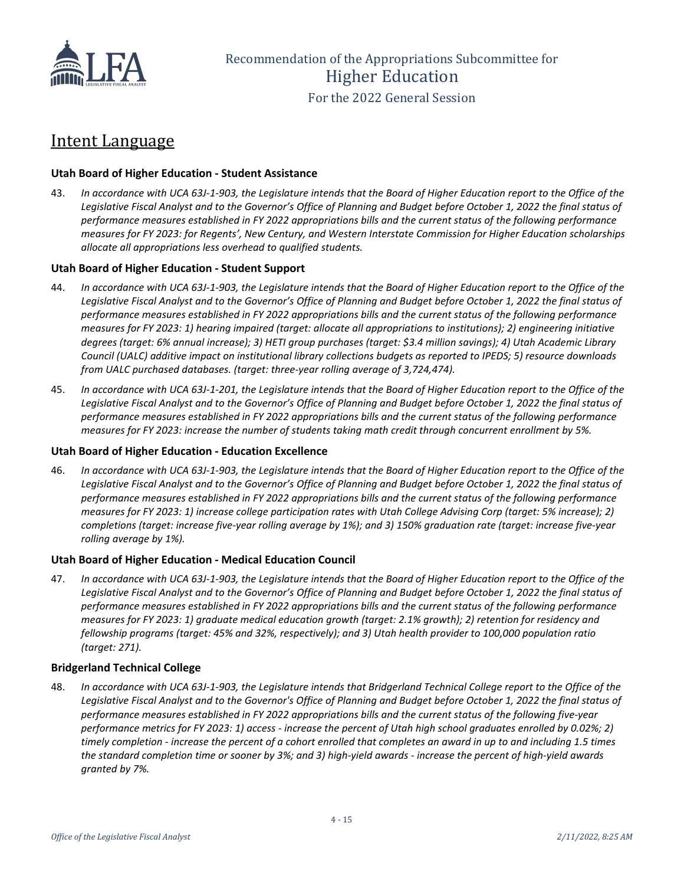## Intent Language

### Utah Board of Higher Education - Student Assistance

43. *In accordance with UCA 63J-1-903, the Legislature intends that the Board of Higher Education report to the Office of the Legislative Fiscal Analyst and to the Governor's Office of Planning and Budget before October 1, 2022 the final status of performance measures established in FY 2022 appropriations bills and the current status of the following performance measures for FY 2023: for Regents', New Century, and Western Interstate Commission for Higher Education scholarships allocate all appropriations less overhead to qualified students.*

### Utah Board of Higher Education - Student Support

44. *In accordance with UCA 63J-1-903, the Legislature intends that the Board of Higher Education report to the Office of the Legislative Fiscal Analyst and to the Governor's Office of Planning and Budget before October 1, 2022 the final status of performance measures established in FY 2022 appropriations bills and the current status of the following performance measures for FY 2023: 1) hearing impaired (target: allocate all appropriations to institutions); 2) engineering initiative degrees (target: 6% annual increase); 3) HETI group purchases (target: $3.4 million savings); 4) Utah Academic Library Council (UALC) additive impact on institutional library collections budgets as reported to IPEDS; 5) resource downloads from UALC purchased databases. (target: three-year rolling average of 3,724,474).*

45. *In accordance with UCA 63J-1-201, the Legislature intends that the Board of Higher Education report to the Office of the Legislative Fiscal Analyst and to the Governor's Office of Planning and Budget before October 1, 2022 the final status of performance measures established in FY 2022 appropriations bills and the current status of the following performance measures for FY 2023: increase the number of students taking math credit through concurrent enrollment by 5%.*

### Utah Board of Higher Education - Education Excellence

46. *In accordance with UCA 63J-1-903, the Legislature intends that the Board of Higher Education report to the Office of the Legislative Fiscal Analyst and to the Governor's Office of Planning and Budget before October 1, 2022 the final status of performance measures established in FY 2022 appropriations bills and the current status of the following performance measures for FY 2023: 1) increase college participation rates with Utah College Advising Corp (target: 5% increase); 2) completions (target: increase five-year rolling average by 1%); and 3) 150% graduation rate (target: increase five-year rolling average by 1%).*

### Utah Board of Higher Education - Medical Education Council

47. *In accordance with UCA 63J-1-903, the Legislature intends that the Board of Higher Education report to the Office of the Legislative Fiscal Analyst and to the Governor's Office of Planning and Budget before October 1, 2022 the final status of performance measures established in FY 2022 appropriations bills and the current status of the following performance measures for FY 2023: 1) graduate medical education growth (target: 2.1% growth); 2) retention for residency and fellowship programs (target: 45% and 32%, respectively); and 3) Utah health provider to 100,000 population ratio (target: 271).*

### Bridgerland Technical College

48. *In accordance with UCA 63J-1-903, the Legislature intends that Bridgerland Technical College report to the Office of the Legislative Fiscal Analyst and to the Governor's Office of Planning and Budget before October 1, 2022 the final status of performance measures established in FY 2022 appropriations bills and the current status of the following five-year performance metrics for FY 2023: 1) access - increase the percent of Utah high school graduates enrolled by 0.02%; 2) timely completion - increase the percent of a cohort enrolled that completes an award in up to and including 1.5 times the standard completion time or sooner by 3%; and 3) high-yield awards - increase the percent of high-yield awards granted by 7%.*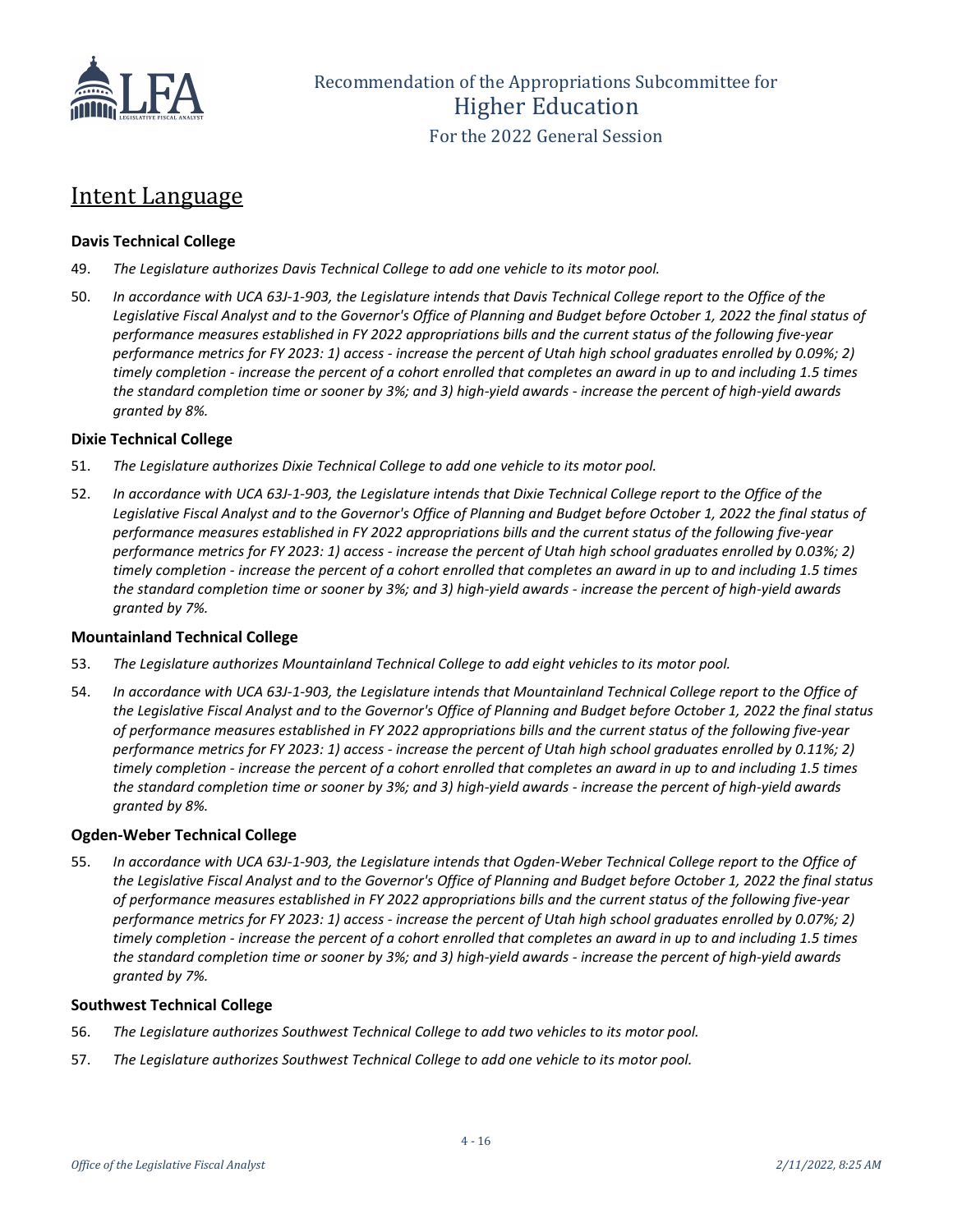## Intent Language

### Davis Technical College

49. *The Legislature authorizes Davis Technical College to add one vehicle to its motor pool.*

50. *In accordance with UCA 63J-1-903, the Legislature intends that Davis Technical College report to the Office of the Legislative Fiscal Analyst and to the Governor's Office of Planning and Budget before October 1, 2022 the final status of performance measures established in FY 2022 appropriations bills and the current status of the following five-year performance metrics for FY 2023: 1) access - increase the percent of Utah high school graduates enrolled by 0.09%; 2) timely completion - increase the percent of a cohort enrolled that completes an award in up to and including 1.5 times the standard completion time or sooner by 3%; and 3) high-yield awards - increase the percent of high-yield awards granted by 8%.*

### Dixie Technical College

51. *The Legislature authorizes Dixie Technical College to add one vehicle to its motor pool.*

52. *In accordance with UCA 63J-1-903, the Legislature intends that Dixie Technical College report to the Office of the Legislative Fiscal Analyst and to the Governor's Office of Planning and Budget before October 1, 2022 the final status of performance measures established in FY 2022 appropriations bills and the current status of the following five-year performance metrics for FY 2023: 1) access - increase the percent of Utah high school graduates enrolled by 0.03%; 2) timely completion - increase the percent of a cohort enrolled that completes an award in up to and including 1.5 times the standard completion time or sooner by 3%; and 3) high-yield awards - increase the percent of high-yield awards granted by 7%.*

### Mountainland Technical College

53. *The Legislature authorizes Mountainland Technical College to add eight vehicles to its motor pool.*

54. *In accordance with UCA 63J-1-903, the Legislature intends that Mountainland Technical College report to the Office of the Legislative Fiscal Analyst and to the Governor's Office of Planning and Budget before October 1, 2022 the final status of performance measures established in FY 2022 appropriations bills and the current status of the following five-year performance metrics for FY 2023: 1) access - increase the percent of Utah high school graduates enrolled by 0.11%; 2) timely completion - increase the percent of a cohort enrolled that completes an award in up to and including 1.5 times the standard completion time or sooner by 3%; and 3) high-yield awards - increase the percent of high-yield awards granted by 8%.*

### Ogden-Weber Technical College

55. *In accordance with UCA 63J-1-903, the Legislature intends that Ogden-Weber Technical College report to the Office of the Legislative Fiscal Analyst and to the Governor's Office of Planning and Budget before October 1, 2022 the final status of performance measures established in FY 2022 appropriations bills and the current status of the following five-year performance metrics for FY 2023: 1) access - increase the percent of Utah high school graduates enrolled by 0.07%; 2) timely completion - increase the percent of a cohort enrolled that completes an award in up to and including 1.5 times the standard completion time or sooner by 3%; and 3) high-yield awards - increase the percent of high-yield awards granted by 7%.*

### Southwest Technical College

56. *The Legislature authorizes Southwest Technical College to add two vehicles to its motor pool.*

57. *The Legislature authorizes Southwest Technical College to add one vehicle to its motor pool.*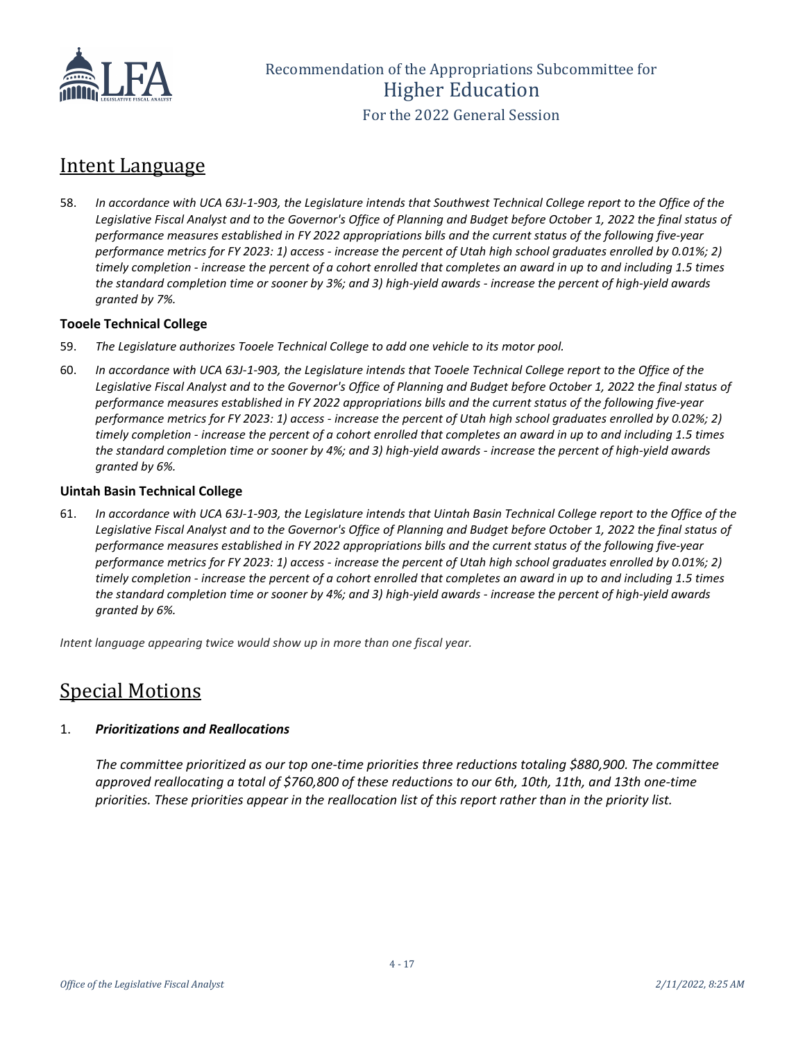## Intent Language

58. *In accordance with UCA 63J-1-903, the Legislature intends that Southwest Technical College report to the Office of the Legislative Fiscal Analyst and to the Governor's Office of Planning and Budget before October 1, 2022 the final status of performance measures established in FY 2022 appropriations bills and the current status of the following five-year performance metrics for FY 2023: 1) access - increase the percent of Utah high school graduates enrolled by 0.01%; 2) timely completion - increase the percent of a cohort enrolled that completes an award in up to and including 1.5 times the standard completion time or sooner by 3%; and 3) high-yield awards - increase the percent of high-yield awards granted by 7%.*

### Tooele Technical College

59. *The Legislature authorizes Tooele Technical College to add one vehicle to its motor pool.*

60. *In accordance with UCA 63J-1-903, the Legislature intends that Tooele Technical College report to the Office of the Legislative Fiscal Analyst and to the Governor's Office of Planning and Budget before October 1, 2022 the final status of performance measures established in FY 2022 appropriations bills and the current status of the following five-year performance metrics for FY 2023: 1) access - increase the percent of Utah high school graduates enrolled by 0.02%; 2) timely completion - increase the percent of a cohort enrolled that completes an award in up to and including 1.5 times the standard completion time or sooner by 4%; and 3) high-yield awards - increase the percent of high-yield awards granted by 6%.*

### Uintah Basin Technical College

61. *In accordance with UCA 63J-1-903, the Legislature intends that Uintah Basin Technical College report to the Office of the Legislative Fiscal Analyst and to the Governor's Office of Planning and Budget before October 1, 2022 the final status of performance measures established in FY 2022 appropriations bills and the current status of the following five-year performance metrics for FY 2023: 1) access - increase the percent of Utah high school graduates enrolled by 0.01%; 2) timely completion - increase the percent of a cohort enrolled that completes an award in up to and including 1.5 times the standard completion time or sooner by 4%; and 3) high-yield awards - increase the percent of high-yield awards granted by 6%.*

*Intent language appearing twice would show up in more than one fiscal year.*

## Special Motions

1. ***Prioritizations and Reallocations***

   *The committee prioritized as our top one-time priorities three reductions totaling $880,900. The committee approved reallocating a total of $760,800 of these reductions to our 6th, 10th, 11th, and 13th one-time priorities. These priorities appear in the reallocation list of this report rather than in the priority list.*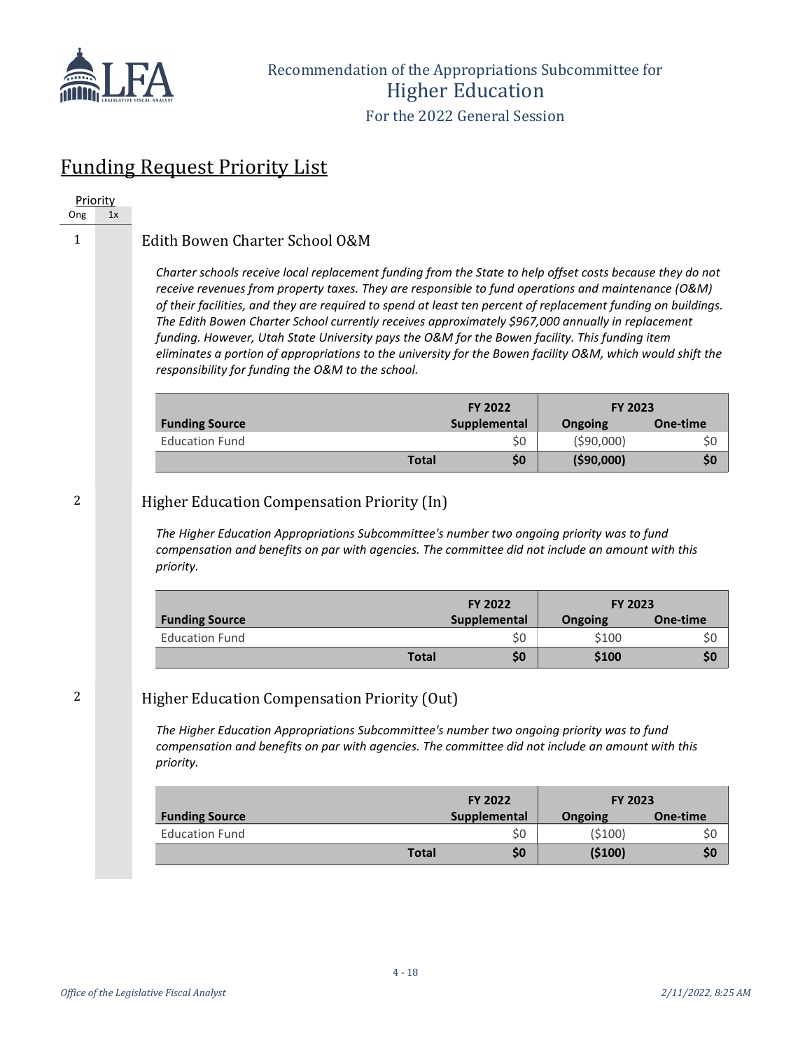Recommendation of the Appropriations Subcommittee for
Higher Education
For the 2022 General Session

# Funding Request Priority List

| Priority | |
|---|---|
| Ong | 1x |

1

## Edith Bowen Charter School O&M

*Charter schools receive local replacement funding from the State to help offset costs because they do not receive revenues from property taxes. They are responsible to fund operations and maintenance (O&M) of their facilities, and they are required to spend at least ten percent of replacement funding on buildings. The Edith Bowen Charter School currently receives approximately $967,000 annually in replacement funding. However, Utah State University pays the O&M for the Bowen facility. This funding item eliminates a portion of appropriations to the university for the Bowen facility O&M, which would shift the responsibility for funding the O&M to the school.*

| | | FY 2022 | FY 2023 | |
|---|---|---|---|---|
| **Funding Source** | | **Supplemental** | **Ongoing** | **One-time** |
| Education Fund | | $0 | ($90,000) | $0 |
| | **Total** | **$0** | **($90,000)** | **$0** |

2

## Higher Education Compensation Priority (In)

*The Higher Education Appropriations Subcommittee's number two ongoing priority was to fund compensation and benefits on par with agencies. The committee did not include an amount with this priority.*

| | | FY 2022 | FY 2023 | |
|---|---|---|---|---|
| **Funding Source** | | **Supplemental** | **Ongoing** | **One-time** |
| Education Fund | | $0 | $100 | $0 |
| | **Total** | **$0** | **$100** | **$0** |

2

## Higher Education Compensation Priority (Out)

*The Higher Education Appropriations Subcommittee's number two ongoing priority was to fund compensation and benefits on par with agencies. The committee did not include an amount with this priority.*

| | | FY 2022 | FY 2023 | |
|---|---|---|---|---|
| **Funding Source** | | **Supplemental** | **Ongoing** | **One-time** |
| Education Fund | | $0 | ($100) | $0 |
| | **Total** | **$0** | **($100)** | **$0** |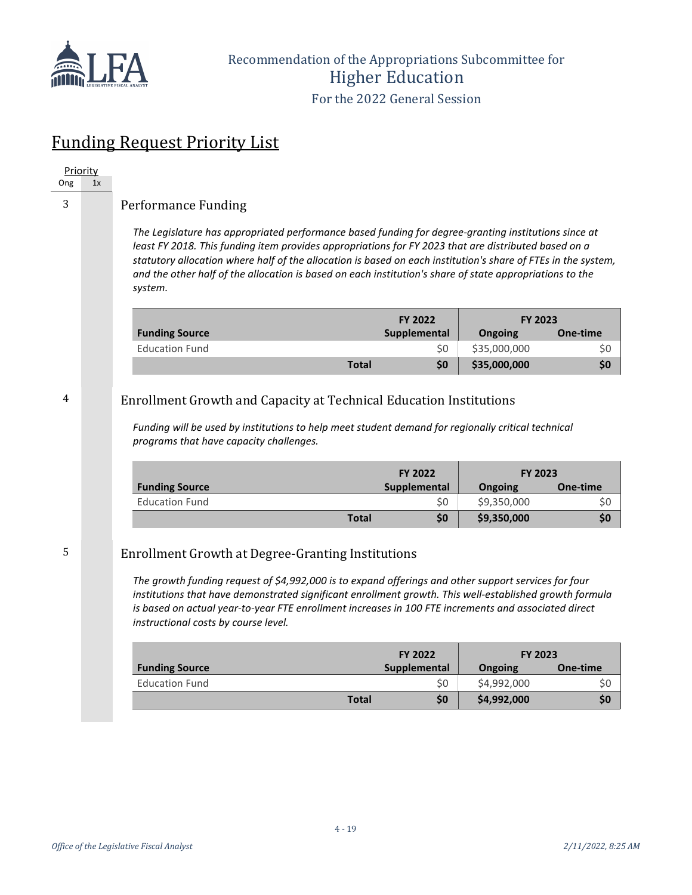## Funding Request Priority List

| Priority | |
|---|---|
| Ong | 1x |

### 3 Performance Funding

*The Legislature has appropriated performance based funding for degree-granting institutions since at least FY 2018. This funding item provides appropriations for FY 2023 that are distributed based on a statutory allocation where half of the allocation is based on each institution's share of FTEs in the system, and the other half of the allocation is based on each institution's share of state appropriations to the system.*

| Funding Source | FY 2022 Supplemental | FY 2023 Ongoing | FY 2023 One-time |
|---|---|---|---|
| Education Fund | $0 | $35,000,000 | $0 |
| **Total** | **$0** | **$35,000,000** | **$0** |

### 4 Enrollment Growth and Capacity at Technical Education Institutions

*Funding will be used by institutions to help meet student demand for regionally critical technical programs that have capacity challenges.*

| Funding Source | FY 2022 Supplemental | FY 2023 Ongoing | FY 2023 One-time |
|---|---|---|---|
| Education Fund | $0 | $9,350,000 | $0 |
| **Total** | **$0** | **$9,350,000** | **$0** |

### 5 Enrollment Growth at Degree-Granting Institutions

*The growth funding request of $4,992,000 is to expand offerings and other support services for four institutions that have demonstrated significant enrollment growth. This well-established growth formula is based on actual year-to-year FTE enrollment increases in 100 FTE increments and associated direct instructional costs by course level.*

| Funding Source | FY 2022 Supplemental | FY 2023 Ongoing | FY 2023 One-time |
|---|---|---|---|
| Education Fund | $0 | $4,992,000 | $0 |
| **Total** | **$0** | **$4,992,000** | **$0** |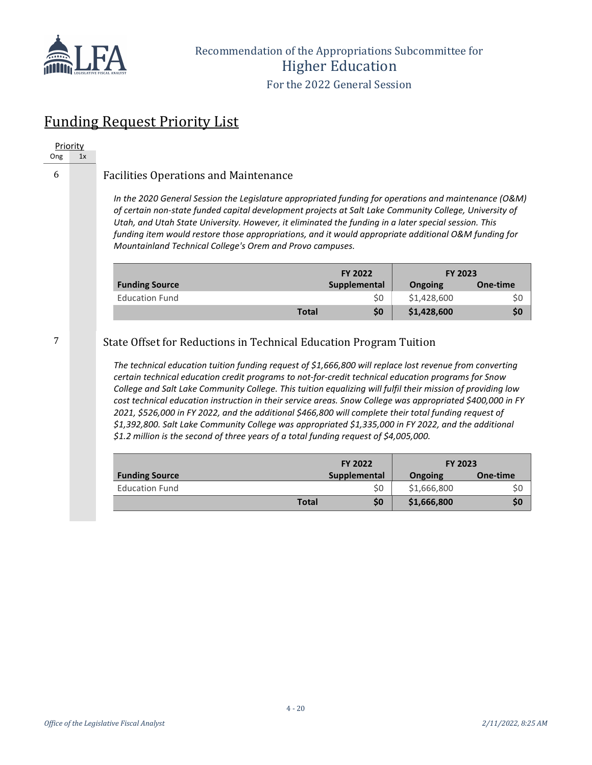Recommendation of the Appropriations Subcommittee for

Higher Education

For the 2022 General Session

# Funding Request Priority List

| Priority | |
|---|---|
| Ong | 1x |

6

## Facilities Operations and Maintenance

*In the 2020 General Session the Legislature appropriated funding for operations and maintenance (O&M) of certain non-state funded capital development projects at Salt Lake Community College, University of Utah, and Utah State University. However, it eliminated the funding in a later special session. This funding item would restore those appropriations, and it would appropriate additional O&M funding for Mountainland Technical College's Orem and Provo campuses.*

| | FY 2022 | FY 2023 | |
|---|---|---|---|
| **Funding Source** | **Supplemental** | **Ongoing** | **One-time** |
| Education Fund | $0 | $1,428,600 | $0 |
| **Total** | **$0** | **$1,428,600** | **$0** |

7

## State Offset for Reductions in Technical Education Program Tuition

*The technical education tuition funding request of $1,666,800 will replace lost revenue from converting certain technical education credit programs to not-for-credit technical education programs for Snow College and Salt Lake Community College. This tuition equalizing will fulfil their mission of providing low cost technical education instruction in their service areas. Snow College was appropriated $400,000 in FY 2021, $526,000 in FY 2022, and the additional $466,800 will complete their total funding request of $1,392,800. Salt Lake Community College was appropriated $1,335,000 in FY 2022, and the additional $1.2 million is the second of three years of a total funding request of $4,005,000.*

| | FY 2022 | FY 2023 | |
|---|---|---|---|
| **Funding Source** | **Supplemental** | **Ongoing** | **One-time** |
| Education Fund | $0 | $1,666,800 | $0 |
| **Total** | **$0** | **$1,666,800** | **$0** |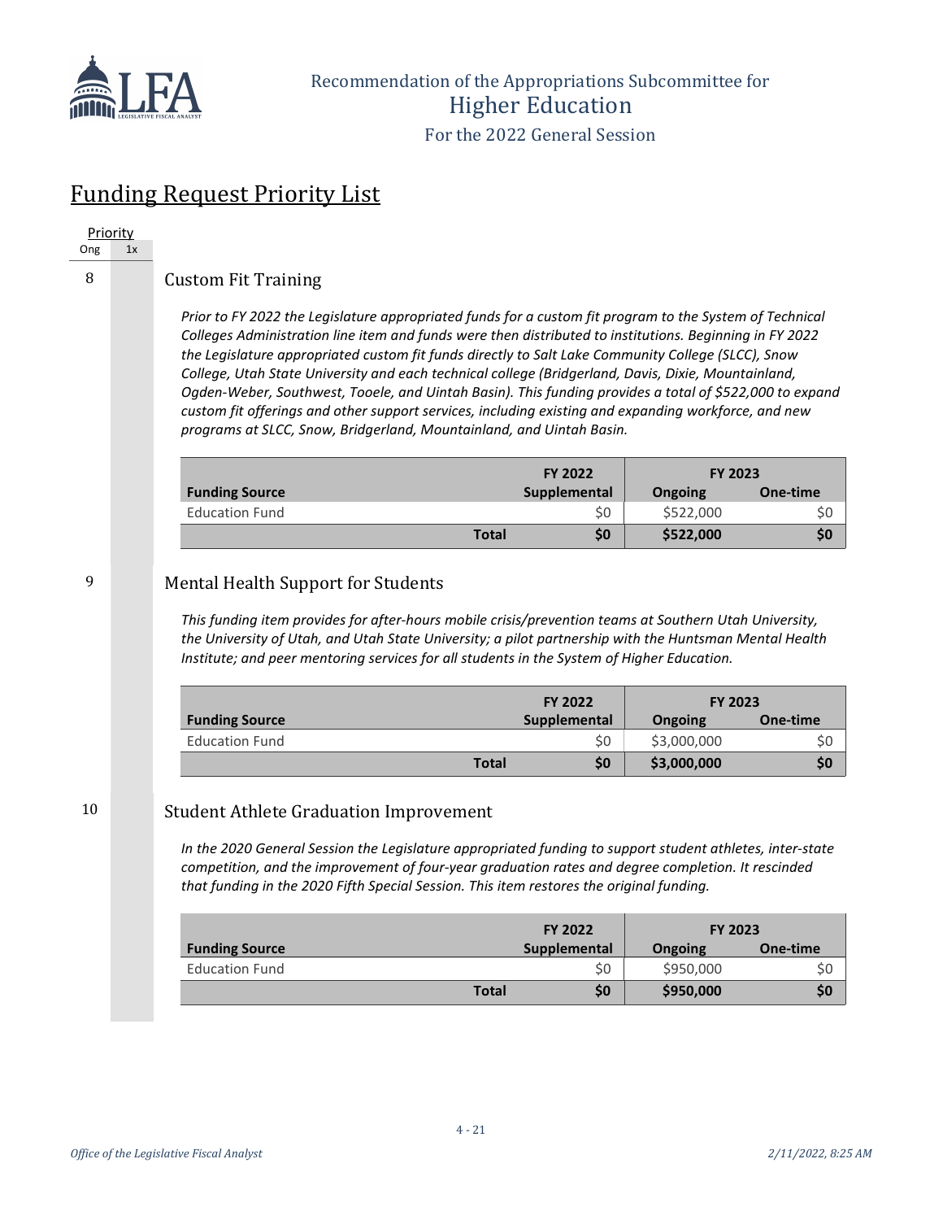## Funding Request Priority List

Priority

| Ong | 1x |
|---|---|

8

### Custom Fit Training

*Prior to FY 2022 the Legislature appropriated funds for a custom fit program to the System of Technical Colleges Administration line item and funds were then distributed to institutions. Beginning in FY 2022 the Legislature appropriated custom fit funds directly to Salt Lake Community College (SLCC), Snow College, Utah State University and each technical college (Bridgerland, Davis, Dixie, Mountainland, Ogden-Weber, Southwest, Tooele, and Uintah Basin). This funding provides a total of $522,000 to expand custom fit offerings and other support services, including existing and expanding workforce, and new programs at SLCC, Snow, Bridgerland, Mountainland, and Uintah Basin.*

| Funding Source | FY 2022 Supplemental | FY 2023 Ongoing | FY 2023 One-time |
|---|---|---|---|
| Education Fund | $0 | $522,000 | $0 |
| **Total** | **$0** | **$522,000** | **$0** |

9

### Mental Health Support for Students

*This funding item provides for after-hours mobile crisis/prevention teams at Southern Utah University, the University of Utah, and Utah State University; a pilot partnership with the Huntsman Mental Health Institute; and peer mentoring services for all students in the System of Higher Education.*

| Funding Source | FY 2022 Supplemental | FY 2023 Ongoing | FY 2023 One-time |
|---|---|---|---|
| Education Fund | $0 | $3,000,000 | $0 |
| **Total** | **$0** | **$3,000,000** | **$0** |

10

### Student Athlete Graduation Improvement

*In the 2020 General Session the Legislature appropriated funding to support student athletes, inter-state competition, and the improvement of four-year graduation rates and degree completion. It rescinded that funding in the 2020 Fifth Special Session. This item restores the original funding.*

| Funding Source | FY 2022 Supplemental | FY 2023 Ongoing | FY 2023 One-time |
|---|---|---|---|
| Education Fund | $0 | $950,000 | $0 |
| **Total** | **$0** | **$950,000** | **$0** |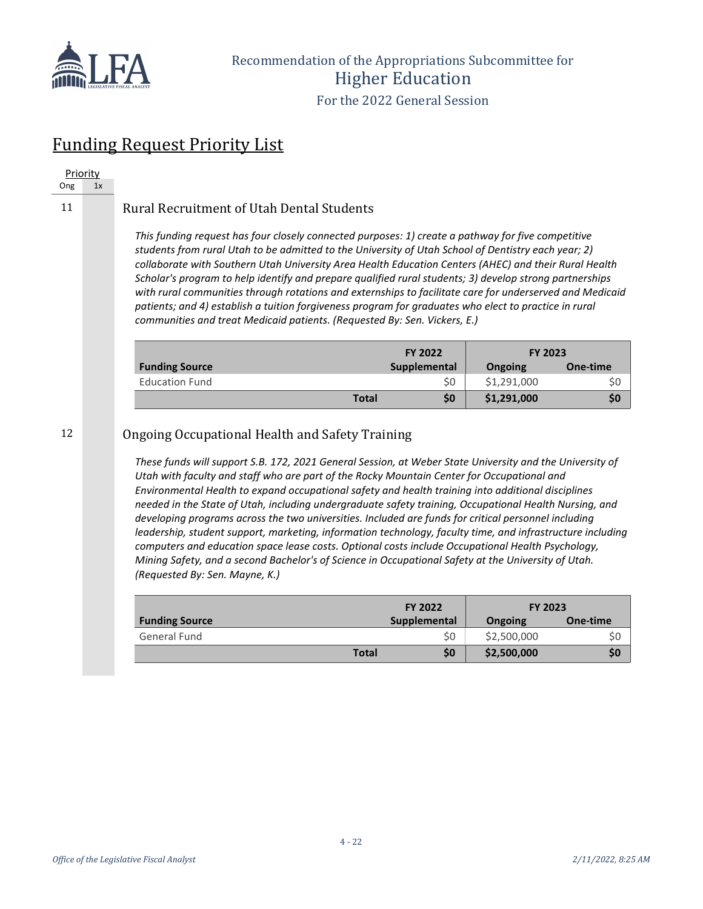Recommendation of the Appropriations Subcommittee for
Higher Education
For the 2022 General Session

# Funding Request Priority List

| Priority | |
|---|---|
| Ong | 1x |

## 11 Rural Recruitment of Utah Dental Students

*This funding request has four closely connected purposes: 1) create a pathway for five competitive students from rural Utah to be admitted to the University of Utah School of Dentistry each year; 2) collaborate with Southern Utah University Area Health Education Centers (AHEC) and their Rural Health Scholar's program to help identify and prepare qualified rural students; 3) develop strong partnerships with rural communities through rotations and externships to facilitate care for underserved and Medicaid patients; and 4) establish a tuition forgiveness program for graduates who elect to practice in rural communities and treat Medicaid patients. (Requested By: Sen. Vickers, E.)*

| | FY 2022 | FY 2023 | |
|---|---|---|---|
| **Funding Source** | **Supplemental** | **Ongoing** | **One-time** |
| Education Fund | $0 | $1,291,000 | $0 |
| **Total** | **$0** | **$1,291,000** | **$0** |

## 12 Ongoing Occupational Health and Safety Training

*These funds will support S.B. 172, 2021 General Session, at Weber State University and the University of Utah with faculty and staff who are part of the Rocky Mountain Center for Occupational and Environmental Health to expand occupational safety and health training into additional disciplines needed in the State of Utah, including undergraduate safety training, Occupational Health Nursing, and developing programs across the two universities. Included are funds for critical personnel including leadership, student support, marketing, information technology, faculty time, and infrastructure including computers and education space lease costs. Optional costs include Occupational Health Psychology, Mining Safety, and a second Bachelor's of Science in Occupational Safety at the University of Utah. (Requested By: Sen. Mayne, K.)*

| | FY 2022 | FY 2023 | |
|---|---|---|---|
| **Funding Source** | **Supplemental** | **Ongoing** | **One-time** |
| General Fund | $0 | $2,500,000 | $0 |
| **Total** | **$0** | **$2,500,000** | **$0** |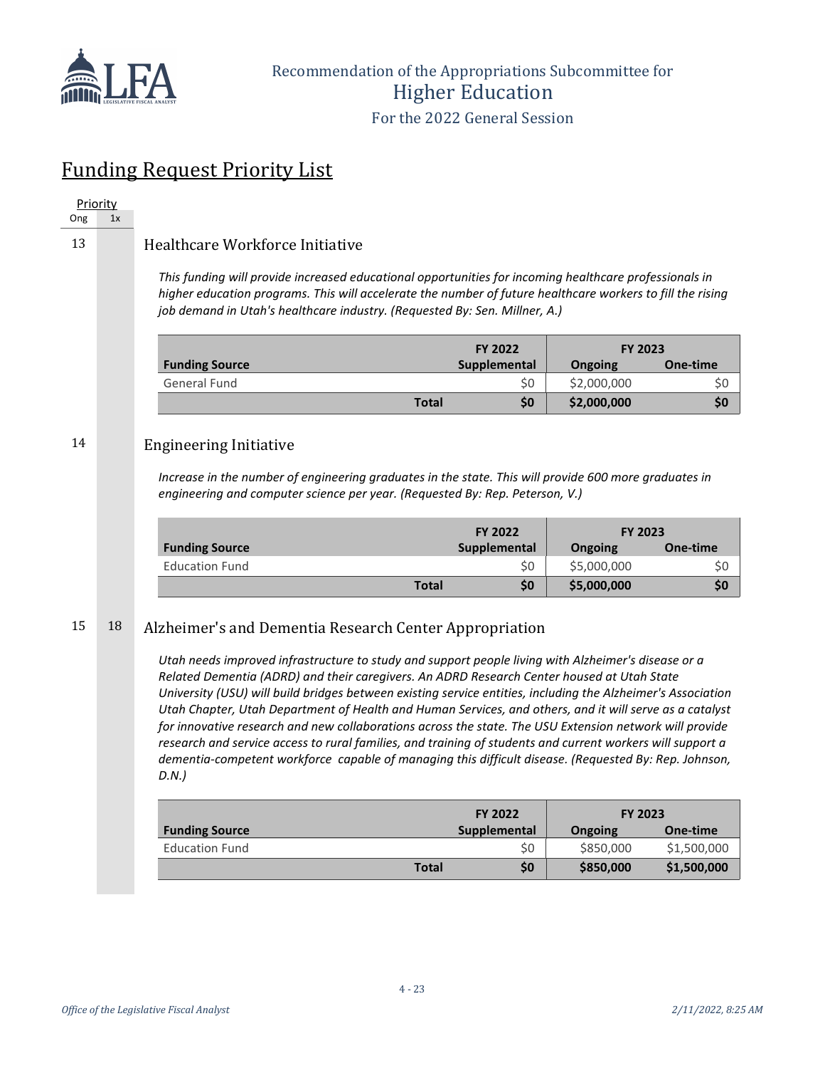# Recommendation of the Appropriations Subcommittee for Higher Education

For the 2022 General Session

## Funding Request Priority List

| Priority | |
|---|---|
| Ong | 1x |

### 13 — Healthcare Workforce Initiative

*This funding will provide increased educational opportunities for incoming healthcare professionals in higher education programs. This will accelerate the number of future healthcare workers to fill the rising job demand in Utah's healthcare industry. (Requested By: Sen. Millner, A.)*

| Funding Source | FY 2022 Supplemental | FY 2023 Ongoing | FY 2023 One-time |
|---|---|---|---|
| General Fund | $0 | $2,000,000 | $0 |
| **Total** | **$0** | **$2,000,000** | **$0** |

### 14 — Engineering Initiative

*Increase in the number of engineering graduates in the state. This will provide 600 more graduates in engineering and computer science per year. (Requested By: Rep. Peterson, V.)*

| Funding Source | FY 2022 Supplemental | FY 2023 Ongoing | FY 2023 One-time |
|---|---|---|---|
| Education Fund | $0 | $5,000,000 | $0 |
| **Total** | **$0** | **$5,000,000** | **$0** |

### 15 / 18 — Alzheimer's and Dementia Research Center Appropriation

*Utah needs improved infrastructure to study and support people living with Alzheimer's disease or a Related Dementia (ADRD) and their caregivers. An ADRD Research Center housed at Utah State University (USU) will build bridges between existing service entities, including the Alzheimer's Association Utah Chapter, Utah Department of Health and Human Services, and others, and it will serve as a catalyst for innovative research and new collaborations across the state. The USU Extension network will provide research and service access to rural families, and training of students and current workers will support a dementia-competent workforce capable of managing this difficult disease. (Requested By: Rep. Johnson, D.N.)*

| Funding Source | FY 2022 Supplemental | FY 2023 Ongoing | FY 2023 One-time |
|---|---|---|---|
| Education Fund | $0 | $850,000 | $1,500,000 |
| **Total** | **$0** | **$850,000** | **$1,500,000** |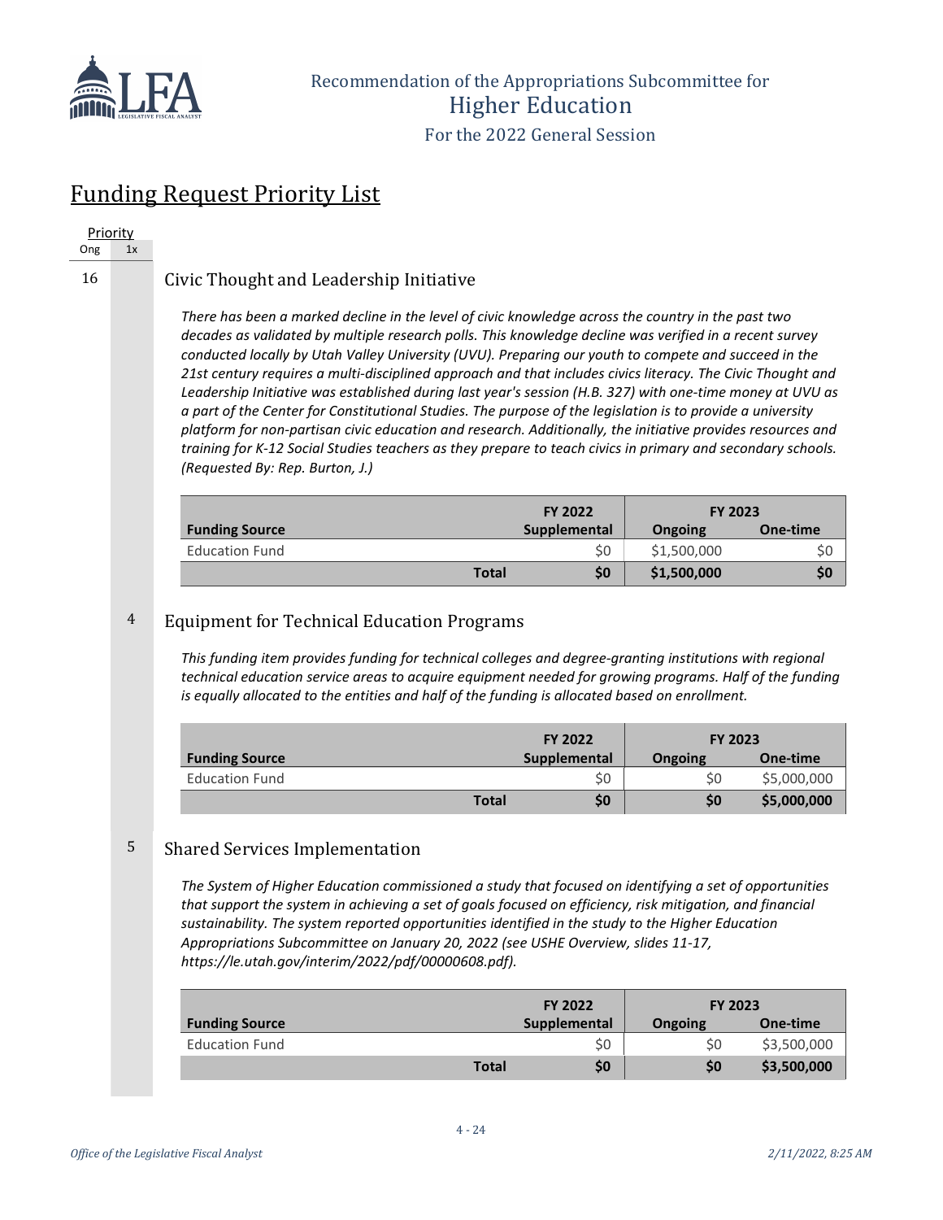Recommendation of the Appropriations Subcommittee for
Higher Education
For the 2022 General Session

## Funding Request Priority List

| Priority | |
|---|---|
| Ong | 1x |

### 16 — Civic Thought and Leadership Initiative

*There has been a marked decline in the level of civic knowledge across the country in the past two decades as validated by multiple research polls. This knowledge decline was verified in a recent survey conducted locally by Utah Valley University (UVU). Preparing our youth to compete and succeed in the 21st century requires a multi-disciplined approach and that includes civics literacy. The Civic Thought and Leadership Initiative was established during last year's session (H.B. 327) with one-time money at UVU as a part of the Center for Constitutional Studies. The purpose of the legislation is to provide a university platform for non-partisan civic education and research. Additionally, the initiative provides resources and training for K-12 Social Studies teachers as they prepare to teach civics in primary and secondary schools. (Requested By: Rep. Burton, J.)*

| Funding Source | | FY 2022 Supplemental | FY 2023 Ongoing | FY 2023 One-time |
|---|---|---|---|---|
| Education Fund | | $0 | $1,500,000 | $0 |
| | **Total** | **$0** | **$1,500,000** | **$0** |

### 4 (1x) — Equipment for Technical Education Programs

*This funding item provides funding for technical colleges and degree-granting institutions with regional technical education service areas to acquire equipment needed for growing programs. Half of the funding is equally allocated to the entities and half of the funding is allocated based on enrollment.*

| Funding Source | | FY 2022 Supplemental | FY 2023 Ongoing | FY 2023 One-time |
|---|---|---|---|---|
| Education Fund | | $0 | $0 | $5,000,000 |
| | **Total** | **$0** | **$0** | **$5,000,000** |

### 5 (1x) — Shared Services Implementation

*The System of Higher Education commissioned a study that focused on identifying a set of opportunities that support the system in achieving a set of goals focused on efficiency, risk mitigation, and financial sustainability. The system reported opportunities identified in the study to the Higher Education Appropriations Subcommittee on January 20, 2022 (see USHE Overview, slides 11-17, https://le.utah.gov/interim/2022/pdf/00000608.pdf).*

| Funding Source | | FY 2022 Supplemental | FY 2023 Ongoing | FY 2023 One-time |
|---|---|---|---|---|
| Education Fund | | $0 | $0 | $3,500,000 |
| | **Total** | **$0** | **$0** | **$3,500,000** |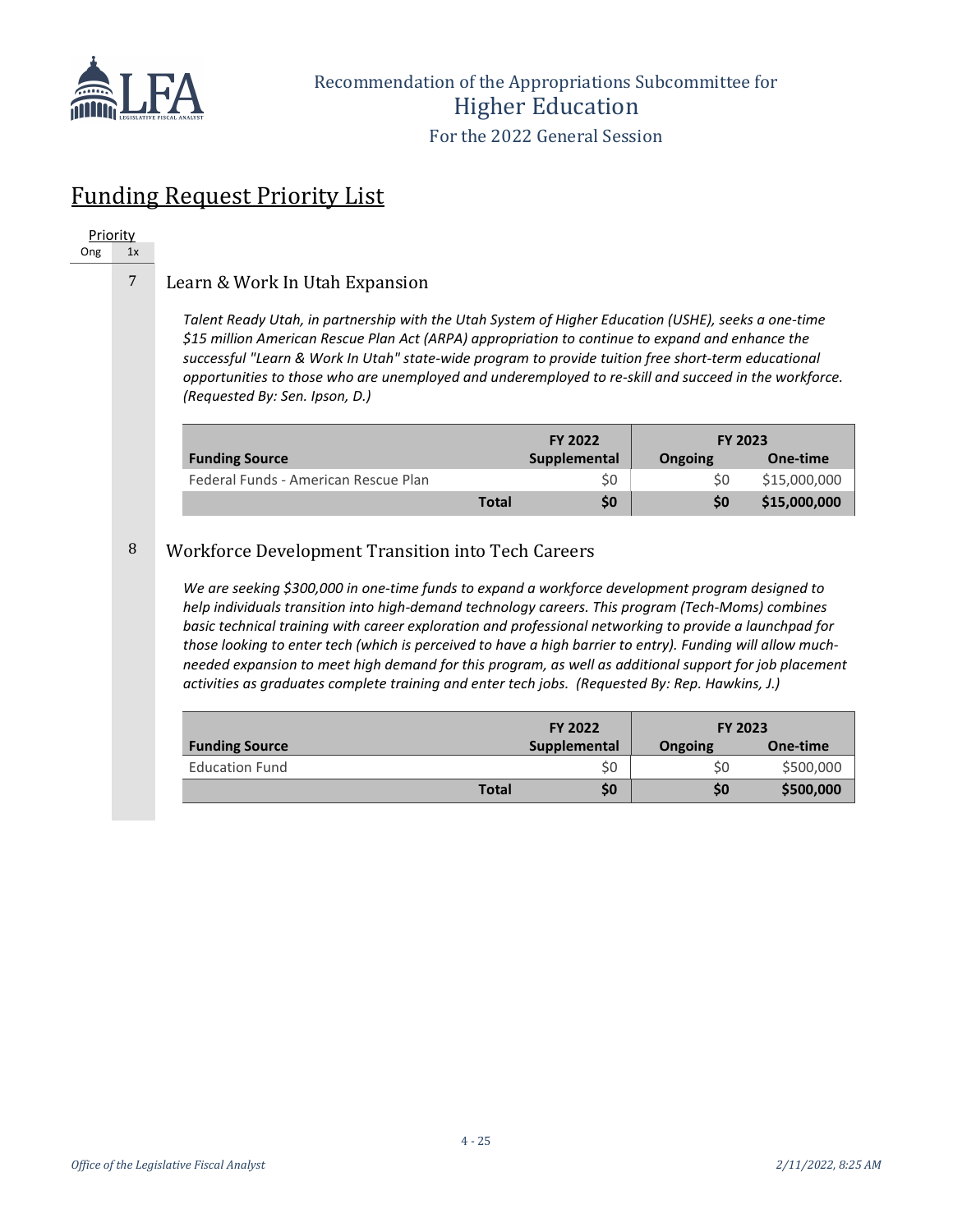## Funding Request Priority List

Priority

Ong | 1x

### 7 Learn & Work In Utah Expansion

*Talent Ready Utah, in partnership with the Utah System of Higher Education (USHE), seeks a one-time $15 million American Rescue Plan Act (ARPA) appropriation to continue to expand and enhance the successful "Learn & Work In Utah" state-wide program to provide tuition free short-term educational opportunities to those who are unemployed and underemployed to re-skill and succeed in the workforce. (Requested By: Sen. Ipson, D.)*

| Funding Source | FY 2022 Supplemental | FY 2023 Ongoing | FY 2023 One-time |
|---|---|---|---|
| Federal Funds - American Rescue Plan | $0 | $0 | $15,000,000 |
| **Total** | **$0** | **$0** | **$15,000,000** |

### 8 Workforce Development Transition into Tech Careers

*We are seeking $300,000 in one-time funds to expand a workforce development program designed to help individuals transition into high-demand technology careers. This program (Tech-Moms) combines basic technical training with career exploration and professional networking to provide a launchpad for those looking to enter tech (which is perceived to have a high barrier to entry). Funding will allow much-needed expansion to meet high demand for this program, as well as additional support for job placement activities as graduates complete training and enter tech jobs. (Requested By: Rep. Hawkins, J.)*

| Funding Source | FY 2022 Supplemental | FY 2023 Ongoing | FY 2023 One-time |
|---|---|---|---|
| Education Fund | $0 | $0 | $500,000 |
| **Total** | **$0** | **$0** | **$500,000** |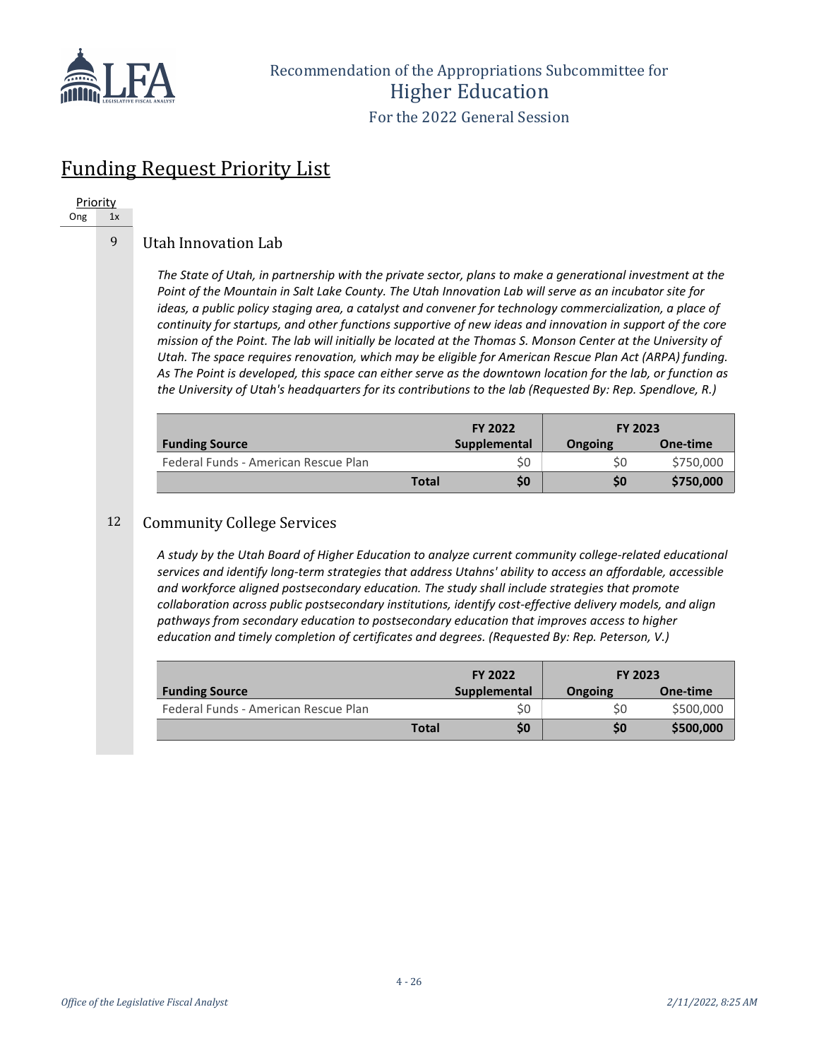Recommendation of the Appropriations Subcommittee for
Higher Education
For the 2022 General Session

# Funding Request Priority List

| Priority | |
|---|---|
| Ong | 1x |

## 9 Utah Innovation Lab

*The State of Utah, in partnership with the private sector, plans to make a generational investment at the Point of the Mountain in Salt Lake County. The Utah Innovation Lab will serve as an incubator site for ideas, a public policy staging area, a catalyst and convener for technology commercialization, a place of continuity for startups, and other functions supportive of new ideas and innovation in support of the core mission of the Point. The lab will initially be located at the Thomas S. Monson Center at the University of Utah. The space requires renovation, which may be eligible for American Rescue Plan Act (ARPA) funding. As The Point is developed, this space can either serve as the downtown location for the lab, or function as the University of Utah's headquarters for its contributions to the lab (Requested By: Rep. Spendlove, R.)*

| | FY 2022 | FY 2023 | |
|---|---|---|---|
| **Funding Source** | **Supplemental** | **Ongoing** | **One-time** |
| Federal Funds - American Rescue Plan | $0 | $0 | $750,000 |
| **Total** | **$0** | **$0** | **$750,000** |

## 12 Community College Services

*A study by the Utah Board of Higher Education to analyze current community college-related educational services and identify long-term strategies that address Utahns' ability to access an affordable, accessible and workforce aligned postsecondary education. The study shall include strategies that promote collaboration across public postsecondary institutions, identify cost-effective delivery models, and align pathways from secondary education to postsecondary education that improves access to higher education and timely completion of certificates and degrees. (Requested By: Rep. Peterson, V.)*

| | FY 2022 | FY 2023 | |
|---|---|---|---|
| **Funding Source** | **Supplemental** | **Ongoing** | **One-time** |
| Federal Funds - American Rescue Plan | $0 | $0 | $500,000 |
| **Total** | **$0** | **$0** | **$500,000** |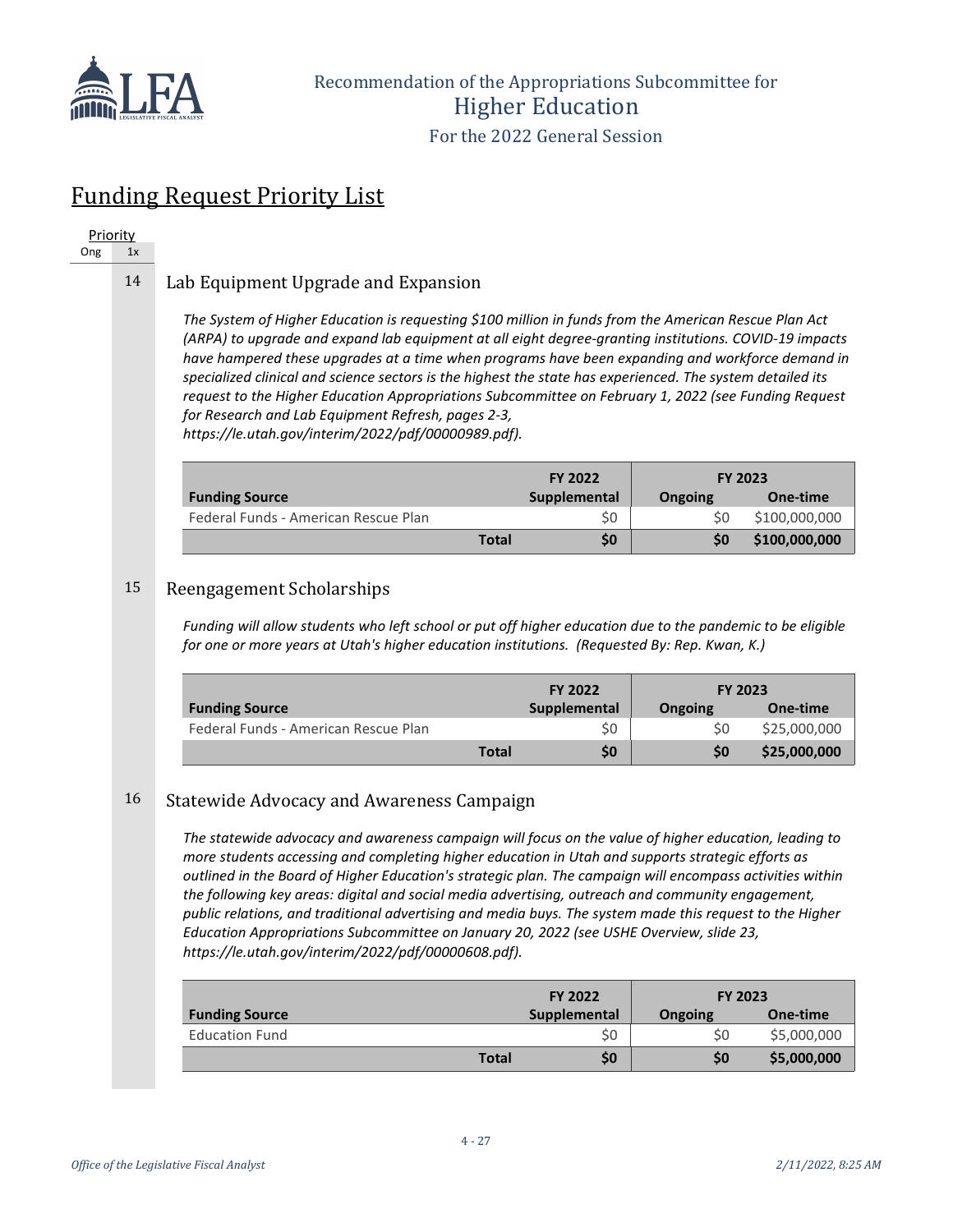## Funding Request Priority List

Priority
Ong 1x

### 14 Lab Equipment Upgrade and Expansion

*The System of Higher Education is requesting $100 million in funds from the American Rescue Plan Act (ARPA) to upgrade and expand lab equipment at all eight degree-granting institutions. COVID-19 impacts have hampered these upgrades at a time when programs have been expanding and workforce demand in specialized clinical and science sectors is the highest the state has experienced. The system detailed its request to the Higher Education Appropriations Subcommittee on February 1, 2022 (see Funding Request for Research and Lab Equipment Refresh, pages 2-3, https://le.utah.gov/interim/2022/pdf/00000989.pdf).*

| Funding Source | FY 2022 Supplemental | FY 2023 Ongoing | FY 2023 One-time |
|---|---|---|---|
| Federal Funds - American Rescue Plan | $0 | $0 | $100,000,000 |
| **Total** | **$0** | **$0** | **$100,000,000** |

### 15 Reengagement Scholarships

*Funding will allow students who left school or put off higher education due to the pandemic to be eligible for one or more years at Utah's higher education institutions. (Requested By: Rep. Kwan, K.)*

| Funding Source | FY 2022 Supplemental | FY 2023 Ongoing | FY 2023 One-time |
|---|---|---|---|
| Federal Funds - American Rescue Plan | $0 | $0 | $25,000,000 |
| **Total** | **$0** | **$0** | **$25,000,000** |

### 16 Statewide Advocacy and Awareness Campaign

*The statewide advocacy and awareness campaign will focus on the value of higher education, leading to more students accessing and completing higher education in Utah and supports strategic efforts as outlined in the Board of Higher Education's strategic plan. The campaign will encompass activities within the following key areas: digital and social media advertising, outreach and community engagement, public relations, and traditional advertising and media buys. The system made this request to the Higher Education Appropriations Subcommittee on January 20, 2022 (see USHE Overview, slide 23, https://le.utah.gov/interim/2022/pdf/00000608.pdf).*

| Funding Source | FY 2022 Supplemental | FY 2023 Ongoing | FY 2023 One-time |
|---|---|---|---|
| Education Fund | $0 | $0 | $5,000,000 |
| **Total** | **$0** | **$0** | **$5,000,000** |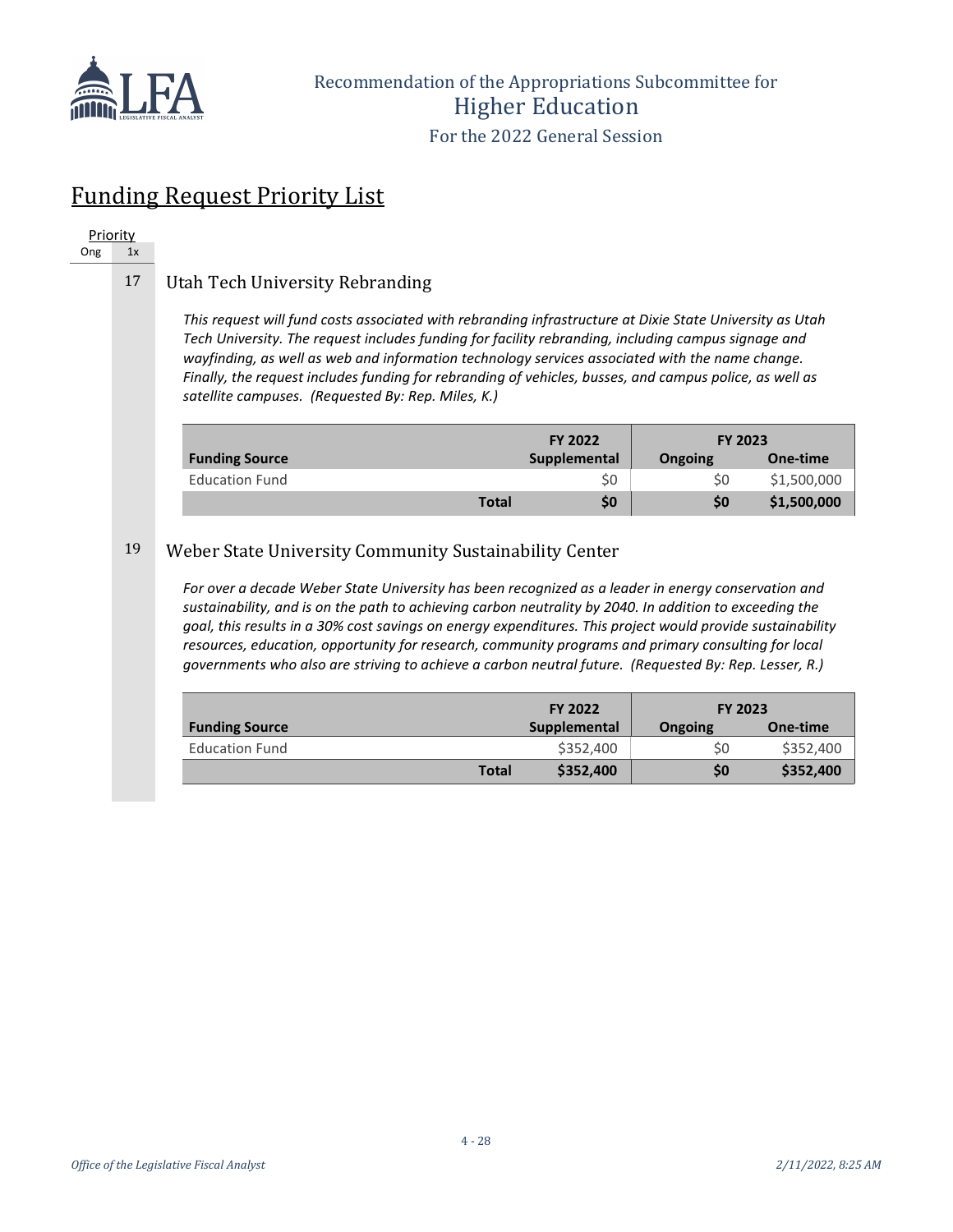Recommendation of the Appropriations Subcommittee for
Higher Education
For the 2022 General Session

## Funding Request Priority List

| Priority | |
|---|---|
| Ong | 1x |

### 17 Utah Tech University Rebranding

*This request will fund costs associated with rebranding infrastructure at Dixie State University as Utah Tech University. The request includes funding for facility rebranding, including campus signage and wayfinding, as well as web and information technology services associated with the name change. Finally, the request includes funding for rebranding of vehicles, busses, and campus police, as well as satellite campuses. (Requested By: Rep. Miles, K.)*

| | FY 2022 | FY 2023 | |
|---|---|---|---|
| **Funding Source** | **Supplemental** | **Ongoing** | **One-time** |
| Education Fund | $0 | $0 | $1,500,000 |
| **Total** | **$0** | **$0** | **$1,500,000** |

### 19 Weber State University Community Sustainability Center

*For over a decade Weber State University has been recognized as a leader in energy conservation and sustainability, and is on the path to achieving carbon neutrality by 2040. In addition to exceeding the goal, this results in a 30% cost savings on energy expenditures. This project would provide sustainability resources, education, opportunity for research, community programs and primary consulting for local governments who also are striving to achieve a carbon neutral future. (Requested By: Rep. Lesser, R.)*

| | FY 2022 | FY 2023 | |
|---|---|---|---|
| **Funding Source** | **Supplemental** | **Ongoing** | **One-time** |
| Education Fund | $352,400 | $0 | $352,400 |
| **Total** | **$352,400** | **$0** | **$352,400** |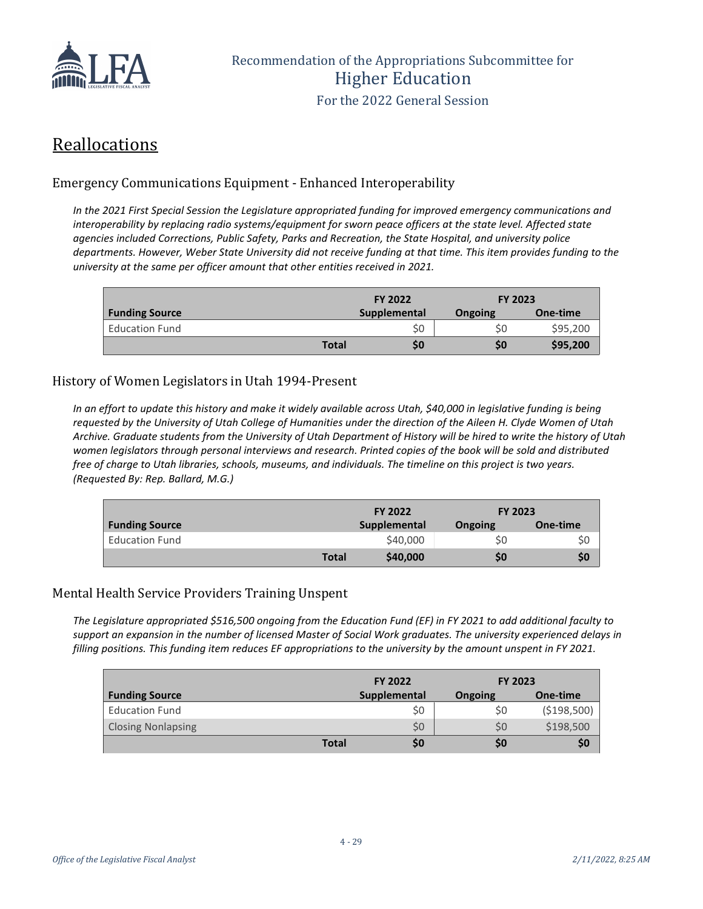## Reallocations

### Emergency Communications Equipment - Enhanced Interoperability

*In the 2021 First Special Session the Legislature appropriated funding for improved emergency communications and interoperability by replacing radio systems/equipment for sworn peace officers at the state level. Affected state agencies included Corrections, Public Safety, Parks and Recreation, the State Hospital, and university police departments. However, Weber State University did not receive funding at that time. This item provides funding to the university at the same per officer amount that other entities received in 2021.*

| | | FY 2022 | FY 2023 | |
|---|---|---|---|---|
| **Funding Source** | | **Supplemental** | **Ongoing** | **One-time** |
| Education Fund | | $0 | $0 | $95,200 |
| | **Total** | **$0** | **$0** | **$95,200** |

### History of Women Legislators in Utah 1994-Present

*In an effort to update this history and make it widely available across Utah, $40,000 in legislative funding is being requested by the University of Utah College of Humanities under the direction of the Aileen H. Clyde Women of Utah Archive. Graduate students from the University of Utah Department of History will be hired to write the history of Utah women legislators through personal interviews and research. Printed copies of the book will be sold and distributed free of charge to Utah libraries, schools, museums, and individuals. The timeline on this project is two years. (Requested By: Rep. Ballard, M.G.)*

| | | FY 2022 | FY 2023 | |
|---|---|---|---|---|
| **Funding Source** | | **Supplemental** | **Ongoing** | **One-time** |
| Education Fund | | $40,000 | $0 | $0 |
| | **Total** | **$40,000** | **$0** | **$0** |

### Mental Health Service Providers Training Unspent

*The Legislature appropriated $516,500 ongoing from the Education Fund (EF) in FY 2021 to add additional faculty to support an expansion in the number of licensed Master of Social Work graduates. The university experienced delays in filling positions. This funding item reduces EF appropriations to the university by the amount unspent in FY 2021.*

| | | FY 2022 | FY 2023 | |
|---|---|---|---|---|
| **Funding Source** | | **Supplemental** | **Ongoing** | **One-time** |
| Education Fund | | $0 | $0 | ($198,500) |
| Closing Nonlapsing | | $0 | $0 | $198,500 |
| | **Total** | **$0** | **$0** | **$0** |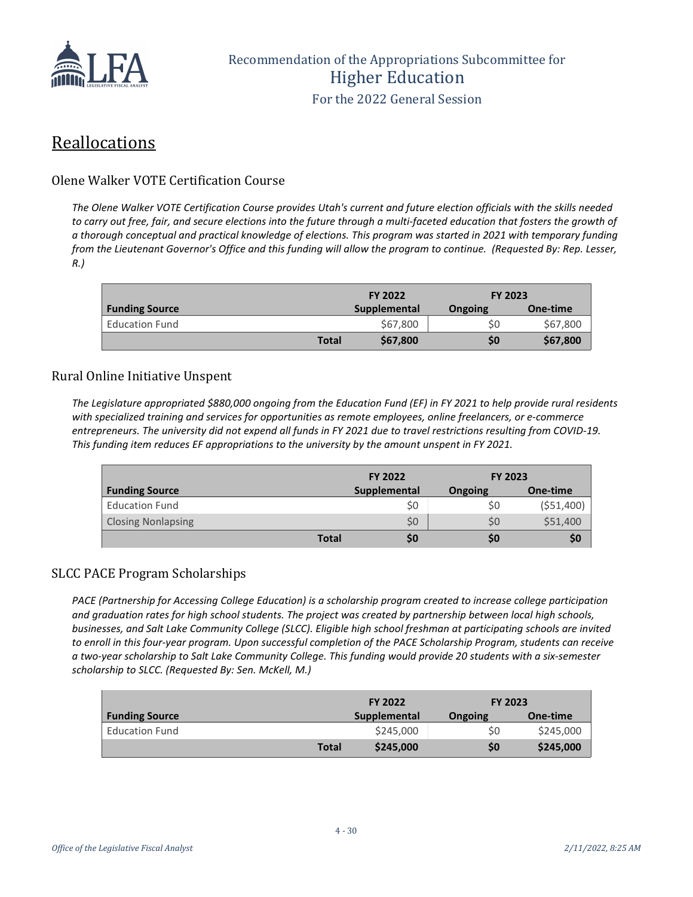## Reallocations

### Olene Walker VOTE Certification Course

*The Olene Walker VOTE Certification Course provides Utah's current and future election officials with the skills needed to carry out free, fair, and secure elections into the future through a multi-faceted education that fosters the growth of a thorough conceptual and practical knowledge of elections. This program was started in 2021 with temporary funding from the Lieutenant Governor's Office and this funding will allow the program to continue. (Requested By: Rep. Lesser, R.)*

| | | FY 2022 | FY 2023 | |
|---|---|---|---|---|
| **Funding Source** | | **Supplemental** | **Ongoing** | **One-time** |
| Education Fund | | $67,800 | $0 | $67,800 |
| | **Total** | **$67,800** | **$0** | **$67,800** |

### Rural Online Initiative Unspent

*The Legislature appropriated $880,000 ongoing from the Education Fund (EF) in FY 2021 to help provide rural residents with specialized training and services for opportunities as remote employees, online freelancers, or e-commerce entrepreneurs. The university did not expend all funds in FY 2021 due to travel restrictions resulting from COVID-19. This funding item reduces EF appropriations to the university by the amount unspent in FY 2021.*

| | | FY 2022 | FY 2023 | |
|---|---|---|---|---|
| **Funding Source** | | **Supplemental** | **Ongoing** | **One-time** |
| Education Fund | | $0 | $0 | ($51,400) |
| Closing Nonlapsing | | $0 | $0 | $51,400 |
| | **Total** | **$0** | **$0** | **$0** |

### SLCC PACE Program Scholarships

*PACE (Partnership for Accessing College Education) is a scholarship program created to increase college participation and graduation rates for high school students. The project was created by partnership between local high schools, businesses, and Salt Lake Community College (SLCC). Eligible high school freshman at participating schools are invited to enroll in this four-year program. Upon successful completion of the PACE Scholarship Program, students can receive a two-year scholarship to Salt Lake Community College. This funding would provide 20 students with a six-semester scholarship to SLCC. (Requested By: Sen. McKell, M.)*

| | | FY 2022 | FY 2023 | |
|---|---|---|---|---|
| **Funding Source** | | **Supplemental** | **Ongoing** | **One-time** |
| Education Fund | | $245,000 | $0 | $245,000 |
| | **Total** | **$245,000** | **$0** | **$245,000** |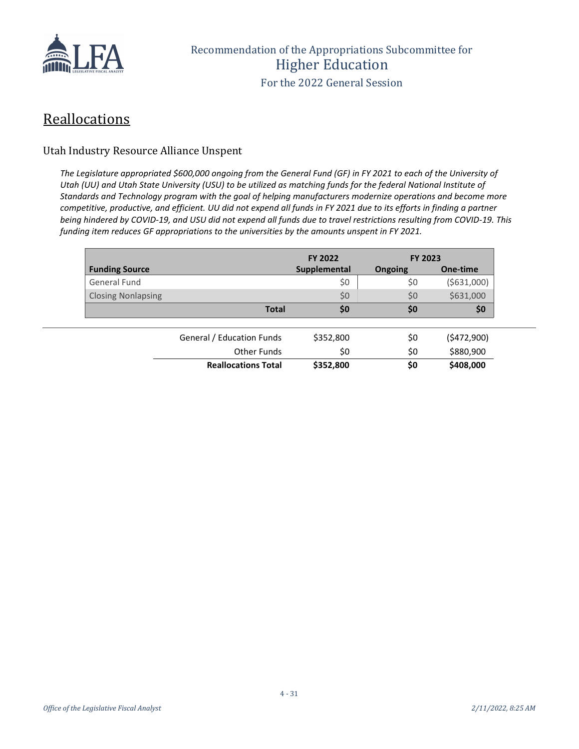# Reallocations

## Utah Industry Resource Alliance Unspent

*The Legislature appropriated $600,000 ongoing from the General Fund (GF) in FY 2021 to each of the University of Utah (UU) and Utah State University (USU) to be utilized as matching funds for the federal National Institute of Standards and Technology program with the goal of helping manufacturers modernize operations and become more competitive, productive, and efficient. UU did not expend all funds in FY 2021 due to its efforts in finding a partner being hindered by COVID-19, and USU did not expend all funds due to travel restrictions resulting from COVID-19. This funding item reduces GF appropriations to the universities by the amounts unspent in FY 2021.*

| | FY 2022 | FY 2023 | |
|---|---|---|---|
| **Funding Source** | **Supplemental** | **Ongoing** | **One-time** |
| General Fund | $0 | $0 | ($631,000) |
| Closing Nonlapsing | $0 | $0 | $631,000 |
| **Total** | **$0** | **$0** | **$0** |

| | FY 2022 Supplemental | FY 2023 Ongoing | FY 2023 One-time |
|---|---|---|---|
| General / Education Funds | $352,800 | $0 | ($472,900) |
| Other Funds | $0 | $0 | $880,900 |
| **Reallocations Total** | **$352,800** | **$0** | **$408,000** |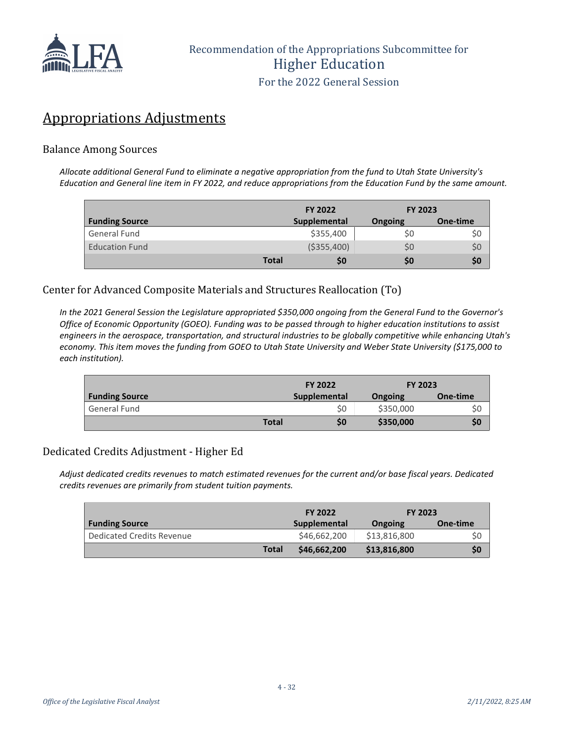## Appropriations Adjustments

### Balance Among Sources

*Allocate additional General Fund to eliminate a negative appropriation from the fund to Utah State University's Education and General line item in FY 2022, and reduce appropriations from the Education Fund by the same amount.*

| | FY 2022 | FY 2023 | |
|---|---|---|---|
| **Funding Source** | **Supplemental** | **Ongoing** | **One-time** |
| General Fund | $355,400 | $0 | $0 |
| Education Fund | ($355,400) | $0 | $0 |
| **Total** | **$0** | **$0** | **$0** |

### Center for Advanced Composite Materials and Structures Reallocation (To)

*In the 2021 General Session the Legislature appropriated $350,000 ongoing from the General Fund to the Governor's Office of Economic Opportunity (GOEO). Funding was to be passed through to higher education institutions to assist engineers in the aerospace, transportation, and structural industries to be globally competitive while enhancing Utah's economy. This item moves the funding from GOEO to Utah State University and Weber State University ($175,000 to each institution).*

| | FY 2022 | FY 2023 | |
|---|---|---|---|
| **Funding Source** | **Supplemental** | **Ongoing** | **One-time** |
| General Fund | $0 | $350,000 | $0 |
| **Total** | **$0** | **$350,000** | **$0** |

### Dedicated Credits Adjustment - Higher Ed

*Adjust dedicated credits revenues to match estimated revenues for the current and/or base fiscal years. Dedicated credits revenues are primarily from student tuition payments.*

| | FY 2022 | FY 2023 | |
|---|---|---|---|
| **Funding Source** | **Supplemental** | **Ongoing** | **One-time** |
| Dedicated Credits Revenue | $46,662,200 | $13,816,800 | $0 |
| **Total** | **$46,662,200** | **$13,816,800** | **$0** |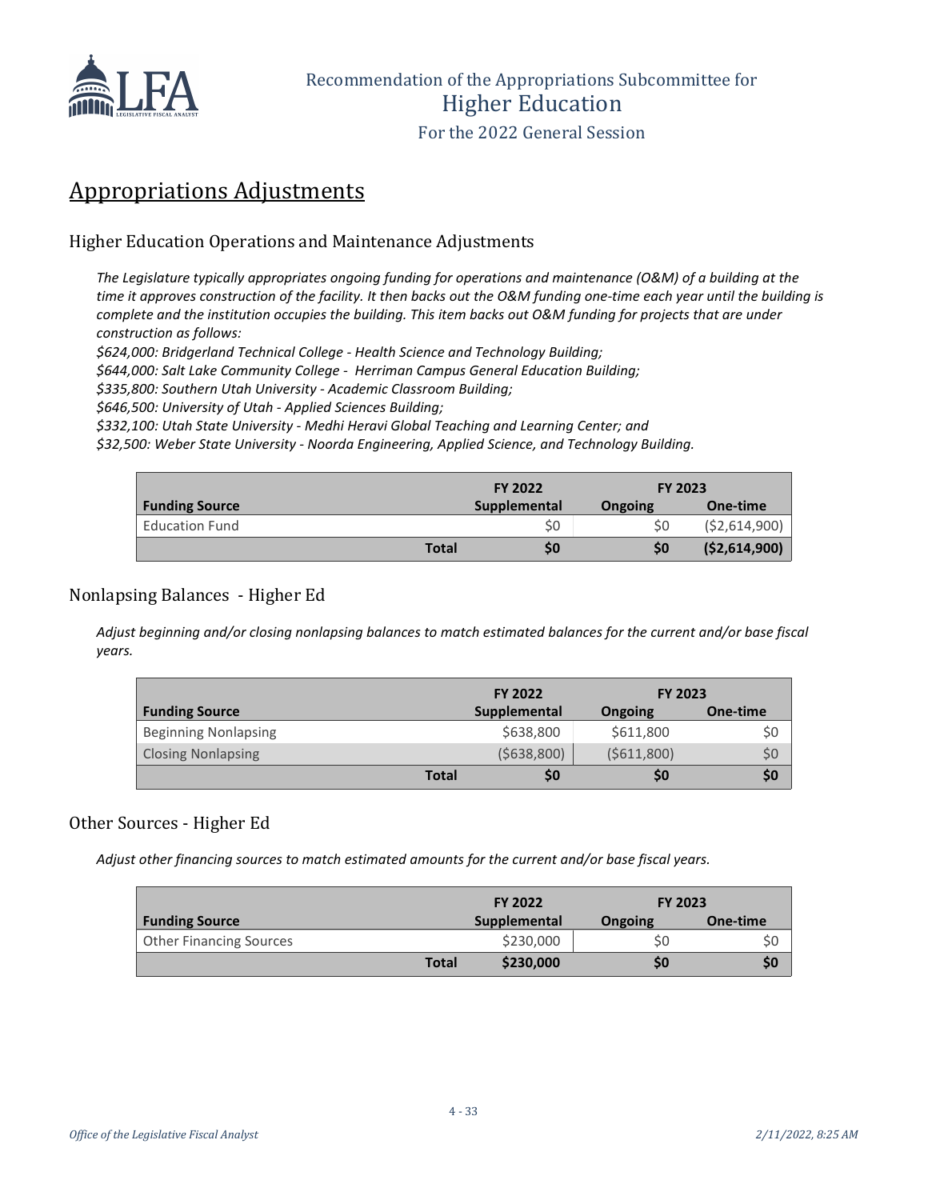## Appropriations Adjustments

### Higher Education Operations and Maintenance Adjustments

*The Legislature typically appropriates ongoing funding for operations and maintenance (O&M) of a building at the time it approves construction of the facility. It then backs out the O&M funding one-time each year until the building is complete and the institution occupies the building. This item backs out O&M funding for projects that are under construction as follows:*
*$624,000: Bridgerland Technical College - Health Science and Technology Building;*
*$644,000: Salt Lake Community College - Herriman Campus General Education Building;*
*$335,800: Southern Utah University - Academic Classroom Building;*
*$646,500: University of Utah - Applied Sciences Building;*
*$332,100: Utah State University - Medhi Heravi Global Teaching and Learning Center; and*
*$32,500: Weber State University - Noorda Engineering, Applied Science, and Technology Building.*

| Funding Source | | FY 2022 Supplemental | FY 2023 Ongoing | FY 2023 One-time |
|---|---|---|---|---|
| Education Fund | | $0 | $0 | ($2,614,900) |
| | **Total** | **$0** | **$0** | **($2,614,900)** |

### Nonlapsing Balances - Higher Ed

*Adjust beginning and/or closing nonlapsing balances to match estimated balances for the current and/or base fiscal years.*

| Funding Source | | FY 2022 Supplemental | FY 2023 Ongoing | FY 2023 One-time |
|---|---|---|---|---|
| Beginning Nonlapsing | | $638,800 | $611,800 | $0 |
| Closing Nonlapsing | | ($638,800) | ($611,800) | $0 |
| | **Total** | **$0** | **$0** | **$0** |

### Other Sources - Higher Ed

*Adjust other financing sources to match estimated amounts for the current and/or base fiscal years.*

| Funding Source | | FY 2022 Supplemental | FY 2023 Ongoing | FY 2023 One-time |
|---|---|---|---|---|
| Other Financing Sources | | $230,000 | $0 | $0 |
| | **Total** | **$230,000** | **$0** | **$0** |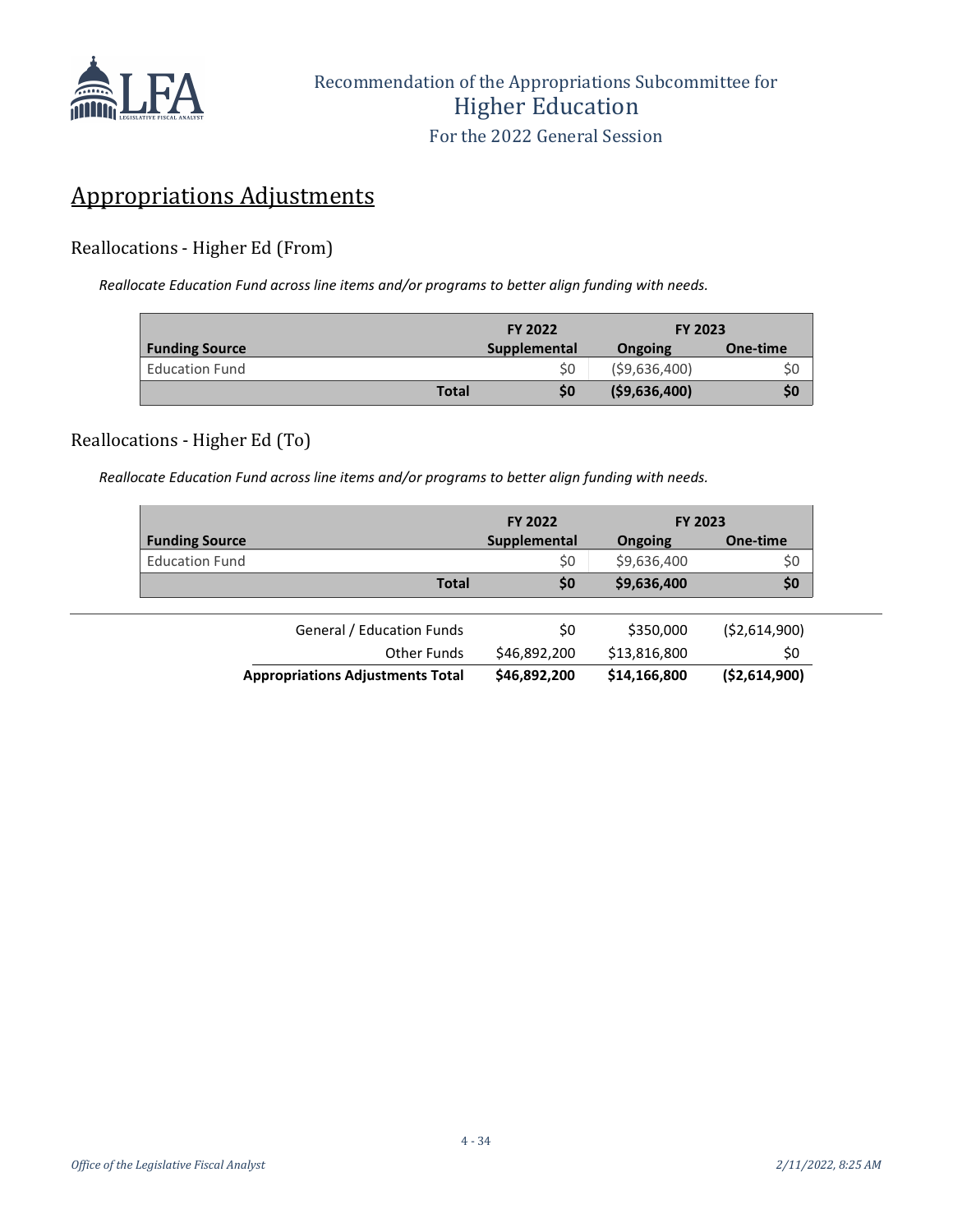## Appropriations Adjustments

### Reallocations - Higher Ed (From)

*Reallocate Education Fund across line items and/or programs to better align funding with needs.*

| | FY 2022 | FY 2023 | |
|---|---|---|---|
| **Funding Source** | **Supplemental** | **Ongoing** | **One-time** |
| Education Fund | $0 | ($9,636,400) | $0 |
| **Total** | **$0** | **($9,636,400)** | **$0** |

### Reallocations - Higher Ed (To)

*Reallocate Education Fund across line items and/or programs to better align funding with needs.*

| | FY 2022 | FY 2023 | |
|---|---|---|---|
| **Funding Source** | **Supplemental** | **Ongoing** | **One-time** |
| Education Fund | $0 | $9,636,400 | $0 |
| **Total** | **$0** | **$9,636,400** | **$0** |

| | | | |
|---|---|---|---|
| General / Education Funds | $0 | $350,000 | ($2,614,900) |
| Other Funds | $46,892,200 | $13,816,800 | $0 |
| **Appropriations Adjustments Total** | **$46,892,200** | **$14,166,800** | **($2,614,900)** |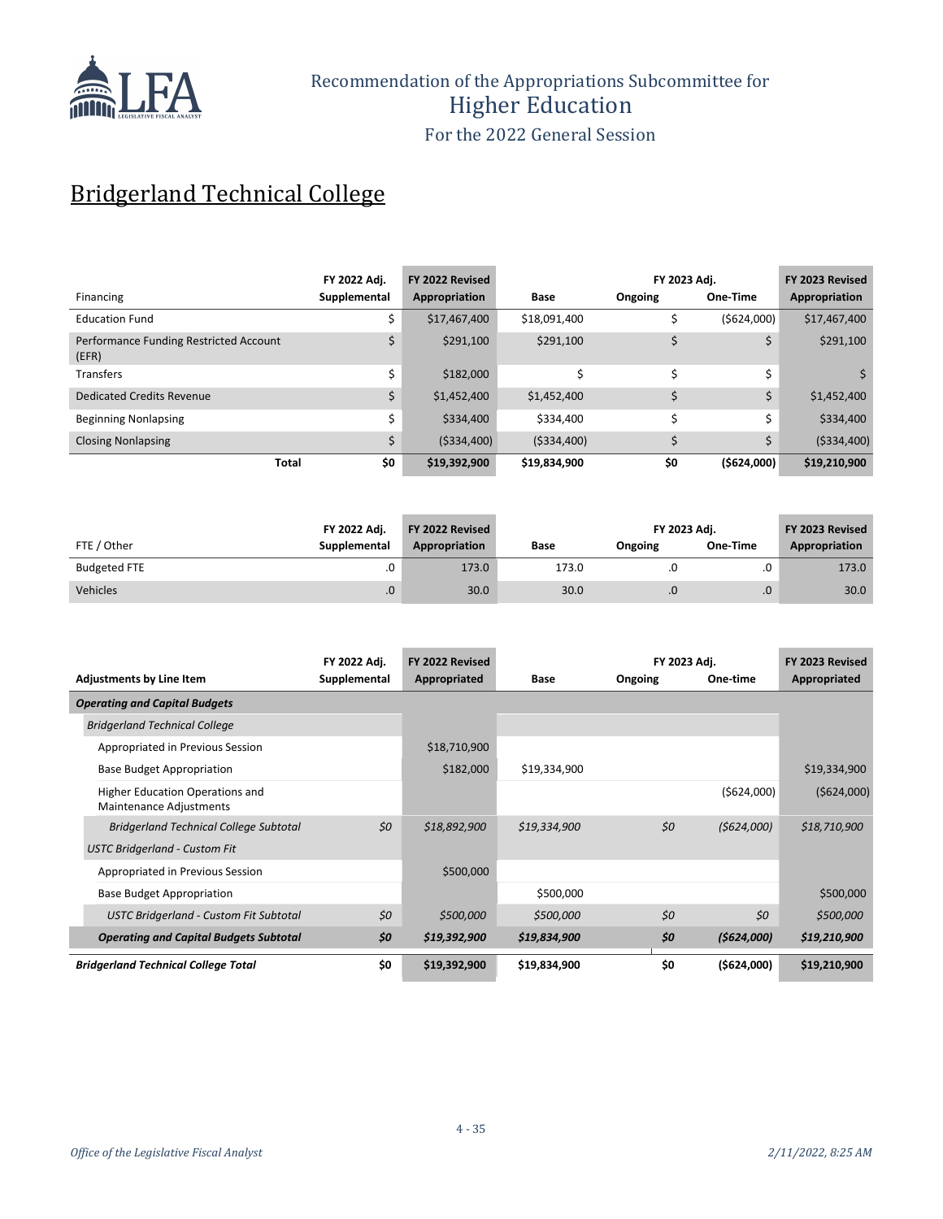# Recommendation of the Appropriations Subcommittee for Higher Education

For the 2022 General Session

## Bridgerland Technical College

| Financing | FY 2022 Adj. Supplemental | FY 2022 Revised Appropriation | Base | FY 2023 Adj. Ongoing | FY 2023 Adj. One-Time | FY 2023 Revised Appropriation |
|---|---|---|---|---|---|---|
| Education Fund | $ | $17,467,400 | $18,091,400 | $ | ($624,000) | $17,467,400 |
| Performance Funding Restricted Account (EFR) | $ | $291,100 | $291,100 | $ | $ | $291,100 |
| Transfers | $ | $182,000 | $ | $ | $ | $ |
| Dedicated Credits Revenue | $ | $1,452,400 | $1,452,400 | $ | $ | $1,452,400 |
| Beginning Nonlapsing | $ | $334,400 | $334,400 | $ | $ | $334,400 |
| Closing Nonlapsing | $ | ($334,400) | ($334,400) | $ | $ | ($334,400) |
| **Total** | **$0** | **$19,392,900** | **$19,834,900** | **$0** | **($624,000)** | **$19,210,900** |

| FTE / Other | FY 2022 Adj. Supplemental | FY 2022 Revised Appropriation | Base | FY 2023 Adj. Ongoing | FY 2023 Adj. One-Time | FY 2023 Revised Appropriation |
|---|---|---|---|---|---|---|
| Budgeted FTE | .0 | 173.0 | 173.0 | .0 | .0 | 173.0 |
| Vehicles | .0 | 30.0 | 30.0 | .0 | .0 | 30.0 |

| Adjustments by Line Item | FY 2022 Adj. Supplemental | FY 2022 Revised Appropriated | Base | FY 2023 Adj. Ongoing | FY 2023 Adj. One-time | FY 2023 Revised Appropriated |
|---|---|---|---|---|---|---|
| ***Operating and Capital Budgets*** | | | | | | |
| *Bridgerland Technical College* | | | | | | |
| Appropriated in Previous Session | | $18,710,900 | | | | |
| Base Budget Appropriation | | $182,000 | $19,334,900 | | | $19,334,900 |
| Higher Education Operations and Maintenance Adjustments | | | | | ($624,000) | ($624,000) |
| *Bridgerland Technical College Subtotal* | *$0* | *$18,892,900* | *$19,334,900* | *$0* | *($624,000)* | *$18,710,900* |
| *USTC Bridgerland - Custom Fit* | | | | | | |
| Appropriated in Previous Session | | $500,000 | | | | |
| Base Budget Appropriation | | | $500,000 | | | $500,000 |
| *USTC Bridgerland - Custom Fit Subtotal* | *$0* | *$500,000* | *$500,000* | *$0* | *$0* | *$500,000* |
| ***Operating and Capital Budgets Subtotal*** | ***$0*** | ***$19,392,900*** | ***$19,834,900*** | ***$0*** | ***($624,000)*** | ***$19,210,900*** |
| ***Bridgerland Technical College Total*** | **$0** | **$19,392,900** | **$19,834,900** | **$0** | **($624,000)** | **$19,210,900** |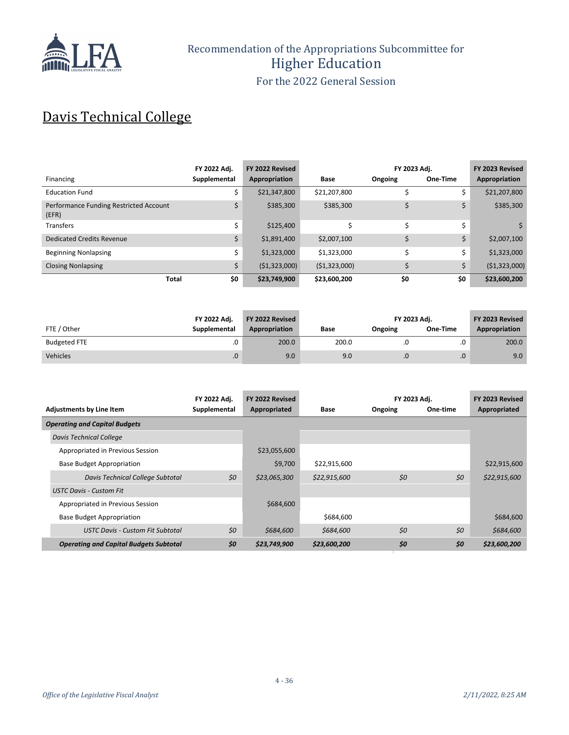Recommendation of the Appropriations Subcommittee for
Higher Education
For the 2022 General Session

# Davis Technical College

| Financing | FY 2022 Adj. Supplemental | FY 2022 Revised Appropriation | Base | FY 2023 Adj. Ongoing | FY 2023 Adj. One-Time | FY 2023 Revised Appropriation |
|---|---|---|---|---|---|---|
| Education Fund | $ | $21,347,800 | $21,207,800 | $ | $ | $21,207,800 |
| Performance Funding Restricted Account (EFR) | $ | $385,300 | $385,300 | $ | $ | $385,300 |
| Transfers | $ | $125,400 | $ | $ | $ | $ |
| Dedicated Credits Revenue | $ | $1,891,400 | $2,007,100 | $ | $ | $2,007,100 |
| Beginning Nonlapsing | $ | $1,323,000 | $1,323,000 | $ | $ | $1,323,000 |
| Closing Nonlapsing | $ | ($1,323,000) | ($1,323,000) | $ | $ | ($1,323,000) |
| **Total** | **$0** | **$23,749,900** | **$23,600,200** | **$0** | **$0** | **$23,600,200** |

| FTE / Other | FY 2022 Adj. Supplemental | FY 2022 Revised Appropriation | Base | FY 2023 Adj. Ongoing | FY 2023 Adj. One-Time | FY 2023 Revised Appropriation |
|---|---|---|---|---|---|---|
| Budgeted FTE | .0 | 200.0 | 200.0 | .0 | .0 | 200.0 |
| Vehicles | .0 | 9.0 | 9.0 | .0 | .0 | 9.0 |

| Adjustments by Line Item | FY 2022 Adj. Supplemental | FY 2022 Revised Appropriated | Base | FY 2023 Adj. Ongoing | FY 2023 Adj. One-time | FY 2023 Revised Appropriated |
|---|---|---|---|---|---|---|
| ***Operating and Capital Budgets*** | | | | | | |
| *Davis Technical College* | | | | | | |
| Appropriated in Previous Session | | $23,055,600 | | | | |
| Base Budget Appropriation | | $9,700 | $22,915,600 | | | $22,915,600 |
| *Davis Technical College Subtotal* | *$0* | *$23,065,300* | *$22,915,600* | *$0* | *$0* | *$22,915,600* |
| *USTC Davis - Custom Fit* | | | | | | |
| Appropriated in Previous Session | | $684,600 | | | | |
| Base Budget Appropriation | | | $684,600 | | | $684,600 |
| *USTC Davis - Custom Fit Subtotal* | *$0* | *$684,600* | *$684,600* | *$0* | *$0* | *$684,600* |
| ***Operating and Capital Budgets Subtotal*** | ***$0*** | ***$23,749,900*** | ***$23,600,200*** | ***$0*** | ***$0*** | ***$23,600,200*** |

*Office of the Legislative Fiscal Analyst* *2/11/2022, 8:25 AM*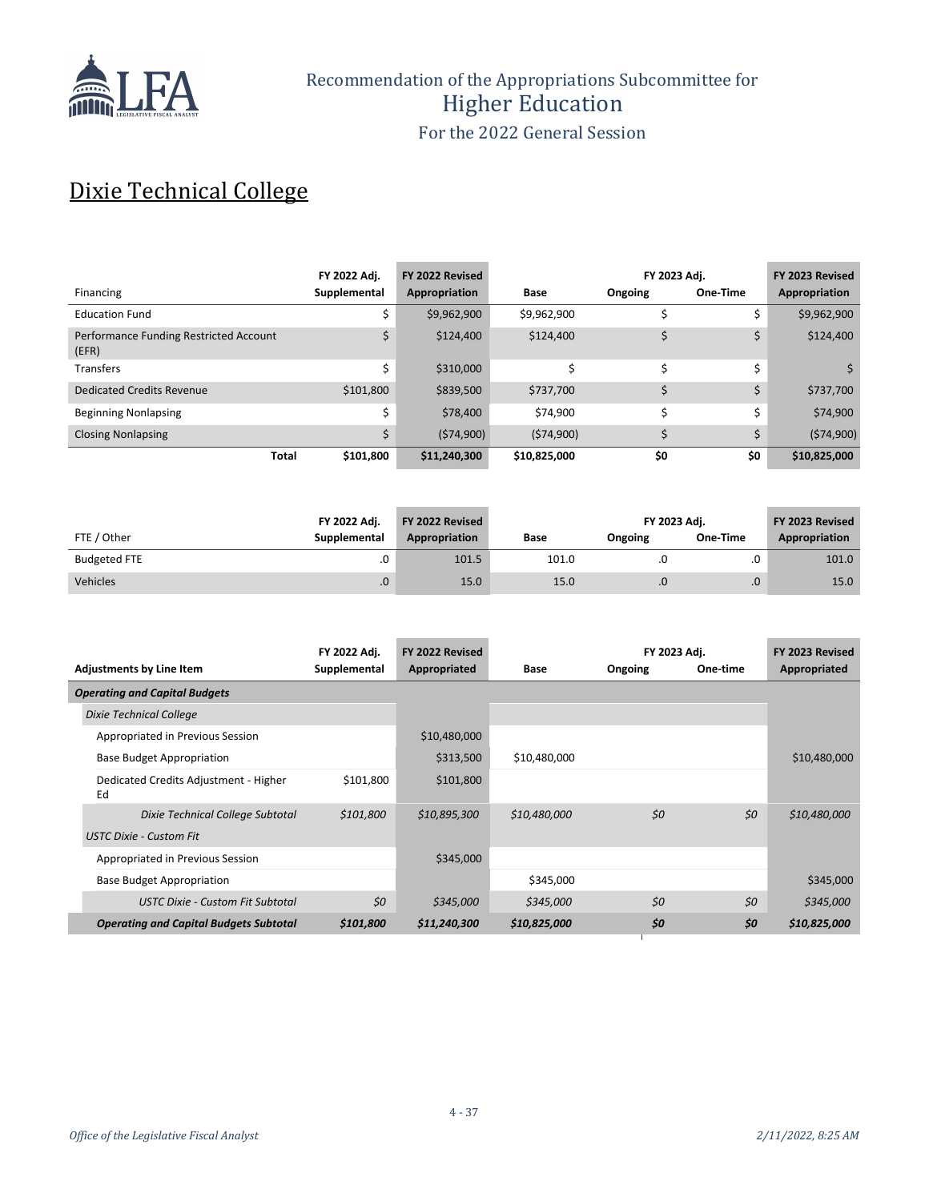# Recommendation of the Appropriations Subcommittee for Higher Education

For the 2022 General Session

## Dixie Technical College

| Financing | FY 2022 Adj. Supplemental | FY 2022 Revised Appropriation | Base | FY 2023 Adj. Ongoing | FY 2023 Adj. One-Time | FY 2023 Revised Appropriation |
|---|---|---|---|---|---|---|
| Education Fund | $ | $9,962,900 | $9,962,900 | $ | $ | $9,962,900 |
| Performance Funding Restricted Account (EFR) | $ | $124,400 | $124,400 | $ | $ | $124,400 |
| Transfers | $ | $310,000 | $ | $ | $ | $ |
| Dedicated Credits Revenue | $101,800 | $839,500 | $737,700 | $ | $ | $737,700 |
| Beginning Nonlapsing | $ | $78,400 | $74,900 | $ | $ | $74,900 |
| Closing Nonlapsing | $ | ($74,900) | ($74,900) | $ | $ | ($74,900) |
| **Total** | **$101,800** | **$11,240,300** | **$10,825,000** | **$0** | **$0** | **$10,825,000** |

| FTE / Other | FY 2022 Adj. Supplemental | FY 2022 Revised Appropriation | Base | FY 2023 Adj. Ongoing | FY 2023 Adj. One-Time | FY 2023 Revised Appropriation |
|---|---|---|---|---|---|---|
| Budgeted FTE | .0 | 101.5 | 101.0 | .0 | .0 | 101.0 |
| Vehicles | .0 | 15.0 | 15.0 | .0 | .0 | 15.0 |

| Adjustments by Line Item | FY 2022 Adj. Supplemental | FY 2022 Revised Appropriated | Base | FY 2023 Adj. Ongoing | FY 2023 Adj. One-time | FY 2023 Revised Appropriated |
|---|---|---|---|---|---|---|
| ***Operating and Capital Budgets*** | | | | | | |
| *Dixie Technical College* | | | | | | |
| Appropriated in Previous Session | | $10,480,000 | | | | |
| Base Budget Appropriation | | $313,500 | $10,480,000 | | | $10,480,000 |
| Dedicated Credits Adjustment - Higher Ed | $101,800 | $101,800 | | | | |
| *Dixie Technical College Subtotal* | *$101,800* | *$10,895,300* | *$10,480,000* | *$0* | *$0* | *$10,480,000* |
| *USTC Dixie - Custom Fit* | | | | | | |
| Appropriated in Previous Session | | $345,000 | | | | |
| Base Budget Appropriation | | | $345,000 | | | $345,000 |
| *USTC Dixie - Custom Fit Subtotal* | *$0* | *$345,000* | *$345,000* | *$0* | *$0* | *$345,000* |
| ***Operating and Capital Budgets Subtotal*** | ***$101,800*** | ***$11,240,300*** | ***$10,825,000*** | ***$0*** | ***$0*** | ***$10,825,000*** |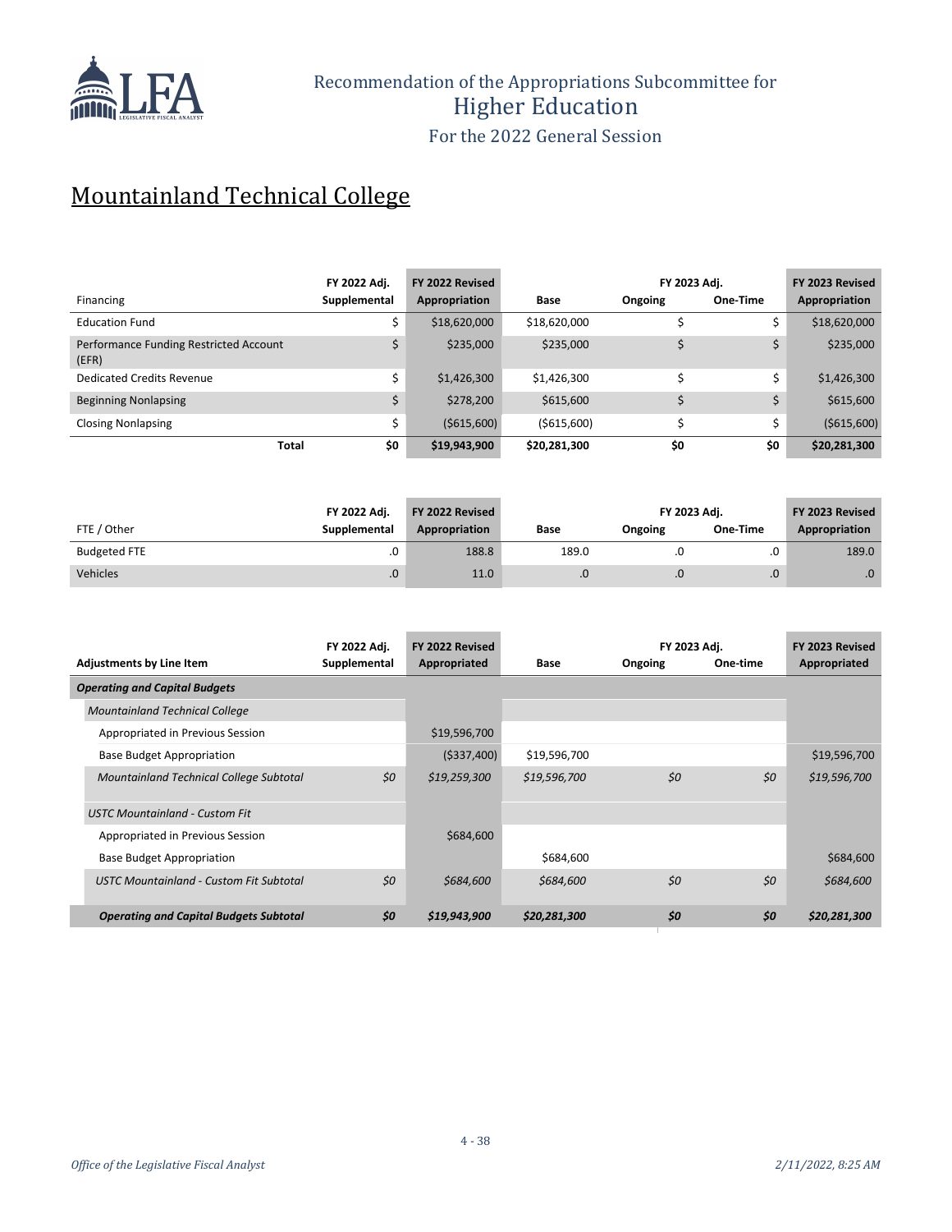## Mountainland Technical College

| Financing | FY 2022 Adj. Supplemental | FY 2022 Revised Appropriation | Base | FY 2023 Adj. Ongoing | FY 2023 Adj. One-Time | FY 2023 Revised Appropriation |
|---|---|---|---|---|---|---|
| Education Fund | $ | $18,620,000 | $18,620,000 | $ | $ | $18,620,000 |
| Performance Funding Restricted Account (EFR) | $ | $235,000 | $235,000 | $ | $ | $235,000 |
| Dedicated Credits Revenue | $ | $1,426,300 | $1,426,300 | $ | $ | $1,426,300 |
| Beginning Nonlapsing | $ | $278,200 | $615,600 | $ | $ | $615,600 |
| Closing Nonlapsing | $ | ($615,600) | ($615,600) | $ | $ | ($615,600) |
| **Total** | **$0** | **$19,943,900** | **$20,281,300** | **$0** | **$0** | **$20,281,300** |

| FTE / Other | FY 2022 Adj. Supplemental | FY 2022 Revised Appropriation | Base | FY 2023 Adj. Ongoing | FY 2023 Adj. One-Time | FY 2023 Revised Appropriation |
|---|---|---|---|---|---|---|
| Budgeted FTE | .0 | 188.8 | 189.0 | .0 | .0 | 189.0 |
| Vehicles | .0 | 11.0 | .0 | .0 | .0 | .0 |

| Adjustments by Line Item | FY 2022 Adj. Supplemental | FY 2022 Revised Appropriated | Base | FY 2023 Adj. Ongoing | FY 2023 Adj. One-time | FY 2023 Revised Appropriated |
|---|---|---|---|---|---|---|
| ***Operating and Capital Budgets*** | | | | | | |
| *Mountainland Technical College* | | | | | | |
| Appropriated in Previous Session | | $19,596,700 | | | | |
| Base Budget Appropriation | | ($337,400) | $19,596,700 | | | $19,596,700 |
| *Mountainland Technical College Subtotal* | *$0* | *$19,259,300* | *$19,596,700* | *$0* | *$0* | *$19,596,700* |
| *USTC Mountainland - Custom Fit* | | | | | | |
| Appropriated in Previous Session | | $684,600 | | | | |
| Base Budget Appropriation | | | $684,600 | | | $684,600 |
| *USTC Mountainland - Custom Fit Subtotal* | *$0* | *$684,600* | *$684,600* | *$0* | *$0* | *$684,600* |
| ***Operating and Capital Budgets Subtotal*** | ***$0*** | ***$19,943,900*** | ***$20,281,300*** | ***$0*** | ***$0*** | ***$20,281,300*** |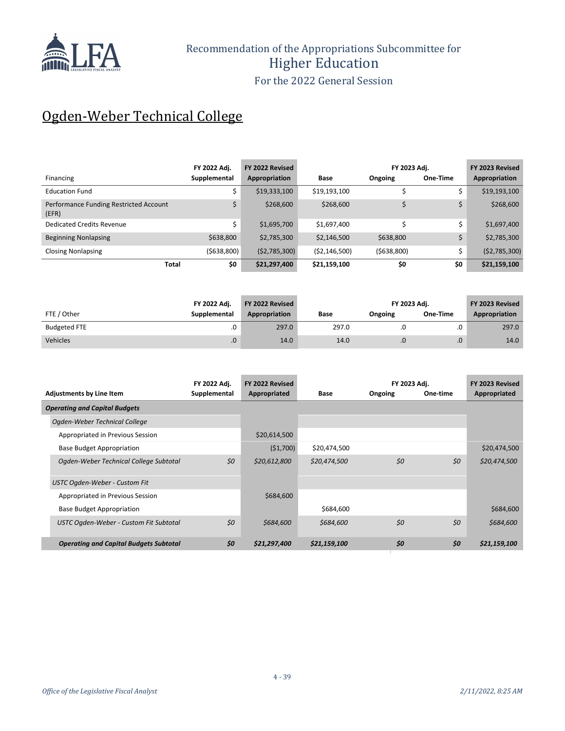# Recommendation of the Appropriations Subcommittee for Higher Education

For the 2022 General Session

## Ogden-Weber Technical College

| Financing | FY 2022 Adj. Supplemental | FY 2022 Revised Appropriation | Base | FY 2023 Adj. Ongoing | FY 2023 Adj. One-Time | FY 2023 Revised Appropriation |
|---|---|---|---|---|---|---|
| Education Fund | $ | $19,333,100 | $19,193,100 | $ | $ | $19,193,100 |
| Performance Funding Restricted Account (EFR) | $ | $268,600 | $268,600 | $ | $ | $268,600 |
| Dedicated Credits Revenue | $ | $1,695,700 | $1,697,400 | $ | $ | $1,697,400 |
| Beginning Nonlapsing | $638,800 | $2,785,300 | $2,146,500 | $638,800 | $ | $2,785,300 |
| Closing Nonlapsing | ($638,800) | ($2,785,300) | ($2,146,500) | ($638,800) | $ | ($2,785,300) |
| **Total** | **$0** | **$21,297,400** | **$21,159,100** | **$0** | **$0** | **$21,159,100** |

| FTE / Other | FY 2022 Adj. Supplemental | FY 2022 Revised Appropriation | Base | FY 2023 Adj. Ongoing | FY 2023 Adj. One-Time | FY 2023 Revised Appropriation |
|---|---|---|---|---|---|---|
| Budgeted FTE | .0 | 297.0 | 297.0 | .0 | .0 | 297.0 |
| Vehicles | .0 | 14.0 | 14.0 | .0 | .0 | 14.0 |

| Adjustments by Line Item | FY 2022 Adj. Supplemental | FY 2022 Revised Appropriated | Base | FY 2023 Adj. Ongoing | FY 2023 Adj. One-time | FY 2023 Revised Appropriated |
|---|---|---|---|---|---|---|
| ***Operating and Capital Budgets*** | | | | | | |
| *Ogden-Weber Technical College* | | | | | | |
| Appropriated in Previous Session | | $20,614,500 | | | | |
| Base Budget Appropriation | | ($1,700) | $20,474,500 | | | $20,474,500 |
| *Ogden-Weber Technical College Subtotal* | *$0* | *$20,612,800* | *$20,474,500* | *$0* | *$0* | *$20,474,500* |
| *USTC Ogden-Weber - Custom Fit* | | | | | | |
| Appropriated in Previous Session | | $684,600 | | | | |
| Base Budget Appropriation | | | $684,600 | | | $684,600 |
| *USTC Ogden-Weber - Custom Fit Subtotal* | *$0* | *$684,600* | *$684,600* | *$0* | *$0* | *$684,600* |
| ***Operating and Capital Budgets Subtotal*** | ***$0*** | ***$21,297,400*** | ***$21,159,100*** | ***$0*** | ***$0*** | ***$21,159,100*** |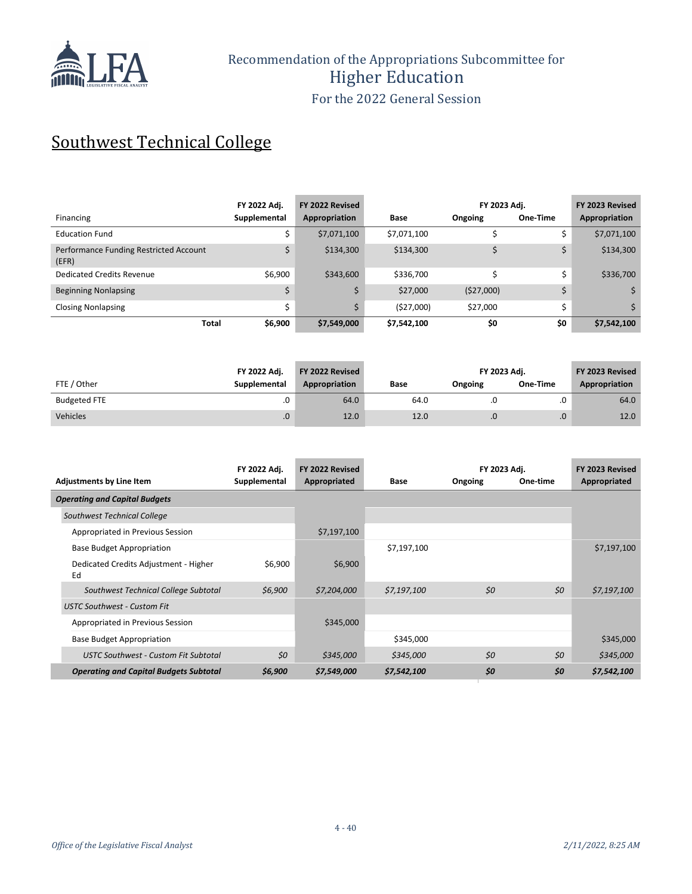# Recommendation of the Appropriations Subcommittee for Higher Education

For the 2022 General Session

## Southwest Technical College

| Financing | FY 2022 Adj. Supplemental | FY 2022 Revised Appropriation | Base | FY 2023 Adj. Ongoing | FY 2023 Adj. One-Time | FY 2023 Revised Appropriation |
|---|---|---|---|---|---|---|
| Education Fund | $ | $7,071,100 | $7,071,100 | $ | $ | $7,071,100 |
| Performance Funding Restricted Account (EFR) | $ | $134,300 | $134,300 | $ | $ | $134,300 |
| Dedicated Credits Revenue | $6,900 | $343,600 | $336,700 | $ | $ | $336,700 |
| Beginning Nonlapsing | $ | $ | $27,000 | ($27,000) | $ | $ |
| Closing Nonlapsing | $ | $ | ($27,000) | $27,000 | $ | $ |
| **Total** | **$6,900** | **$7,549,000** | **$7,542,100** | **$0** | **$0** | **$7,542,100** |

| FTE / Other | FY 2022 Adj. Supplemental | FY 2022 Revised Appropriation | Base | FY 2023 Adj. Ongoing | FY 2023 Adj. One-Time | FY 2023 Revised Appropriation |
|---|---|---|---|---|---|---|
| Budgeted FTE | .0 | 64.0 | 64.0 | .0 | .0 | 64.0 |
| Vehicles | .0 | 12.0 | 12.0 | .0 | .0 | 12.0 |

| Adjustments by Line Item | FY 2022 Adj. Supplemental | FY 2022 Revised Appropriated | Base | FY 2023 Adj. Ongoing | FY 2023 Adj. One-time | FY 2023 Revised Appropriated |
|---|---|---|---|---|---|---|
| ***Operating and Capital Budgets*** | | | | | | |
| *Southwest Technical College* | | | | | | |
| Appropriated in Previous Session | | $7,197,100 | | | | |
| Base Budget Appropriation | | | $7,197,100 | | | $7,197,100 |
| Dedicated Credits Adjustment - Higher Ed | $6,900 | $6,900 | | | | |
| *Southwest Technical College Subtotal* | *$6,900* | *$7,204,000* | *$7,197,100* | *$0* | *$0* | *$7,197,100* |
| *USTC Southwest - Custom Fit* | | | | | | |
| Appropriated in Previous Session | | $345,000 | | | | |
| Base Budget Appropriation | | | $345,000 | | | $345,000 |
| *USTC Southwest - Custom Fit Subtotal* | *$0* | *$345,000* | *$345,000* | *$0* | *$0* | *$345,000* |
| ***Operating and Capital Budgets Subtotal*** | ***$6,900*** | ***$7,549,000*** | ***$7,542,100*** | ***$0*** | ***$0*** | ***$7,542,100*** |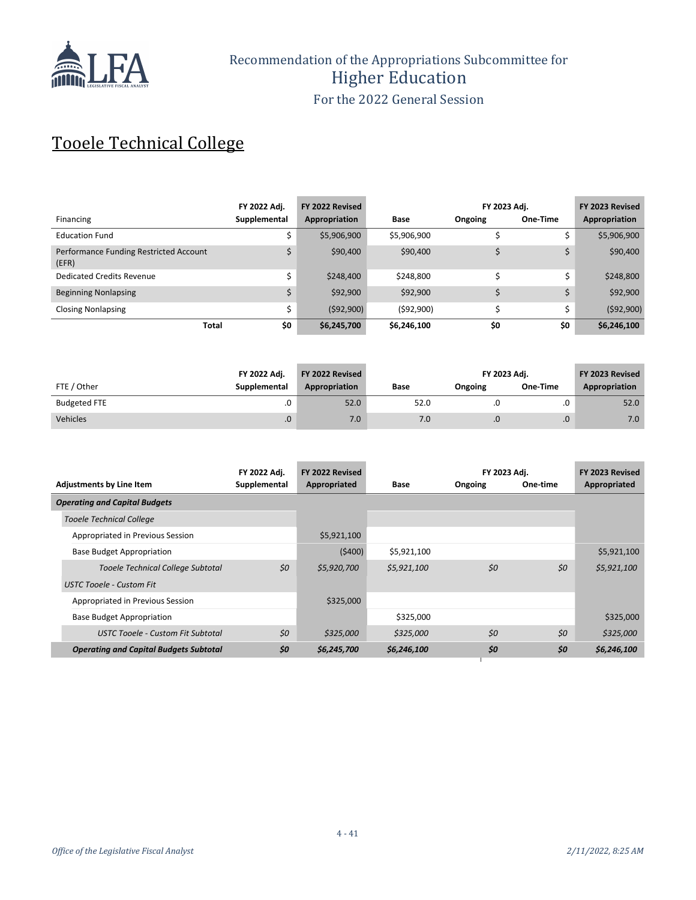# Recommendation of the Appropriations Subcommittee for Higher Education

For the 2022 General Session

## Tooele Technical College

| Financing | FY 2022 Adj. Supplemental | FY 2022 Revised Appropriation | Base | FY 2023 Adj. Ongoing | FY 2023 Adj. One-Time | FY 2023 Revised Appropriation |
|---|---|---|---|---|---|---|
| Education Fund | $ | $5,906,900 | $5,906,900 | $ | $ | $5,906,900 |
| Performance Funding Restricted Account (EFR) | $ | $90,400 | $90,400 | $ | $ | $90,400 |
| Dedicated Credits Revenue | $ | $248,400 | $248,800 | $ | $ | $248,800 |
| Beginning Nonlapsing | $ | $92,900 | $92,900 | $ | $ | $92,900 |
| Closing Nonlapsing | $ | ($92,900) | ($92,900) | $ | $ | ($92,900) |
| **Total** | **$0** | **$6,245,700** | **$6,246,100** | **$0** | **$0** | **$6,246,100** |

| FTE / Other | FY 2022 Adj. Supplemental | FY 2022 Revised Appropriation | Base | FY 2023 Adj. Ongoing | FY 2023 Adj. One-Time | FY 2023 Revised Appropriation |
|---|---|---|---|---|---|---|
| Budgeted FTE | .0 | 52.0 | 52.0 | .0 | .0 | 52.0 |
| Vehicles | .0 | 7.0 | 7.0 | .0 | .0 | 7.0 |

| Adjustments by Line Item | FY 2022 Adj. Supplemental | FY 2022 Revised Appropriated | Base | FY 2023 Adj. Ongoing | FY 2023 Adj. One-time | FY 2023 Revised Appropriated |
|---|---|---|---|---|---|---|
| ***Operating and Capital Budgets*** | | | | | | |
| *Tooele Technical College* | | | | | | |
| Appropriated in Previous Session | | $5,921,100 | | | | |
| Base Budget Appropriation | | ($400) | $5,921,100 | | | $5,921,100 |
| *Tooele Technical College Subtotal* | *$0* | *$5,920,700* | *$5,921,100* | *$0* | *$0* | *$5,921,100* |
| *USTC Tooele - Custom Fit* | | | | | | |
| Appropriated in Previous Session | | $325,000 | | | | |
| Base Budget Appropriation | | | $325,000 | | | $325,000 |
| *USTC Tooele - Custom Fit Subtotal* | *$0* | *$325,000* | *$325,000* | *$0* | *$0* | *$325,000* |
| ***Operating and Capital Budgets Subtotal*** | ***$0*** | ***$6,245,700*** | ***$6,246,100*** | ***$0*** | ***$0*** | ***$6,246,100*** |

*Office of the Legislative Fiscal Analyst* *2/11/2022, 8:25 AM*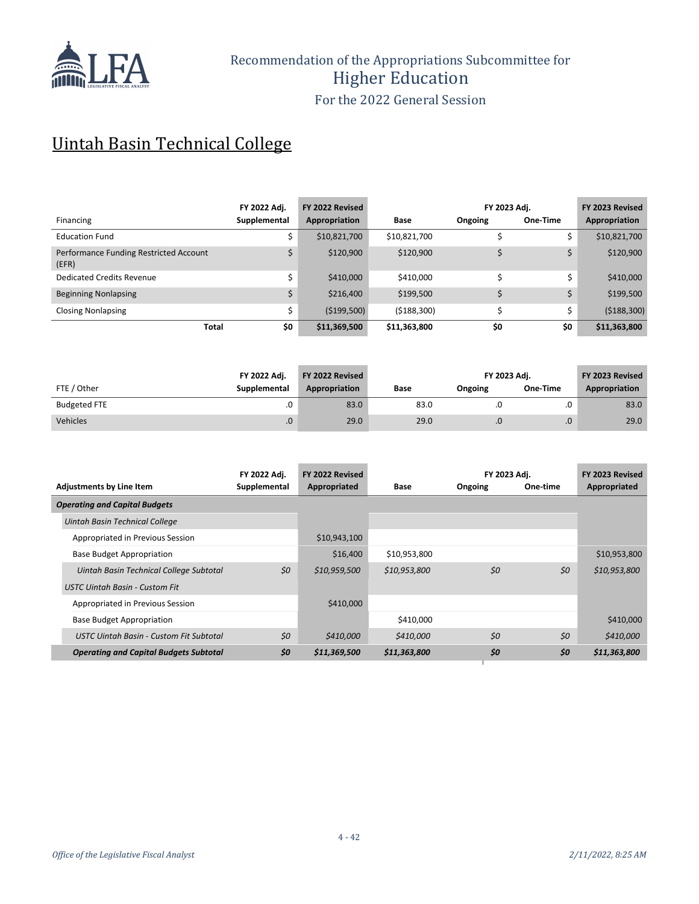# Recommendation of the Appropriations Subcommittee for Higher Education

For the 2022 General Session

## Uintah Basin Technical College

| Financing | FY 2022 Adj. Supplemental | FY 2022 Revised Appropriation | Base | FY 2023 Adj. Ongoing | FY 2023 Adj. One-Time | FY 2023 Revised Appropriation |
|---|---|---|---|---|---|---|
| Education Fund | $ | $10,821,700 | $10,821,700 | $ | $ | $10,821,700 |
| Performance Funding Restricted Account (EFR) | $ | $120,900 | $120,900 | $ | $ | $120,900 |
| Dedicated Credits Revenue | $ | $410,000 | $410,000 | $ | $ | $410,000 |
| Beginning Nonlapsing | $ | $216,400 | $199,500 | $ | $ | $199,500 |
| Closing Nonlapsing | $ | ($199,500) | ($188,300) | $ | $ | ($188,300) |
| **Total** | **$0** | **$11,369,500** | **$11,363,800** | **$0** | **$0** | **$11,363,800** |

| FTE / Other | FY 2022 Adj. Supplemental | FY 2022 Revised Appropriation | Base | FY 2023 Adj. Ongoing | FY 2023 Adj. One-Time | FY 2023 Revised Appropriation |
|---|---|---|---|---|---|---|
| Budgeted FTE | .0 | 83.0 | 83.0 | .0 | .0 | 83.0 |
| Vehicles | .0 | 29.0 | 29.0 | .0 | .0 | 29.0 |

| Adjustments by Line Item | FY 2022 Adj. Supplemental | FY 2022 Revised Appropriated | Base | FY 2023 Adj. Ongoing | FY 2023 Adj. One-time | FY 2023 Revised Appropriated |
|---|---|---|---|---|---|---|
| ***Operating and Capital Budgets*** | | | | | | |
| *Uintah Basin Technical College* | | | | | | |
| Appropriated in Previous Session | | $10,943,100 | | | | |
| Base Budget Appropriation | | $16,400 | $10,953,800 | | | $10,953,800 |
| *Uintah Basin Technical College Subtotal* | *$0* | *$10,959,500* | *$10,953,800* | *$0* | *$0* | *$10,953,800* |
| *USTC Uintah Basin - Custom Fit* | | | | | | |
| Appropriated in Previous Session | | $410,000 | | | | |
| Base Budget Appropriation | | | $410,000 | | | $410,000 |
| *USTC Uintah Basin - Custom Fit Subtotal* | *$0* | *$410,000* | *$410,000* | *$0* | *$0* | *$410,000* |
| ***Operating and Capital Budgets Subtotal*** | ***$0*** | ***$11,369,500*** | ***$11,363,800*** | ***$0*** | ***$0*** | ***$11,363,800*** |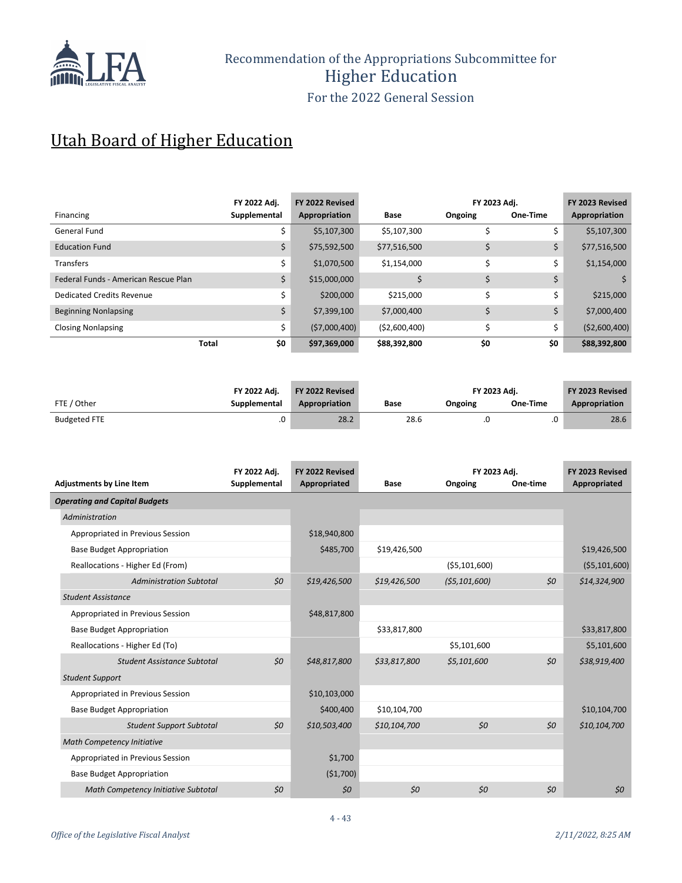Recommendation of the Appropriations Subcommittee for
Higher Education
For the 2022 General Session

# Utah Board of Higher Education

| Financing | FY 2022 Adj. Supplemental | FY 2022 Revised Appropriation | Base | FY 2023 Adj. Ongoing | FY 2023 Adj. One-Time | FY 2023 Revised Appropriation |
|---|---|---|---|---|---|---|
| General Fund | $ | $5,107,300 | $5,107,300 | $ | $ | $5,107,300 |
| Education Fund | $ | $75,592,500 | $77,516,500 | $ | $ | $77,516,500 |
| Transfers | $ | $1,070,500 | $1,154,000 | $ | $ | $1,154,000 |
| Federal Funds - American Rescue Plan | $ | $15,000,000 | $ | $ | $ | $ |
| Dedicated Credits Revenue | $ | $200,000 | $215,000 | $ | $ | $215,000 |
| Beginning Nonlapsing | $ | $7,399,100 | $7,000,400 | $ | $ | $7,000,400 |
| Closing Nonlapsing | $ | ($7,000,400) | ($2,600,400) | $ | $ | ($2,600,400) |
| **Total** | **$0** | **$97,369,000** | **$88,392,800** | **$0** | **$0** | **$88,392,800** |

| FTE / Other | FY 2022 Adj. Supplemental | FY 2022 Revised Appropriation | Base | FY 2023 Adj. Ongoing | FY 2023 Adj. One-Time | FY 2023 Revised Appropriation |
|---|---|---|---|---|---|---|
| Budgeted FTE | .0 | 28.2 | 28.6 | .0 | .0 | 28.6 |

| Adjustments by Line Item | FY 2022 Adj. Supplemental | FY 2022 Revised Appropriated | Base | FY 2023 Adj. Ongoing | FY 2023 Adj. One-time | FY 2023 Revised Appropriated |
|---|---|---|---|---|---|---|
| ***Operating and Capital Budgets*** | | | | | | |
| *Administration* | | | | | | |
| Appropriated in Previous Session | | $18,940,800 | | | | |
| Base Budget Appropriation | | $485,700 | $19,426,500 | | | $19,426,500 |
| Reallocations - Higher Ed (From) | | | | ($5,101,600) | | ($5,101,600) |
| *Administration Subtotal* | *$0* | *$19,426,500* | *$19,426,500* | *($5,101,600)* | *$0* | *$14,324,900* |
| *Student Assistance* | | | | | | |
| Appropriated in Previous Session | | $48,817,800 | | | | |
| Base Budget Appropriation | | | $33,817,800 | | | $33,817,800 |
| Reallocations - Higher Ed (To) | | | | $5,101,600 | | $5,101,600 |
| *Student Assistance Subtotal* | *$0* | *$48,817,800* | *$33,817,800* | *$5,101,600* | *$0* | *$38,919,400* |
| *Student Support* | | | | | | |
| Appropriated in Previous Session | | $10,103,000 | | | | |
| Base Budget Appropriation | | $400,400 | $10,104,700 | | | $10,104,700 |
| *Student Support Subtotal* | *$0* | *$10,503,400* | *$10,104,700* | *$0* | *$0* | *$10,104,700* |
| *Math Competency Initiative* | | | | | | |
| Appropriated in Previous Session | | $1,700 | | | | |
| Base Budget Appropriation | | ($1,700) | | | | |
| *Math Competency Initiative Subtotal* | *$0* | *$0* | *$0* | *$0* | *$0* | *$0* |

*Office of the Legislative Fiscal Analyst* *2/11/2022, 8:25 AM*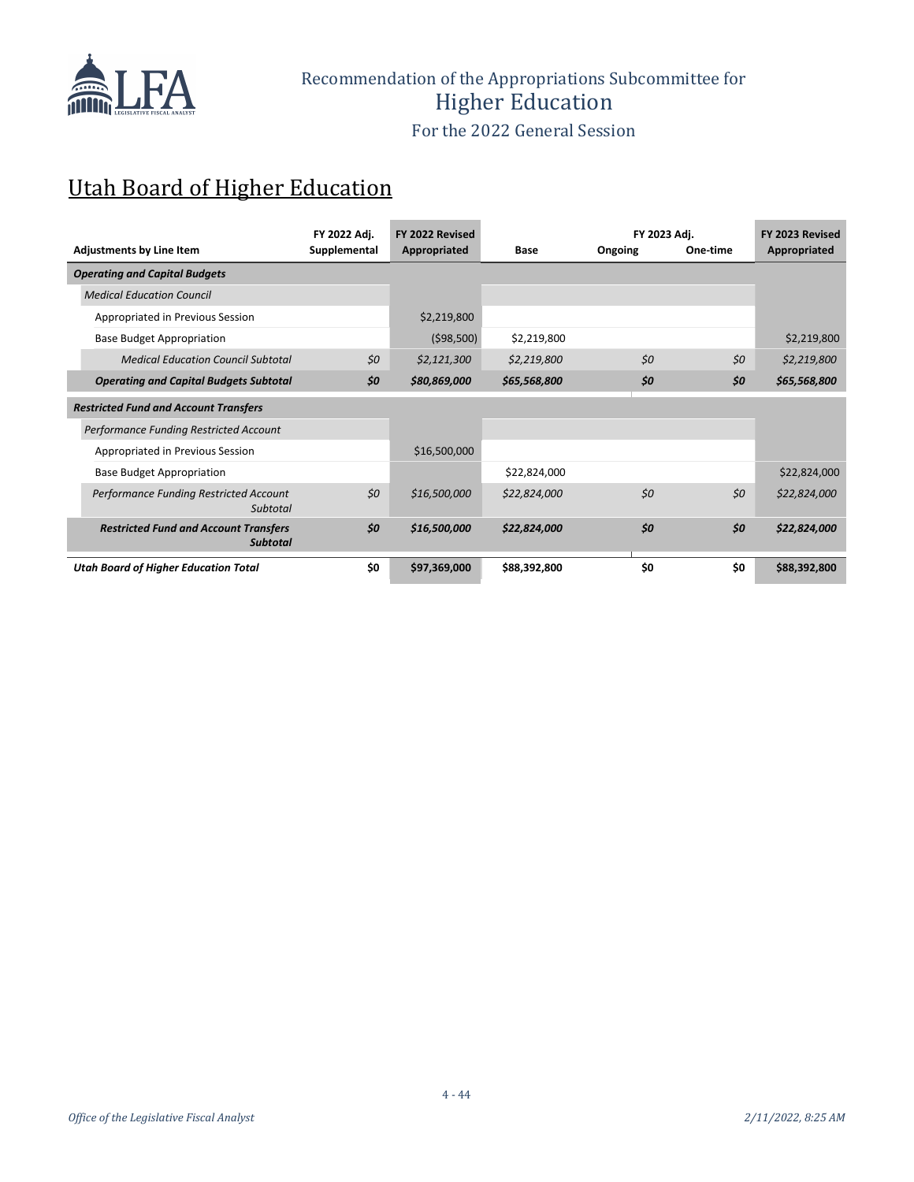Recommendation of the Appropriations Subcommittee for
Higher Education
For the 2022 General Session

## Utah Board of Higher Education

| Adjustments by Line Item | FY 2022 Adj. Supplemental | FY 2022 Revised Appropriated | Base | FY 2023 Adj. Ongoing | FY 2023 Adj. One-time | FY 2023 Revised Appropriated |
|---|---|---|---|---|---|---|
| ***Operating and Capital Budgets*** | | | | | | |
| *Medical Education Council* | | | | | | |
| Appropriated in Previous Session | | $2,219,800 | | | | |
| Base Budget Appropriation | | ($98,500) | $2,219,800 | | | $2,219,800 |
| *Medical Education Council Subtotal* | *$0* | *$2,121,300* | *$2,219,800* | *$0* | *$0* | *$2,219,800* |
| ***Operating and Capital Budgets Subtotal*** | ***$0*** | ***$80,869,000*** | ***$65,568,800*** | ***$0*** | ***$0*** | ***$65,568,800*** |
| ***Restricted Fund and Account Transfers*** | | | | | | |
| *Performance Funding Restricted Account* | | | | | | |
| Appropriated in Previous Session | | $16,500,000 | | | | |
| Base Budget Appropriation | | | $22,824,000 | | | $22,824,000 |
| *Performance Funding Restricted Account Subtotal* | *$0* | *$16,500,000* | *$22,824,000* | *$0* | *$0* | *$22,824,000* |
| ***Restricted Fund and Account Transfers Subtotal*** | ***$0*** | ***$16,500,000*** | ***$22,824,000*** | ***$0*** | ***$0*** | ***$22,824,000*** |
| ***Utah Board of Higher Education Total*** | **$0** | **$97,369,000** | **$88,392,800** | **$0** | **$0** | **$88,392,800** |

*Office of the Legislative Fiscal Analyst* *2/11/2022, 8:25 AM*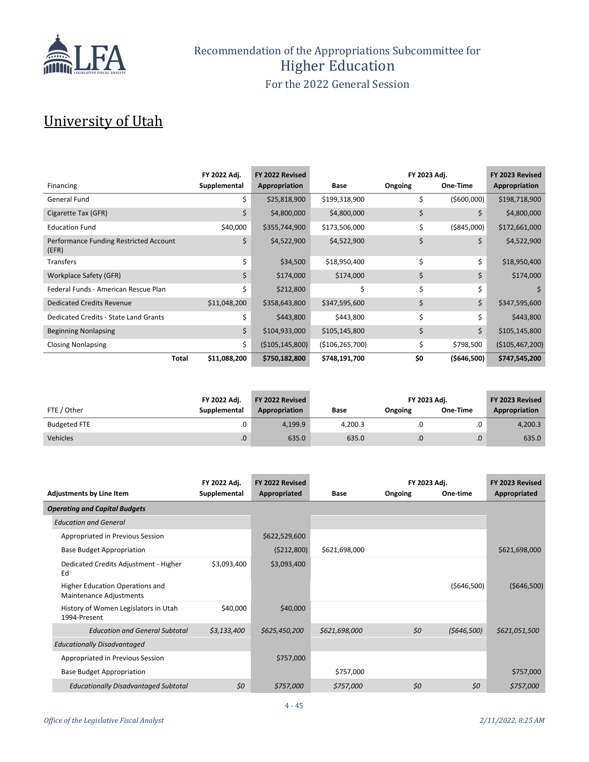# Recommendation of the Appropriations Subcommittee for Higher Education

For the 2022 General Session

## University of Utah

| Financing | FY 2022 Adj. Supplemental | FY 2022 Revised Appropriation | Base | FY 2023 Adj. Ongoing | FY 2023 Adj. One-Time | FY 2023 Revised Appropriation |
|---|---|---|---|---|---|---|
| General Fund | $ | $25,818,900 | $199,318,900 | $ | ($600,000) | $198,718,900 |
| Cigarette Tax (GFR) | $ | $4,800,000 | $4,800,000 | $ | $ | $4,800,000 |
| Education Fund | $40,000 | $355,744,900 | $173,506,000 | $ | ($845,000) | $172,661,000 |
| Performance Funding Restricted Account (EFR) | $ | $4,522,900 | $4,522,900 | $ | $ | $4,522,900 |
| Transfers | $ | $34,500 | $18,950,400 | $ | $ | $18,950,400 |
| Workplace Safety (GFR) | $ | $174,000 | $174,000 | $ | $ | $174,000 |
| Federal Funds - American Rescue Plan | $ | $212,800 | $ | $ | $ | $ |
| Dedicated Credits Revenue | $11,048,200 | $358,643,800 | $347,595,600 | $ | $ | $347,595,600 |
| Dedicated Credits - State Land Grants | $ | $443,800 | $443,800 | $ | $ | $443,800 |
| Beginning Nonlapsing | $ | $104,933,000 | $105,145,800 | $ | $ | $105,145,800 |
| Closing Nonlapsing | $ | ($105,145,800) | ($106,265,700) | $ | $798,500 | ($105,467,200) |
| **Total** | **$11,088,200** | **$750,182,800** | **$748,191,700** | **$0** | **($646,500)** | **$747,545,200** |

| FTE / Other | FY 2022 Adj. Supplemental | FY 2022 Revised Appropriation | Base | FY 2023 Adj. Ongoing | FY 2023 Adj. One-Time | FY 2023 Revised Appropriation |
|---|---|---|---|---|---|---|
| Budgeted FTE | .0 | 4,199.9 | 4,200.3 | .0 | .0 | 4,200.3 |
| Vehicles | .0 | 635.0 | 635.0 | .0 | .0 | 635.0 |

| Adjustments by Line Item | FY 2022 Adj. Supplemental | FY 2022 Revised Appropriated | Base | FY 2023 Adj. Ongoing | FY 2023 Adj. One-time | FY 2023 Revised Appropriated |
|---|---|---|---|---|---|---|
| ***Operating and Capital Budgets*** | | | | | | |
| *Education and General* | | | | | | |
| Appropriated in Previous Session | | $622,529,600 | | | | |
| Base Budget Appropriation | | ($212,800) | $621,698,000 | | | $621,698,000 |
| Dedicated Credits Adjustment - Higher Ed | $3,093,400 | $3,093,400 | | | | |
| Higher Education Operations and Maintenance Adjustments | | | | | ($646,500) | ($646,500) |
| History of Women Legislators in Utah 1994-Present | $40,000 | $40,000 | | | | |
| *Education and General Subtotal* | *$3,133,400* | *$625,450,200* | *$621,698,000* | *$0* | *($646,500)* | *$621,051,500* |
| *Educationally Disadvantaged* | | | | | | |
| Appropriated in Previous Session | | $757,000 | | | | |
| Base Budget Appropriation | | | $757,000 | | | $757,000 |
| *Educationally Disadvantaged Subtotal* | *$0* | *$757,000* | *$757,000* | *$0* | *$0* | *$757,000* |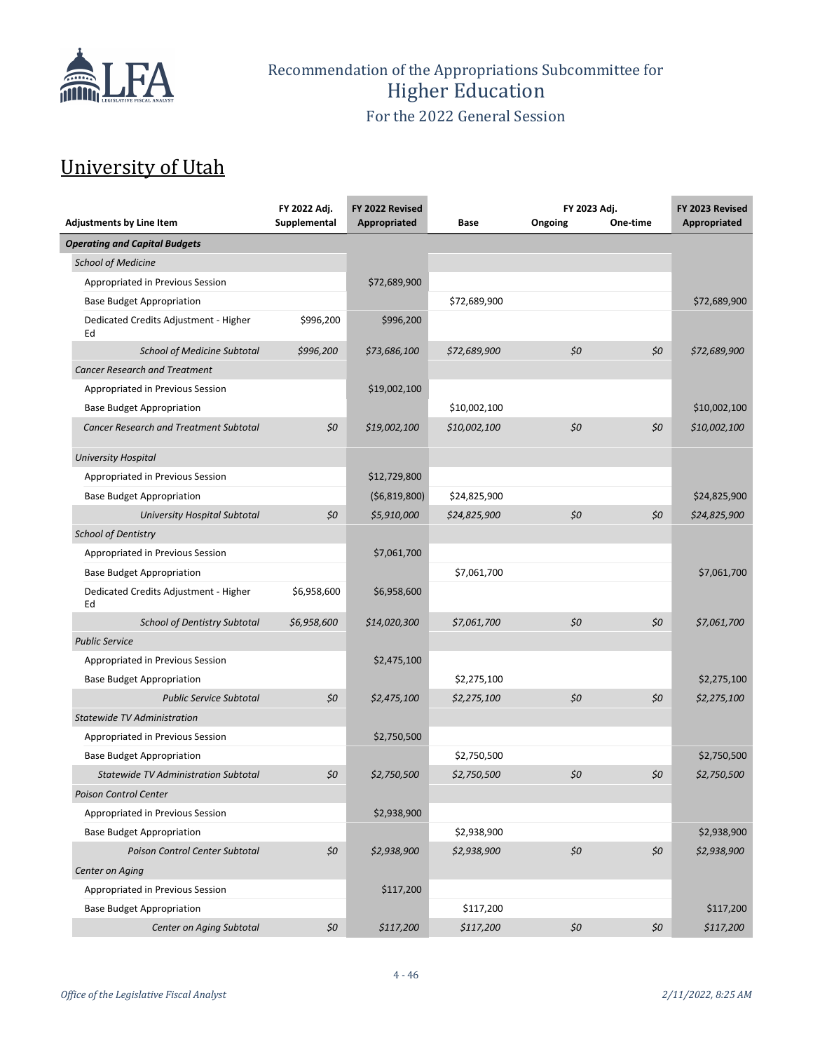Recommendation of the Appropriations Subcommittee for
Higher Education
For the 2022 General Session

## University of Utah

| Adjustments by Line Item | FY 2022 Adj. Supplemental | FY 2022 Revised Appropriated | Base | FY 2023 Adj. Ongoing | FY 2023 Adj. One-time | FY 2023 Revised Appropriated |
|---|---|---|---|---|---|---|
| ***Operating and Capital Budgets*** | | | | | | |
| *School of Medicine* | | | | | | |
| Appropriated in Previous Session | | $72,689,900 | | | | |
| Base Budget Appropriation | | | $72,689,900 | | | $72,689,900 |
| Dedicated Credits Adjustment - Higher Ed | $996,200 | $996,200 | | | | |
| *School of Medicine Subtotal* | *$996,200* | *$73,686,100* | *$72,689,900* | *$0* | *$0* | *$72,689,900* |
| *Cancer Research and Treatment* | | | | | | |
| Appropriated in Previous Session | | $19,002,100 | | | | |
| Base Budget Appropriation | | | $10,002,100 | | | $10,002,100 |
| *Cancer Research and Treatment Subtotal* | *$0* | *$19,002,100* | *$10,002,100* | *$0* | *$0* | *$10,002,100* |
| *University Hospital* | | | | | | |
| Appropriated in Previous Session | | $12,729,800 | | | | |
| Base Budget Appropriation | | ($6,819,800) | $24,825,900 | | | $24,825,900 |
| *University Hospital Subtotal* | *$0* | *$5,910,000* | *$24,825,900* | *$0* | *$0* | *$24,825,900* |
| *School of Dentistry* | | | | | | |
| Appropriated in Previous Session | | $7,061,700 | | | | |
| Base Budget Appropriation | | | $7,061,700 | | | $7,061,700 |
| Dedicated Credits Adjustment - Higher Ed | $6,958,600 | $6,958,600 | | | | |
| *School of Dentistry Subtotal* | *$6,958,600* | *$14,020,300* | *$7,061,700* | *$0* | *$0* | *$7,061,700* |
| *Public Service* | | | | | | |
| Appropriated in Previous Session | | $2,475,100 | | | | |
| Base Budget Appropriation | | | $2,275,100 | | | $2,275,100 |
| *Public Service Subtotal* | *$0* | *$2,475,100* | *$2,275,100* | *$0* | *$0* | *$2,275,100* |
| *Statewide TV Administration* | | | | | | |
| Appropriated in Previous Session | | $2,750,500 | | | | |
| Base Budget Appropriation | | | $2,750,500 | | | $2,750,500 |
| *Statewide TV Administration Subtotal* | *$0* | *$2,750,500* | *$2,750,500* | *$0* | *$0* | *$2,750,500* |
| *Poison Control Center* | | | | | | |
| Appropriated in Previous Session | | $2,938,900 | | | | |
| Base Budget Appropriation | | | $2,938,900 | | | $2,938,900 |
| *Poison Control Center Subtotal* | *$0* | *$2,938,900* | *$2,938,900* | *$0* | *$0* | *$2,938,900* |
| *Center on Aging* | | | | | | |
| Appropriated in Previous Session | | $117,200 | | | | |
| Base Budget Appropriation | | | $117,200 | | | $117,200 |
| *Center on Aging Subtotal* | *$0* | *$117,200* | *$117,200* | *$0* | *$0* | *$117,200* |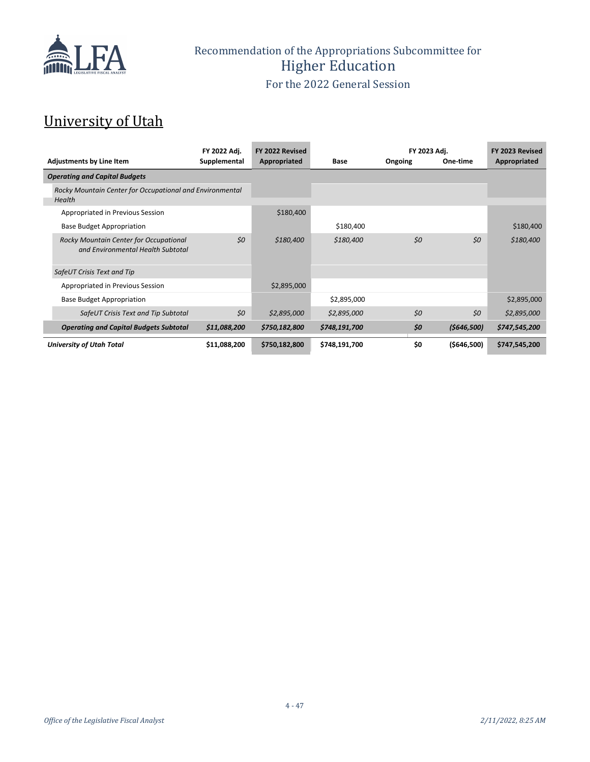Recommendation of the Appropriations Subcommittee for
Higher Education
For the 2022 General Session

# University of Utah

| Adjustments by Line Item | FY 2022 Adj. Supplemental | FY 2022 Revised Appropriated | Base | FY 2023 Adj. Ongoing | FY 2023 Adj. One-time | FY 2023 Revised Appropriated |
|---|---|---|---|---|---|---|
| ***Operating and Capital Budgets*** | | | | | | |
| *Rocky Mountain Center for Occupational and Environmental Health* | | | | | | |
| Appropriated in Previous Session | | $180,400 | | | | |
| Base Budget Appropriation | | | $180,400 | | | $180,400 |
| *Rocky Mountain Center for Occupational and Environmental Health Subtotal* | *$0* | *$180,400* | *$180,400* | *$0* | *$0* | *$180,400* |
| *SafeUT Crisis Text and Tip* | | | | | | |
| Appropriated in Previous Session | | $2,895,000 | | | | |
| Base Budget Appropriation | | | $2,895,000 | | | $2,895,000 |
| *SafeUT Crisis Text and Tip Subtotal* | *$0* | *$2,895,000* | *$2,895,000* | *$0* | *$0* | *$2,895,000* |
| ***Operating and Capital Budgets Subtotal*** | ***$11,088,200*** | ***$750,182,800*** | ***$748,191,700*** | ***$0*** | ***($646,500)*** | ***$747,545,200*** |
| ***University of Utah Total*** | **$11,088,200** | **$750,182,800** | **$748,191,700** | **$0** | **($646,500)** | **$747,545,200** |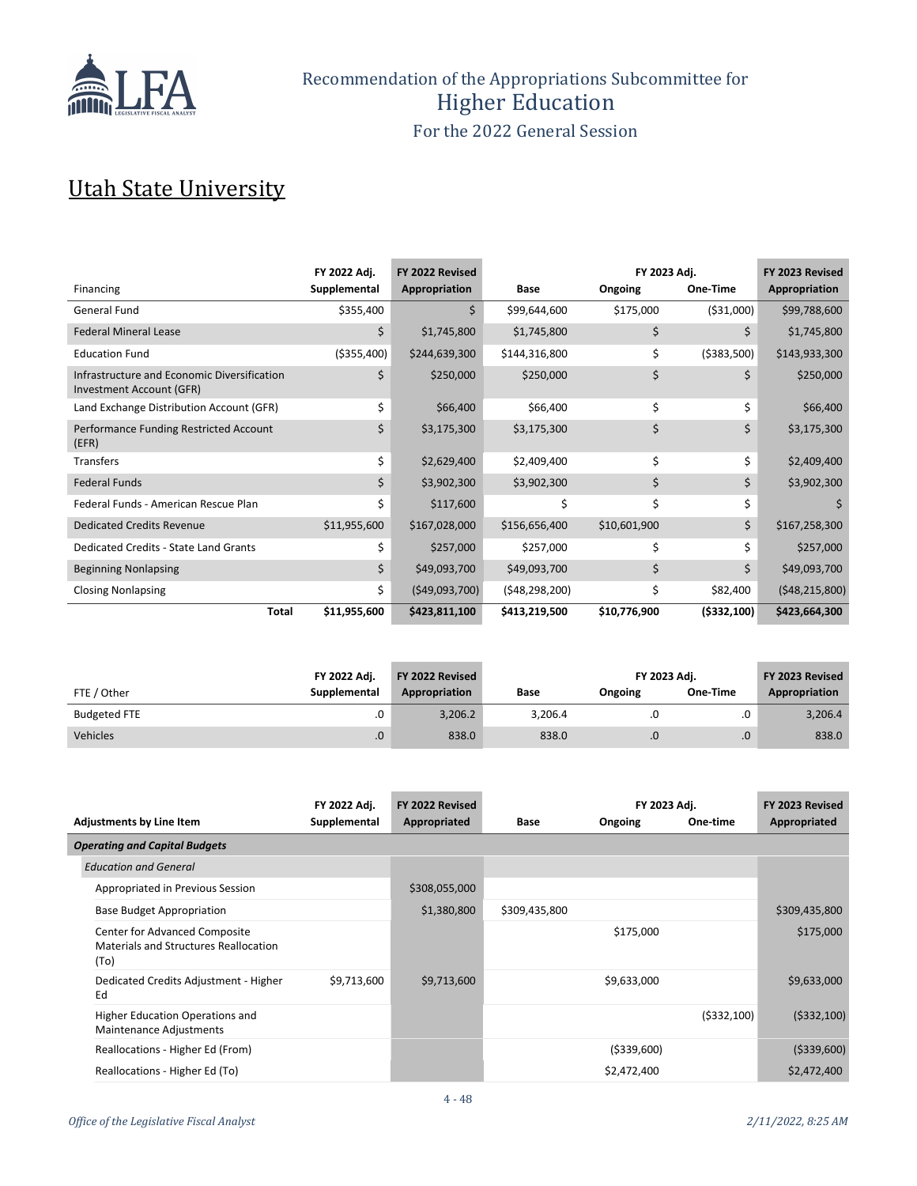# Recommendation of the Appropriations Subcommittee for Higher Education

For the 2022 General Session

## Utah State University

| Financing | FY 2022 Adj. Supplemental | FY 2022 Revised Appropriation | Base | FY 2023 Adj. Ongoing | FY 2023 Adj. One-Time | FY 2023 Revised Appropriation |
|---|---|---|---|---|---|---|
| General Fund | $355,400 | $ | $99,644,600 | $175,000 | ($31,000) | $99,788,600 |
| Federal Mineral Lease | $ | $1,745,800 | $1,745,800 | $ | $ | $1,745,800 |
| Education Fund | ($355,400) | $244,639,300 | $144,316,800 | $ | ($383,500) | $143,933,300 |
| Infrastructure and Economic Diversification Investment Account (GFR) | $ | $250,000 | $250,000 | $ | $ | $250,000 |
| Land Exchange Distribution Account (GFR) | $ | $66,400 | $66,400 | $ | $ | $66,400 |
| Performance Funding Restricted Account (EFR) | $ | $3,175,300 | $3,175,300 | $ | $ | $3,175,300 |
| Transfers | $ | $2,629,400 | $2,409,400 | $ | $ | $2,409,400 |
| Federal Funds | $ | $3,902,300 | $3,902,300 | $ | $ | $3,902,300 |
| Federal Funds - American Rescue Plan | $ | $117,600 | $ | $ | $ | $ |
| Dedicated Credits Revenue | $11,955,600 | $167,028,000 | $156,656,400 | $10,601,900 | $ | $167,258,300 |
| Dedicated Credits - State Land Grants | $ | $257,000 | $257,000 | $ | $ | $257,000 |
| Beginning Nonlapsing | $ | $49,093,700 | $49,093,700 | $ | $ | $49,093,700 |
| Closing Nonlapsing | $ | ($49,093,700) | ($48,298,200) | $ | $82,400 | ($48,215,800) |
| **Total** | **$11,955,600** | **$423,811,100** | **$413,219,500** | **$10,776,900** | **($332,100)** | **$423,664,300** |

| FTE / Other | FY 2022 Adj. Supplemental | FY 2022 Revised Appropriation | Base | FY 2023 Adj. Ongoing | FY 2023 Adj. One-Time | FY 2023 Revised Appropriation |
|---|---|---|---|---|---|---|
| Budgeted FTE | .0 | 3,206.2 | 3,206.4 | .0 | .0 | 3,206.4 |
| Vehicles | .0 | 838.0 | 838.0 | .0 | .0 | 838.0 |

| Adjustments by Line Item | FY 2022 Adj. Supplemental | FY 2022 Revised Appropriated | Base | FY 2023 Adj. Ongoing | FY 2023 Adj. One-time | FY 2023 Revised Appropriated |
|---|---|---|---|---|---|---|
| ***Operating and Capital Budgets*** | | | | | | |
| *Education and General* | | | | | | |
| Appropriated in Previous Session | | $308,055,000 | | | | |
| Base Budget Appropriation | | $1,380,800 | $309,435,800 | | | $309,435,800 |
| Center for Advanced Composite Materials and Structures Reallocation (To) | | | | $175,000 | | $175,000 |
| Dedicated Credits Adjustment - Higher Ed | $9,713,600 | $9,713,600 | | $9,633,000 | | $9,633,000 |
| Higher Education Operations and Maintenance Adjustments | | | | | ($332,100) | ($332,100) |
| Reallocations - Higher Ed (From) | | | | ($339,600) | | ($339,600) |
| Reallocations - Higher Ed (To) | | | | $2,472,400 | | $2,472,400 |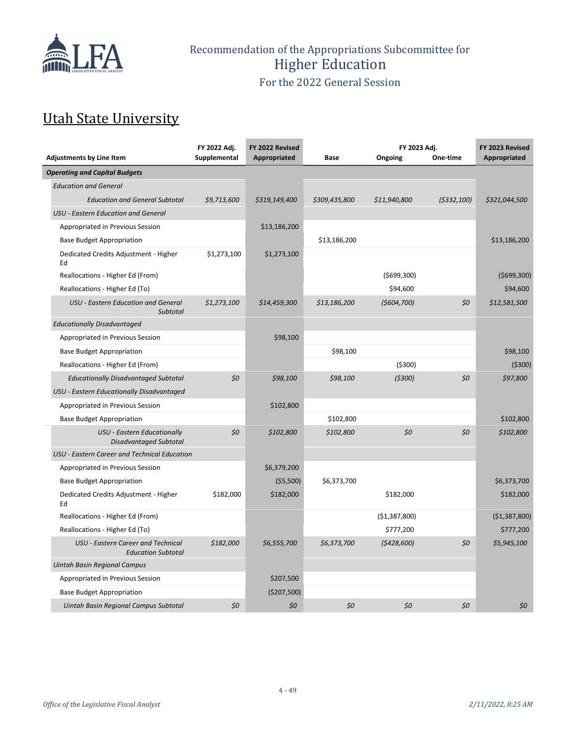Recommendation of the Appropriations Subcommittee for
Higher Education
For the 2022 General Session

## Utah State University

| Adjustments by Line Item | FY 2022 Adj. Supplemental | FY 2022 Revised Appropriated | Base | FY 2023 Adj. Ongoing | FY 2023 Adj. One-time | FY 2023 Revised Appropriated |
|---|---|---|---|---|---|---|
| ***Operating and Capital Budgets*** | | | | | | |
| *Education and General* | | | | | | |
| *Education and General Subtotal* | *$9,713,600* | *$319,149,400* | *$309,435,800* | *$11,940,800* | *($332,100)* | *$321,044,500* |
| *USU - Eastern Education and General* | | | | | | |
| Appropriated in Previous Session | | $13,186,200 | | | | |
| Base Budget Appropriation | | | $13,186,200 | | | $13,186,200 |
| Dedicated Credits Adjustment - Higher Ed | $1,273,100 | $1,273,100 | | | | |
| Reallocations - Higher Ed (From) | | | | ($699,300) | | ($699,300) |
| Reallocations - Higher Ed (To) | | | | $94,600 | | $94,600 |
| *USU - Eastern Education and General Subtotal* | *$1,273,100* | *$14,459,300* | *$13,186,200* | *($604,700)* | *$0* | *$12,581,500* |
| *Educationally Disadvantaged* | | | | | | |
| Appropriated in Previous Session | | $98,100 | | | | |
| Base Budget Appropriation | | | $98,100 | | | $98,100 |
| Reallocations - Higher Ed (From) | | | | ($300) | | ($300) |
| *Educationally Disadvantaged Subtotal* | *$0* | *$98,100* | *$98,100* | *($300)* | *$0* | *$97,800* |
| *USU - Eastern Educationally Disadvantaged* | | | | | | |
| Appropriated in Previous Session | | $102,800 | | | | |
| Base Budget Appropriation | | | $102,800 | | | $102,800 |
| *USU - Eastern Educationally Disadvantaged Subtotal* | *$0* | *$102,800* | *$102,800* | *$0* | *$0* | *$102,800* |
| *USU - Eastern Career and Technical Education* | | | | | | |
| Appropriated in Previous Session | | $6,379,200 | | | | |
| Base Budget Appropriation | | ($5,500) | $6,373,700 | | | $6,373,700 |
| Dedicated Credits Adjustment - Higher Ed | $182,000 | $182,000 | | $182,000 | | $182,000 |
| Reallocations - Higher Ed (From) | | | | ($1,387,800) | | ($1,387,800) |
| Reallocations - Higher Ed (To) | | | | $777,200 | | $777,200 |
| *USU - Eastern Career and Technical Education Subtotal* | *$182,000* | *$6,555,700* | *$6,373,700* | *($428,600)* | *$0* | *$5,945,100* |
| *Uintah Basin Regional Campus* | | | | | | |
| Appropriated in Previous Session | | $207,500 | | | | |
| Base Budget Appropriation | | ($207,500) | | | | |
| *Uintah Basin Regional Campus Subtotal* | *$0* | *$0* | *$0* | *$0* | *$0* | *$0* |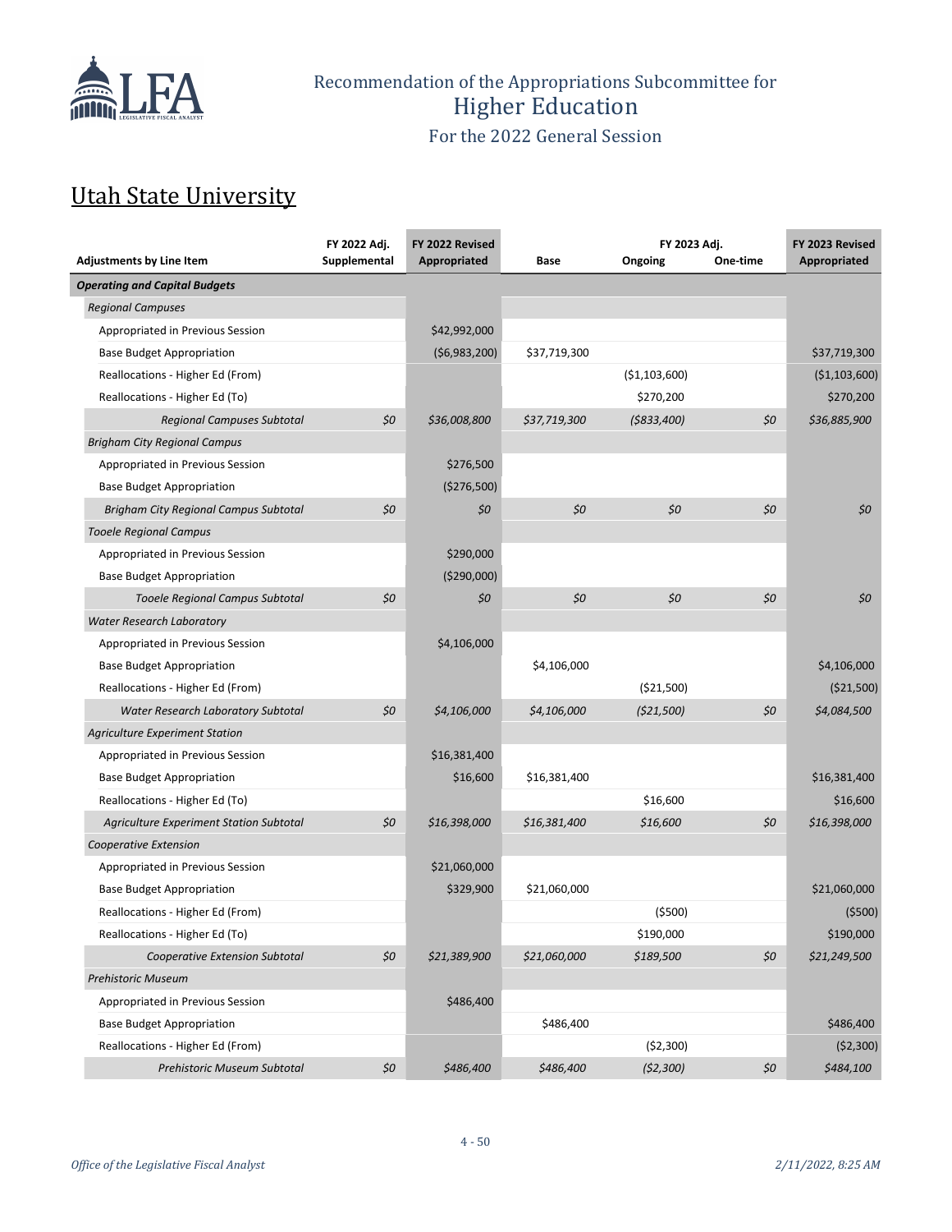# Recommendation of the Appropriations Subcommittee for Higher Education

For the 2022 General Session

## Utah State University

| Adjustments by Line Item | FY 2022 Adj. Supplemental | FY 2022 Revised Appropriated | Base | FY 2023 Adj. Ongoing | FY 2023 Adj. One-time | FY 2023 Revised Appropriated |
|---|---|---|---|---|---|---|
| ***Operating and Capital Budgets*** | | | | | | |
| *Regional Campuses* | | | | | | |
| Appropriated in Previous Session | | $42,992,000 | | | | |
| Base Budget Appropriation | | ($6,983,200) | $37,719,300 | | | $37,719,300 |
| Reallocations - Higher Ed (From) | | | | ($1,103,600) | | ($1,103,600) |
| Reallocations - Higher Ed (To) | | | | $270,200 | | $270,200 |
| *Regional Campuses Subtotal* | *$0* | *$36,008,800* | *$37,719,300* | *($833,400)* | *$0* | *$36,885,900* |
| *Brigham City Regional Campus* | | | | | | |
| Appropriated in Previous Session | | $276,500 | | | | |
| Base Budget Appropriation | | ($276,500) | | | | |
| *Brigham City Regional Campus Subtotal* | *$0* | *$0* | *$0* | *$0* | *$0* | *$0* |
| *Tooele Regional Campus* | | | | | | |
| Appropriated in Previous Session | | $290,000 | | | | |
| Base Budget Appropriation | | ($290,000) | | | | |
| *Tooele Regional Campus Subtotal* | *$0* | *$0* | *$0* | *$0* | *$0* | *$0* |
| *Water Research Laboratory* | | | | | | |
| Appropriated in Previous Session | | $4,106,000 | | | | |
| Base Budget Appropriation | | | $4,106,000 | | | $4,106,000 |
| Reallocations - Higher Ed (From) | | | | ($21,500) | | ($21,500) |
| *Water Research Laboratory Subtotal* | *$0* | *$4,106,000* | *$4,106,000* | *($21,500)* | *$0* | *$4,084,500* |
| *Agriculture Experiment Station* | | | | | | |
| Appropriated in Previous Session | | $16,381,400 | | | | |
| Base Budget Appropriation | | $16,600 | $16,381,400 | | | $16,381,400 |
| Reallocations - Higher Ed (To) | | | | $16,600 | | $16,600 |
| *Agriculture Experiment Station Subtotal* | *$0* | *$16,398,000* | *$16,381,400* | *$16,600* | *$0* | *$16,398,000* |
| *Cooperative Extension* | | | | | | |
| Appropriated in Previous Session | | $21,060,000 | | | | |
| Base Budget Appropriation | | $329,900 | $21,060,000 | | | $21,060,000 |
| Reallocations - Higher Ed (From) | | | | ($500) | | ($500) |
| Reallocations - Higher Ed (To) | | | | $190,000 | | $190,000 |
| *Cooperative Extension Subtotal* | *$0* | *$21,389,900* | *$21,060,000* | *$189,500* | *$0* | *$21,249,500* |
| *Prehistoric Museum* | | | | | | |
| Appropriated in Previous Session | | $486,400 | | | | |
| Base Budget Appropriation | | | $486,400 | | | $486,400 |
| Reallocations - Higher Ed (From) | | | | ($2,300) | | ($2,300) |
| *Prehistoric Museum Subtotal* | *$0* | *$486,400* | *$486,400* | *($2,300)* | *$0* | *$484,100* |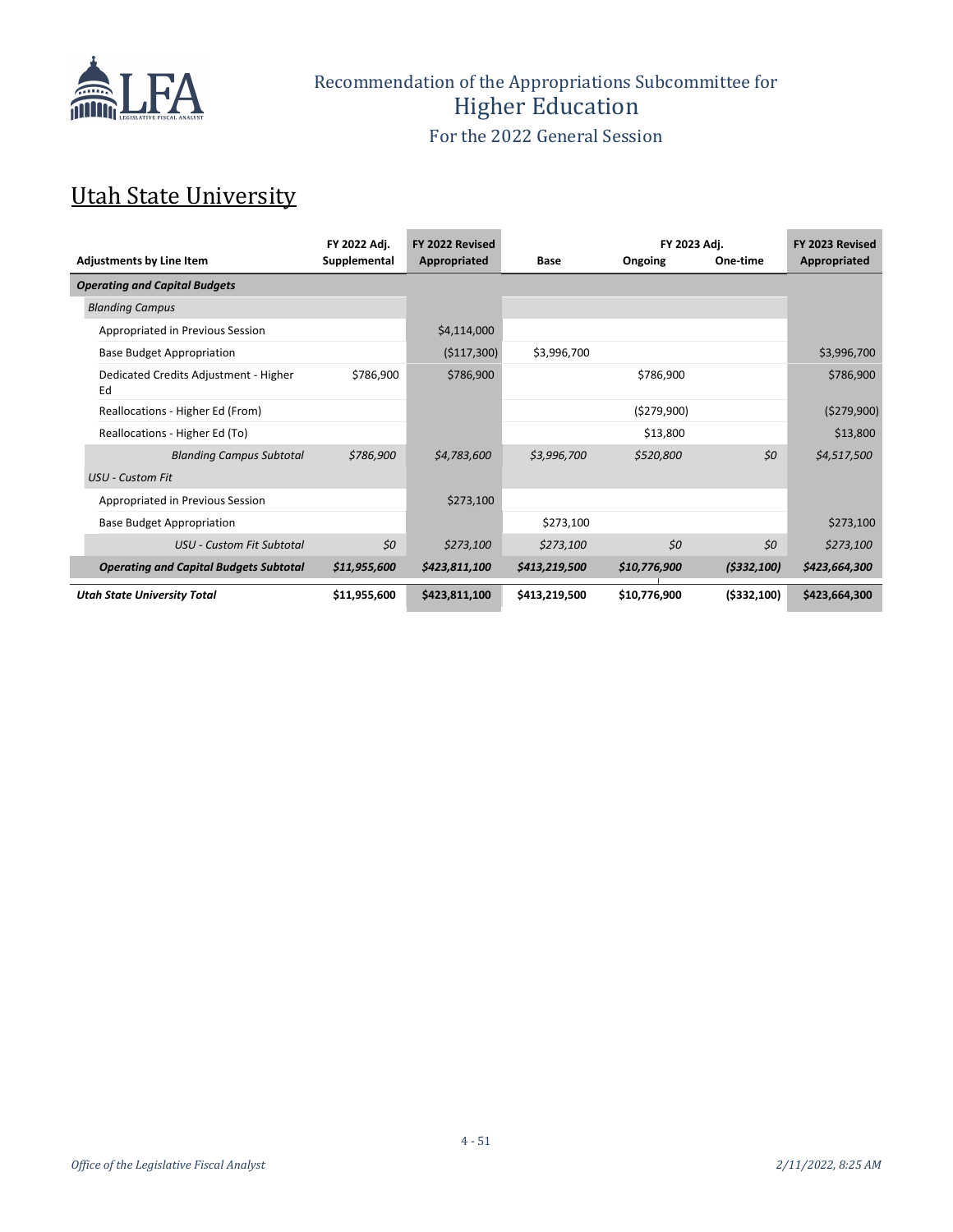Recommendation of the Appropriations Subcommittee for
Higher Education
For the 2022 General Session

## Utah State University

| Adjustments by Line Item | FY 2022 Adj. Supplemental | FY 2022 Revised Appropriated | Base | FY 2023 Adj. Ongoing | FY 2023 Adj. One-time | FY 2023 Revised Appropriated |
|---|---|---|---|---|---|---|
| ***Operating and Capital Budgets*** | | | | | | |
| *Blanding Campus* | | | | | | |
| Appropriated in Previous Session | | $4,114,000 | | | | |
| Base Budget Appropriation | | ($117,300) | $3,996,700 | | | $3,996,700 |
| Dedicated Credits Adjustment - Higher Ed | $786,900 | $786,900 | | $786,900 | | $786,900 |
| Reallocations - Higher Ed (From) | | | | ($279,900) | | ($279,900) |
| Reallocations - Higher Ed (To) | | | | $13,800 | | $13,800 |
| *Blanding Campus Subtotal* | *$786,900* | *$4,783,600* | *$3,996,700* | *$520,800* | *$0* | *$4,517,500* |
| *USU - Custom Fit* | | | | | | |
| Appropriated in Previous Session | | $273,100 | | | | |
| Base Budget Appropriation | | | $273,100 | | | $273,100 |
| *USU - Custom Fit Subtotal* | *$0* | *$273,100* | *$273,100* | *$0* | *$0* | *$273,100* |
| ***Operating and Capital Budgets Subtotal*** | ***$11,955,600*** | ***$423,811,100*** | ***$413,219,500*** | ***$10,776,900*** | ***($332,100)*** | ***$423,664,300*** |
| ***Utah State University Total*** | **$11,955,600** | **$423,811,100** | **$413,219,500** | **$10,776,900** | **($332,100)** | **$423,664,300** |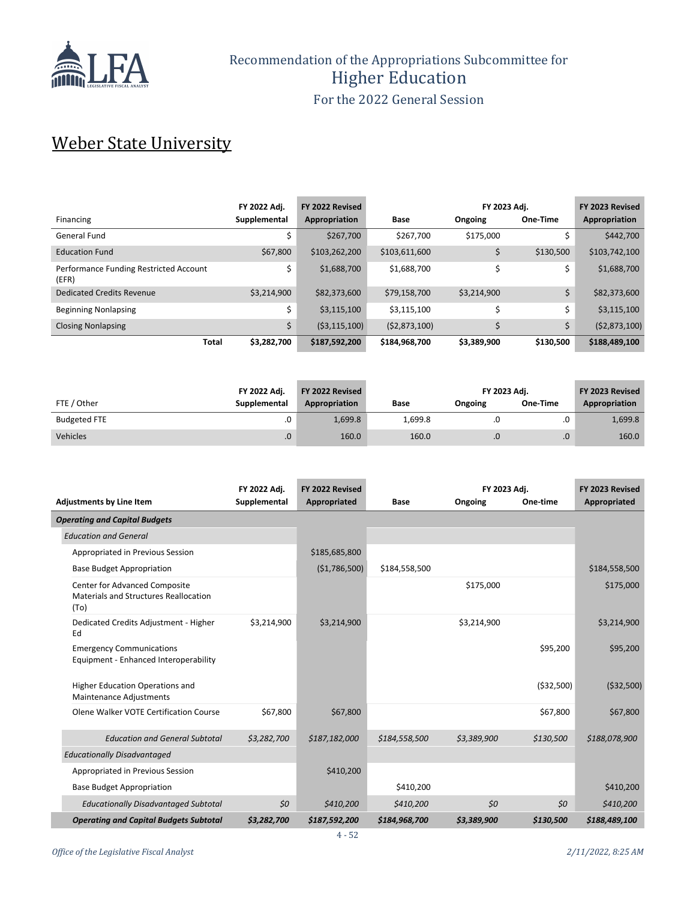Recommendation of the Appropriations Subcommittee for
Higher Education
For the 2022 General Session

## Weber State University

| Financing | FY 2022 Adj. Supplemental | FY 2022 Revised Appropriation | Base | FY 2023 Adj. Ongoing | FY 2023 Adj. One-Time | FY 2023 Revised Appropriation |
|---|---|---|---|---|---|---|
| General Fund | $ | $267,700 | $267,700 | $175,000 | $ | $442,700 |
| Education Fund | $67,800 | $103,262,200 | $103,611,600 | $ | $130,500 | $103,742,100 |
| Performance Funding Restricted Account (EFR) | $ | $1,688,700 | $1,688,700 | $ | $ | $1,688,700 |
| Dedicated Credits Revenue | $3,214,900 | $82,373,600 | $79,158,700 | $3,214,900 | $ | $82,373,600 |
| Beginning Nonlapsing | $ | $3,115,100 | $3,115,100 | $ | $ | $3,115,100 |
| Closing Nonlapsing | $ | ($3,115,100) | ($2,873,100) | $ | $ | ($2,873,100) |
| **Total** | **$3,282,700** | **$187,592,200** | **$184,968,700** | **$3,389,900** | **$130,500** | **$188,489,100** |

| FTE / Other | FY 2022 Adj. Supplemental | FY 2022 Revised Appropriation | Base | FY 2023 Adj. Ongoing | FY 2023 Adj. One-Time | FY 2023 Revised Appropriation |
|---|---|---|---|---|---|---|
| Budgeted FTE | .0 | 1,699.8 | 1,699.8 | .0 | .0 | 1,699.8 |
| Vehicles | .0 | 160.0 | 160.0 | .0 | .0 | 160.0 |

| Adjustments by Line Item | FY 2022 Adj. Supplemental | FY 2022 Revised Appropriated | Base | FY 2023 Adj. Ongoing | FY 2023 Adj. One-time | FY 2023 Revised Appropriated |
|---|---|---|---|---|---|---|
| ***Operating and Capital Budgets*** | | | | | | |
| *Education and General* | | | | | | |
| Appropriated in Previous Session | | $185,685,800 | | | | |
| Base Budget Appropriation | | ($1,786,500) | $184,558,500 | | | $184,558,500 |
| Center for Advanced Composite Materials and Structures Reallocation (To) | | | | $175,000 | | $175,000 |
| Dedicated Credits Adjustment - Higher Ed | $3,214,900 | $3,214,900 | | $3,214,900 | | $3,214,900 |
| Emergency Communications Equipment - Enhanced Interoperability | | | | | $95,200 | $95,200 |
| Higher Education Operations and Maintenance Adjustments | | | | | ($32,500) | ($32,500) |
| Olene Walker VOTE Certification Course | $67,800 | $67,800 | | | $67,800 | $67,800 |
| *Education and General Subtotal* | *$3,282,700* | *$187,182,000* | *$184,558,500* | *$3,389,900* | *$130,500* | *$188,078,900* |
| *Educationally Disadvantaged* | | | | | | |
| Appropriated in Previous Session | | $410,200 | | | | |
| Base Budget Appropriation | | | $410,200 | | | $410,200 |
| *Educationally Disadvantaged Subtotal* | *$0* | *$410,200* | *$410,200* | *$0* | *$0* | *$410,200* |
| ***Operating and Capital Budgets Subtotal*** | ***$3,282,700*** | ***$187,592,200*** | ***$184,968,700*** | ***$3,389,900*** | ***$130,500*** | ***$188,489,100*** |

*Office of the Legislative Fiscal Analyst* *2/11/2022, 8:25 AM*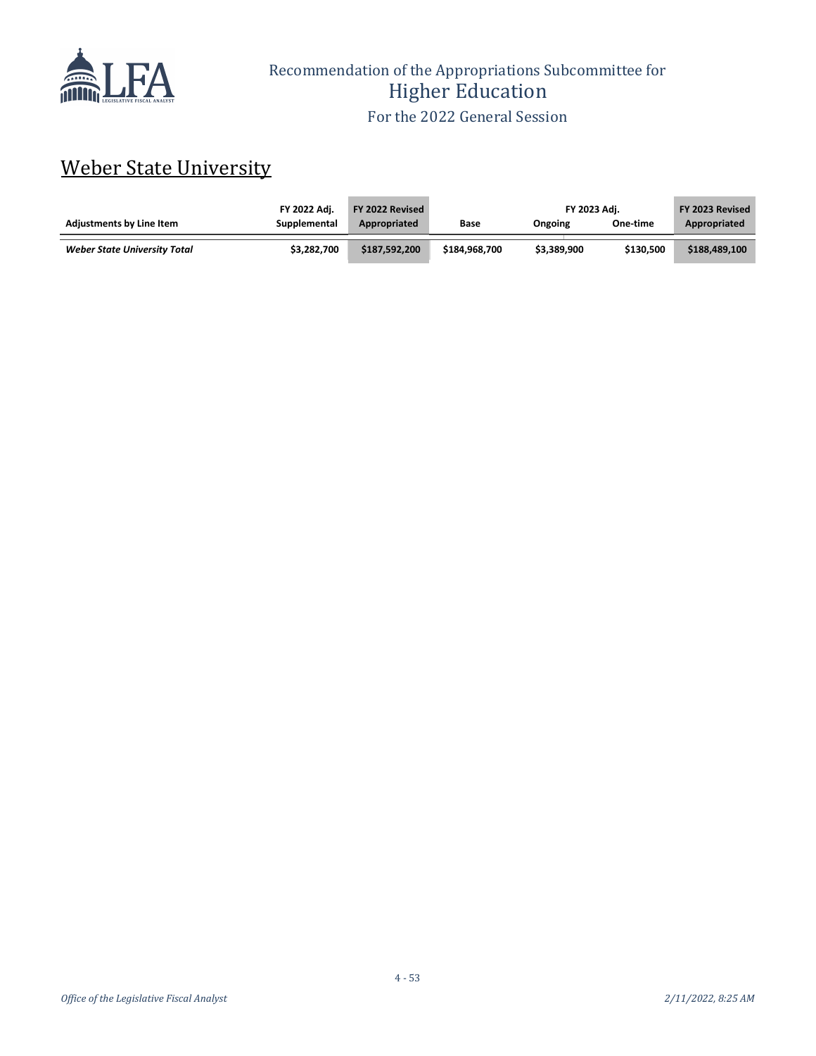Recommendation of the Appropriations Subcommittee for
Higher Education
For the 2022 General Session

## Weber State University

| Adjustments by Line Item | FY 2022 Adj. Supplemental | FY 2022 Revised Appropriated | Base | FY 2023 Adj. Ongoing | FY 2023 Adj. One-time | FY 2023 Revised Appropriated |
|---|---|---|---|---|---|---|
| ***Weber State University Total*** | **$3,282,700** | **$187,592,200** | **$184,968,700** | **$3,389,900** | **$130,500** | **$188,489,100** |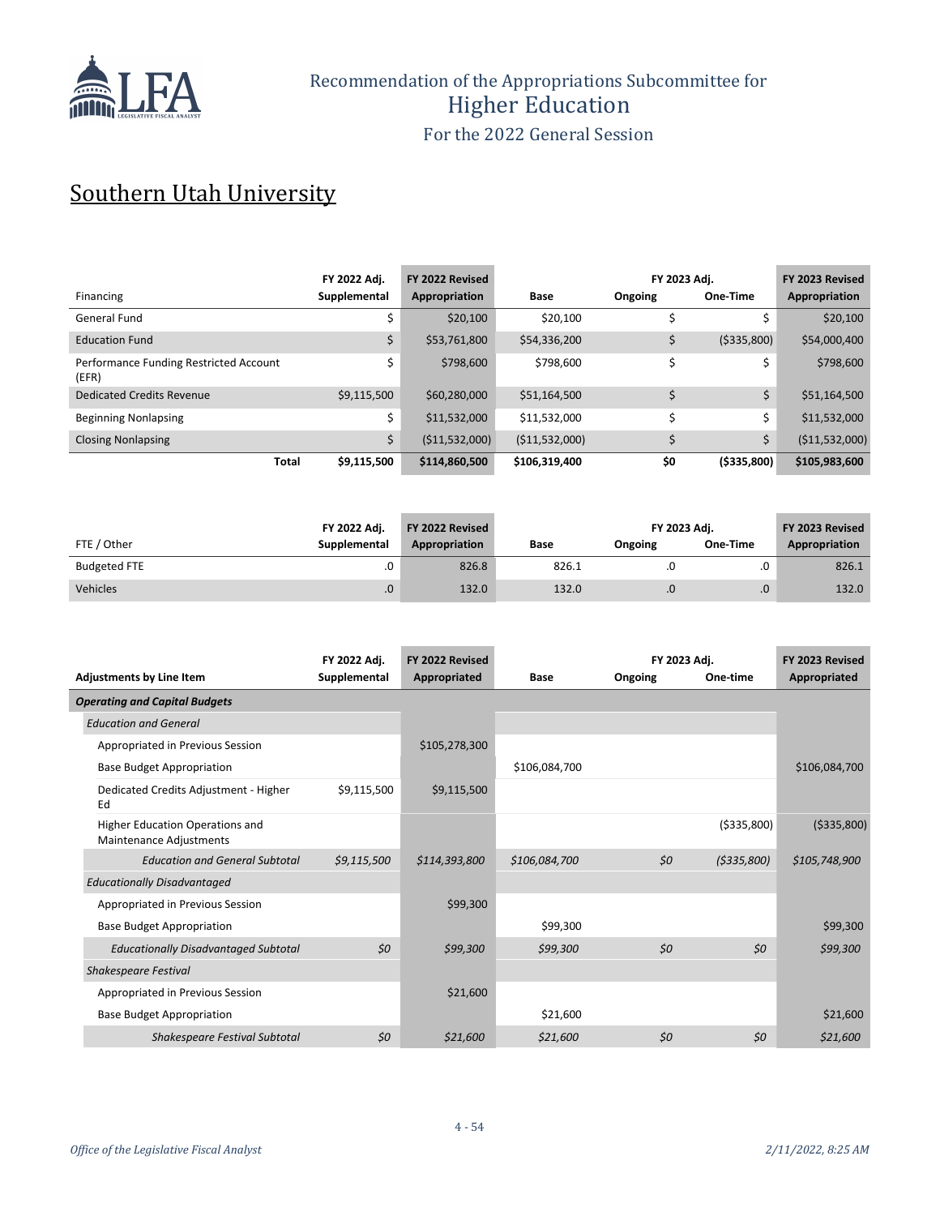Recommendation of the Appropriations Subcommittee for
Higher Education
For the 2022 General Session

# Southern Utah University

| Financing | FY 2022 Adj. Supplemental | FY 2022 Revised Appropriation | Base | FY 2023 Adj. Ongoing | FY 2023 Adj. One-Time | FY 2023 Revised Appropriation |
|---|---|---|---|---|---|---|
| General Fund | $ | $20,100 | $20,100 | $ | $ | $20,100 |
| Education Fund | $ | $53,761,800 | $54,336,200 | $ | ($335,800) | $54,000,400 |
| Performance Funding Restricted Account (EFR) | $ | $798,600 | $798,600 | $ | $ | $798,600 |
| Dedicated Credits Revenue | $9,115,500 | $60,280,000 | $51,164,500 | $ | $ | $51,164,500 |
| Beginning Nonlapsing | $ | $11,532,000 | $11,532,000 | $ | $ | $11,532,000 |
| Closing Nonlapsing | $ | ($11,532,000) | ($11,532,000) | $ | $ | ($11,532,000) |
| **Total** | **$9,115,500** | **$114,860,500** | **$106,319,400** | **$0** | **($335,800)** | **$105,983,600** |

| FTE / Other | FY 2022 Adj. Supplemental | FY 2022 Revised Appropriation | Base | FY 2023 Adj. Ongoing | FY 2023 Adj. One-Time | FY 2023 Revised Appropriation |
|---|---|---|---|---|---|---|
| Budgeted FTE | .0 | 826.8 | 826.1 | .0 | .0 | 826.1 |
| Vehicles | .0 | 132.0 | 132.0 | .0 | .0 | 132.0 |

| Adjustments by Line Item | FY 2022 Adj. Supplemental | FY 2022 Revised Appropriated | Base | FY 2023 Adj. Ongoing | FY 2023 Adj. One-time | FY 2023 Revised Appropriated |
|---|---|---|---|---|---|---|
| ***Operating and Capital Budgets*** | | | | | | |
| *Education and General* | | | | | | |
| Appropriated in Previous Session | | $105,278,300 | | | | |
| Base Budget Appropriation | | | $106,084,700 | | | $106,084,700 |
| Dedicated Credits Adjustment - Higher Ed | $9,115,500 | $9,115,500 | | | | |
| Higher Education Operations and Maintenance Adjustments | | | | | ($335,800) | ($335,800) |
| *Education and General Subtotal* | *$9,115,500* | *$114,393,800* | *$106,084,700* | *$0* | *($335,800)* | *$105,748,900* |
| *Educationally Disadvantaged* | | | | | | |
| Appropriated in Previous Session | | $99,300 | | | | |
| Base Budget Appropriation | | | $99,300 | | | $99,300 |
| *Educationally Disadvantaged Subtotal* | *$0* | *$99,300* | *$99,300* | *$0* | *$0* | *$99,300* |
| *Shakespeare Festival* | | | | | | |
| Appropriated in Previous Session | | $21,600 | | | | |
| Base Budget Appropriation | | | $21,600 | | | $21,600 |
| *Shakespeare Festival Subtotal* | *$0* | *$21,600* | *$21,600* | *$0* | *$0* | *$21,600* |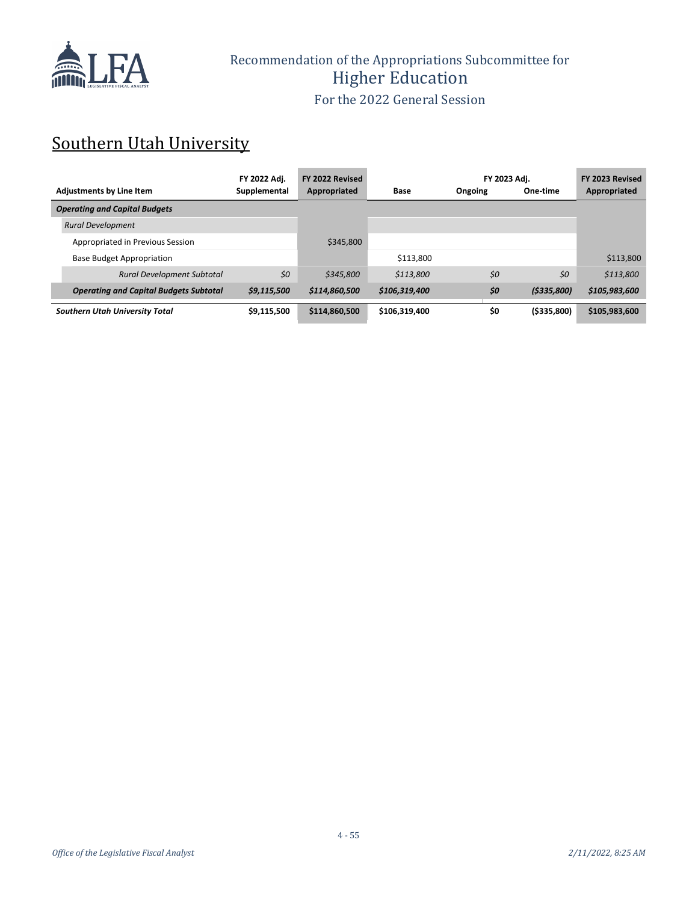# Recommendation of the Appropriations Subcommittee for Higher Education

For the 2022 General Session

## Southern Utah University

| Adjustments by Line Item | FY 2022 Adj. Supplemental | FY 2022 Revised Appropriated | Base | FY 2023 Adj. Ongoing | FY 2023 Adj. One-time | FY 2023 Revised Appropriated |
|---|---|---|---|---|---|---|
| ***Operating and Capital Budgets*** | | | | | | |
| *Rural Development* | | | | | | |
| Appropriated in Previous Session | | $345,800 | | | | |
| Base Budget Appropriation | | | $113,800 | | | $113,800 |
| *Rural Development Subtotal* | *$0* | *$345,800* | *$113,800* | *$0* | *$0* | *$113,800* |
| ***Operating and Capital Budgets Subtotal*** | ***$9,115,500*** | ***$114,860,500*** | ***$106,319,400*** | ***$0*** | ***($335,800)*** | ***$105,983,600*** |
| ***Southern Utah University Total*** | **$9,115,500** | **$114,860,500** | **$106,319,400** | **$0** | **($335,800)** | **$105,983,600** |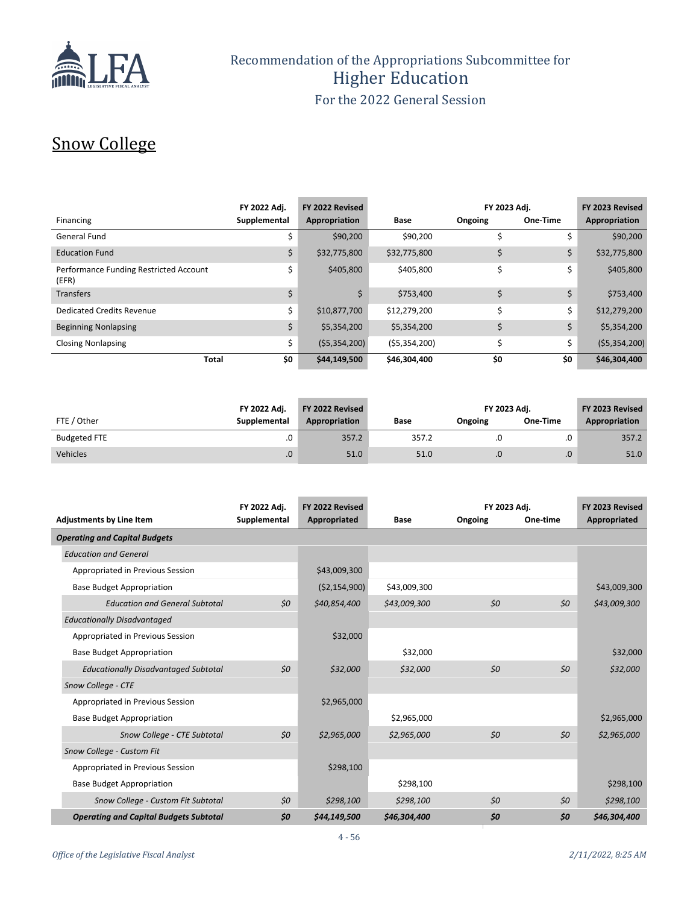# Recommendation of the Appropriations Subcommittee for Higher Education

For the 2022 General Session

## Snow College

| Financing | FY 2022 Adj. Supplemental | FY 2022 Revised Appropriation | Base | FY 2023 Adj. Ongoing | FY 2023 Adj. One-Time | FY 2023 Revised Appropriation |
|---|---|---|---|---|---|---|
| General Fund | $ | $90,200 | $90,200 | $ | $ | $90,200 |
| Education Fund | $ | $32,775,800 | $32,775,800 | $ | $ | $32,775,800 |
| Performance Funding Restricted Account (EFR) | $ | $405,800 | $405,800 | $ | $ | $405,800 |
| Transfers | $ | $ | $753,400 | $ | $ | $753,400 |
| Dedicated Credits Revenue | $ | $10,877,700 | $12,279,200 | $ | $ | $12,279,200 |
| Beginning Nonlapsing | $ | $5,354,200 | $5,354,200 | $ | $ | $5,354,200 |
| Closing Nonlapsing | $ | ($5,354,200) | ($5,354,200) | $ | $ | ($5,354,200) |
| **Total** | **$0** | **$44,149,500** | **$46,304,400** | **$0** | **$0** | **$46,304,400** |

| FTE / Other | FY 2022 Adj. Supplemental | FY 2022 Revised Appropriation | Base | FY 2023 Adj. Ongoing | FY 2023 Adj. One-Time | FY 2023 Revised Appropriation |
|---|---|---|---|---|---|---|
| Budgeted FTE | .0 | 357.2 | 357.2 | .0 | .0 | 357.2 |
| Vehicles | .0 | 51.0 | 51.0 | .0 | .0 | 51.0 |

| Adjustments by Line Item | FY 2022 Adj. Supplemental | FY 2022 Revised Appropriated | Base | FY 2023 Adj. Ongoing | FY 2023 Adj. One-time | FY 2023 Revised Appropriated |
|---|---|---|---|---|---|---|
| ***Operating and Capital Budgets*** | | | | | | |
| *Education and General* | | | | | | |
| Appropriated in Previous Session | | $43,009,300 | | | | |
| Base Budget Appropriation | | ($2,154,900) | $43,009,300 | | | $43,009,300 |
| *Education and General Subtotal* | *$0* | *$40,854,400* | *$43,009,300* | *$0* | *$0* | *$43,009,300* |
| *Educationally Disadvantaged* | | | | | | |
| Appropriated in Previous Session | | $32,000 | | | | |
| Base Budget Appropriation | | | $32,000 | | | $32,000 |
| *Educationally Disadvantaged Subtotal* | *$0* | *$32,000* | *$32,000* | *$0* | *$0* | *$32,000* |
| *Snow College - CTE* | | | | | | |
| Appropriated in Previous Session | | $2,965,000 | | | | |
| Base Budget Appropriation | | | $2,965,000 | | | $2,965,000 |
| *Snow College - CTE Subtotal* | *$0* | *$2,965,000* | *$2,965,000* | *$0* | *$0* | *$2,965,000* |
| *Snow College - Custom Fit* | | | | | | |
| Appropriated in Previous Session | | $298,100 | | | | |
| Base Budget Appropriation | | | $298,100 | | | $298,100 |
| *Snow College - Custom Fit Subtotal* | *$0* | *$298,100* | *$298,100* | *$0* | *$0* | *$298,100* |
| ***Operating and Capital Budgets Subtotal*** | ***$0*** | ***$44,149,500*** | ***$46,304,400*** | ***$0*** | ***$0*** | ***$46,304,400*** |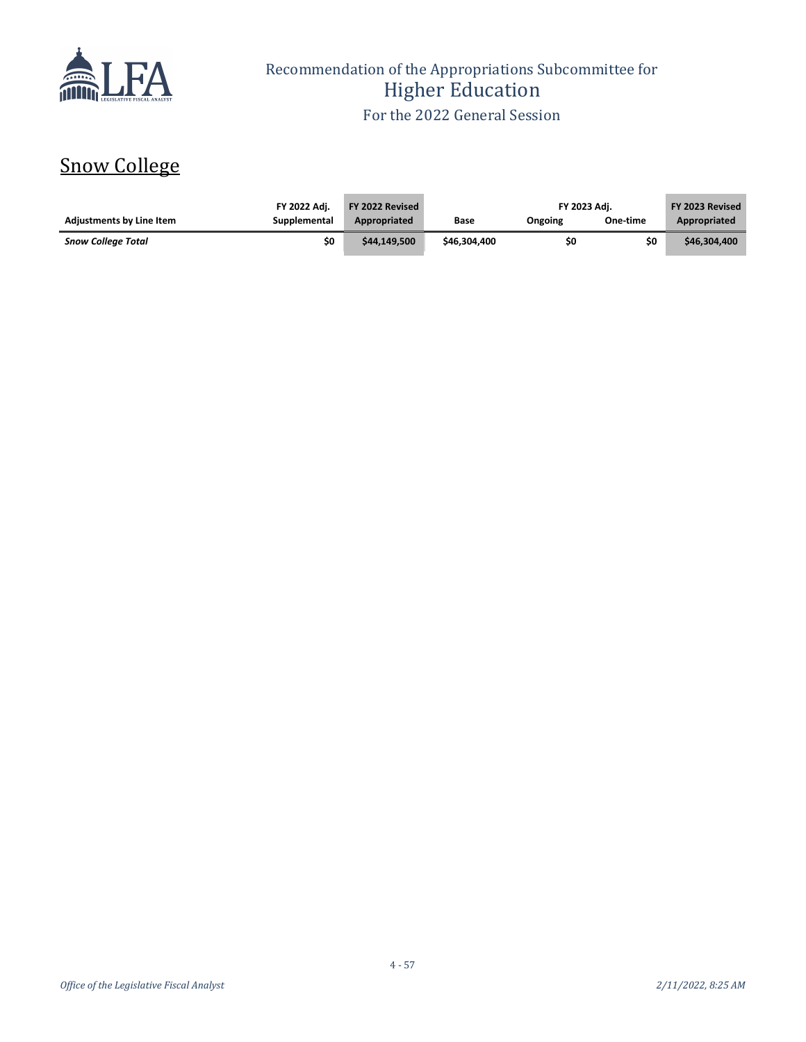Recommendation of the Appropriations Subcommittee for
Higher Education
For the 2022 General Session

## Snow College

| Adjustments by Line Item | FY 2022 Adj. Supplemental | FY 2022 Revised Appropriated | Base | FY 2023 Adj. Ongoing | FY 2023 Adj. One-time | FY 2023 Revised Appropriated |
|---|---|---|---|---|---|---|
| ***Snow College Total*** | **$0** | **$44,149,500** | **$46,304,400** | **$0** | **$0** | **$46,304,400** |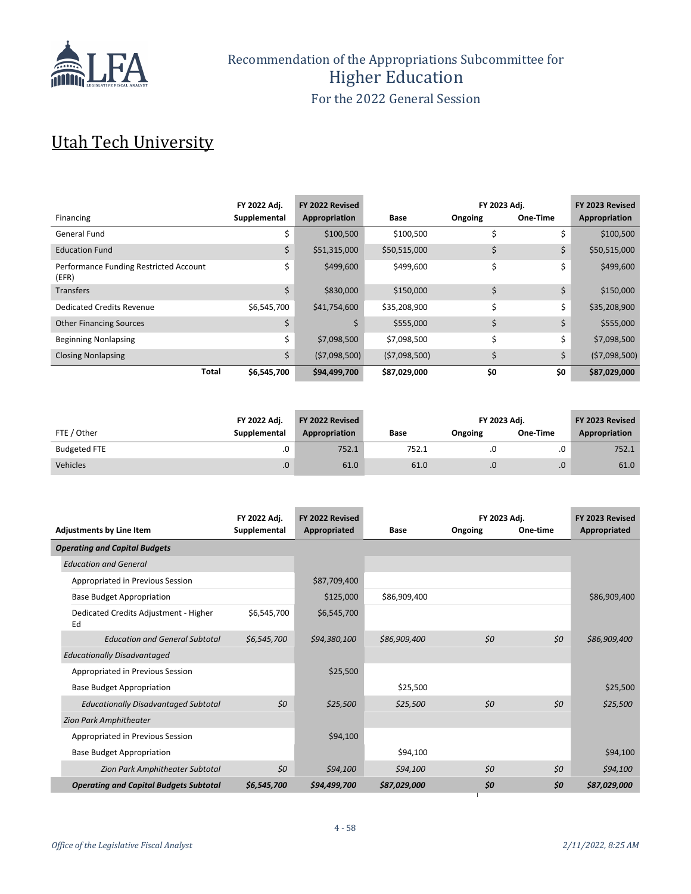Recommendation of the Appropriations Subcommittee for
Higher Education
For the 2022 General Session

# Utah Tech University

| Financing | FY 2022 Adj. Supplemental | FY 2022 Revised Appropriation | Base | FY 2023 Adj. Ongoing | FY 2023 Adj. One-Time | FY 2023 Revised Appropriation |
|---|---|---|---|---|---|---|
| General Fund | $ | $100,500 | $100,500 | $ | $ | $100,500 |
| Education Fund | $ | $51,315,000 | $50,515,000 | $ | $ | $50,515,000 |
| Performance Funding Restricted Account (EFR) | $ | $499,600 | $499,600 | $ | $ | $499,600 |
| Transfers | $ | $830,000 | $150,000 | $ | $ | $150,000 |
| Dedicated Credits Revenue | $6,545,700 | $41,754,600 | $35,208,900 | $ | $ | $35,208,900 |
| Other Financing Sources | $ | $ | $555,000 | $ | $ | $555,000 |
| Beginning Nonlapsing | $ | $7,098,500 | $7,098,500 | $ | $ | $7,098,500 |
| Closing Nonlapsing | $ | ($7,098,500) | ($7,098,500) | $ | $ | ($7,098,500) |
| **Total** | **$6,545,700** | **$94,499,700** | **$87,029,000** | **$0** | **$0** | **$87,029,000** |

| FTE / Other | FY 2022 Adj. Supplemental | FY 2022 Revised Appropriation | Base | FY 2023 Adj. Ongoing | FY 2023 Adj. One-Time | FY 2023 Revised Appropriation |
|---|---|---|---|---|---|---|
| Budgeted FTE | .0 | 752.1 | 752.1 | .0 | .0 | 752.1 |
| Vehicles | .0 | 61.0 | 61.0 | .0 | .0 | 61.0 |

| Adjustments by Line Item | FY 2022 Adj. Supplemental | FY 2022 Revised Appropriated | Base | FY 2023 Adj. Ongoing | FY 2023 Adj. One-time | FY 2023 Revised Appropriated |
|---|---|---|---|---|---|---|
| ***Operating and Capital Budgets*** | | | | | | |
| *Education and General* | | | | | | |
| Appropriated in Previous Session | | $87,709,400 | | | | |
| Base Budget Appropriation | | $125,000 | $86,909,400 | | | $86,909,400 |
| Dedicated Credits Adjustment - Higher Ed | $6,545,700 | $6,545,700 | | | | |
| *Education and General Subtotal* | *$6,545,700* | *$94,380,100* | *$86,909,400* | *$0* | *$0* | *$86,909,400* |
| *Educationally Disadvantaged* | | | | | | |
| Appropriated in Previous Session | | $25,500 | | | | |
| Base Budget Appropriation | | | $25,500 | | | $25,500 |
| *Educationally Disadvantaged Subtotal* | *$0* | *$25,500* | *$25,500* | *$0* | *$0* | *$25,500* |
| *Zion Park Amphitheater* | | | | | | |
| Appropriated in Previous Session | | $94,100 | | | | |
| Base Budget Appropriation | | | $94,100 | | | $94,100 |
| *Zion Park Amphitheater Subtotal* | *$0* | *$94,100* | *$94,100* | *$0* | *$0* | *$94,100* |
| ***Operating and Capital Budgets Subtotal*** | ***$6,545,700*** | ***$94,499,700*** | ***$87,029,000*** | ***$0*** | ***$0*** | ***$87,029,000*** |

*Office of the Legislative Fiscal Analyst* — *2/11/2022, 8:25 AM*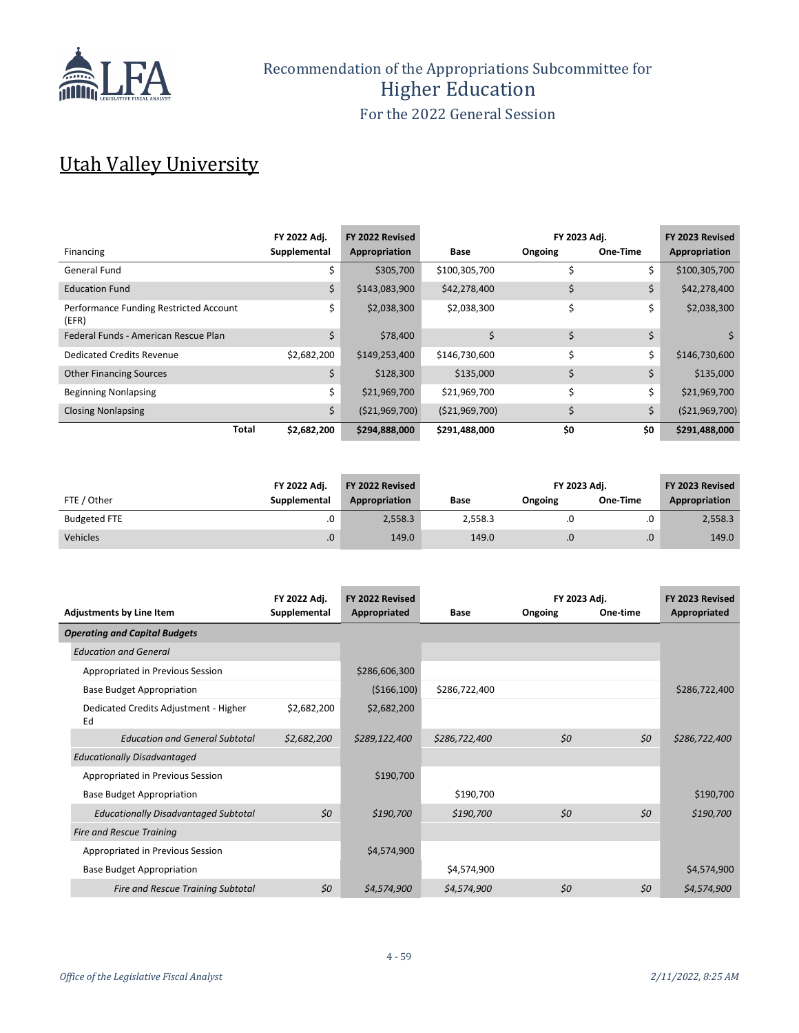# Recommendation of the Appropriations Subcommittee for Higher Education

For the 2022 General Session

## Utah Valley University

| Financing | FY 2022 Adj. Supplemental | FY 2022 Revised Appropriation | Base | FY 2023 Adj. Ongoing | FY 2023 Adj. One-Time | FY 2023 Revised Appropriation |
|---|---|---|---|---|---|---|
| General Fund | $ | $305,700 | $100,305,700 | $ | $ | $100,305,700 |
| Education Fund | $ | $143,083,900 | $42,278,400 | $ | $ | $42,278,400 |
| Performance Funding Restricted Account (EFR) | $ | $2,038,300 | $2,038,300 | $ | $ | $2,038,300 |
| Federal Funds - American Rescue Plan | $ | $78,400 | $ | $ | $ | $ |
| Dedicated Credits Revenue | $2,682,200 | $149,253,400 | $146,730,600 | $ | $ | $146,730,600 |
| Other Financing Sources | $ | $128,300 | $135,000 | $ | $ | $135,000 |
| Beginning Nonlapsing | $ | $21,969,700 | $21,969,700 | $ | $ | $21,969,700 |
| Closing Nonlapsing | $ | ($21,969,700) | ($21,969,700) | $ | $ | ($21,969,700) |
| **Total** | **$2,682,200** | **$294,888,000** | **$291,488,000** | **$0** | **$0** | **$291,488,000** |

| FTE / Other | FY 2022 Adj. Supplemental | FY 2022 Revised Appropriation | Base | FY 2023 Adj. Ongoing | FY 2023 Adj. One-Time | FY 2023 Revised Appropriation |
|---|---|---|---|---|---|---|
| Budgeted FTE | .0 | 2,558.3 | 2,558.3 | .0 | .0 | 2,558.3 |
| Vehicles | .0 | 149.0 | 149.0 | .0 | .0 | 149.0 |

| Adjustments by Line Item | FY 2022 Adj. Supplemental | FY 2022 Revised Appropriated | Base | FY 2023 Adj. Ongoing | FY 2023 Adj. One-time | FY 2023 Revised Appropriated |
|---|---|---|---|---|---|---|
| ***Operating and Capital Budgets*** | | | | | | |
| *Education and General* | | | | | | |
| Appropriated in Previous Session | | $286,606,300 | | | | |
| Base Budget Appropriation | | ($166,100) | $286,722,400 | | | $286,722,400 |
| Dedicated Credits Adjustment - Higher Ed | $2,682,200 | $2,682,200 | | | | |
| *Education and General Subtotal* | *$2,682,200* | *$289,122,400* | *$286,722,400* | *$0* | *$0* | *$286,722,400* |
| *Educationally Disadvantaged* | | | | | | |
| Appropriated in Previous Session | | $190,700 | | | | |
| Base Budget Appropriation | | | $190,700 | | | $190,700 |
| *Educationally Disadvantaged Subtotal* | *$0* | *$190,700* | *$190,700* | *$0* | *$0* | *$190,700* |
| *Fire and Rescue Training* | | | | | | |
| Appropriated in Previous Session | | $4,574,900 | | | | |
| Base Budget Appropriation | | | $4,574,900 | | | $4,574,900 |
| *Fire and Rescue Training Subtotal* | *$0* | *$4,574,900* | *$4,574,900* | *$0* | *$0* | *$4,574,900* |

*Office of the Legislative Fiscal Analyst* — *2/11/2022, 8:25 AM*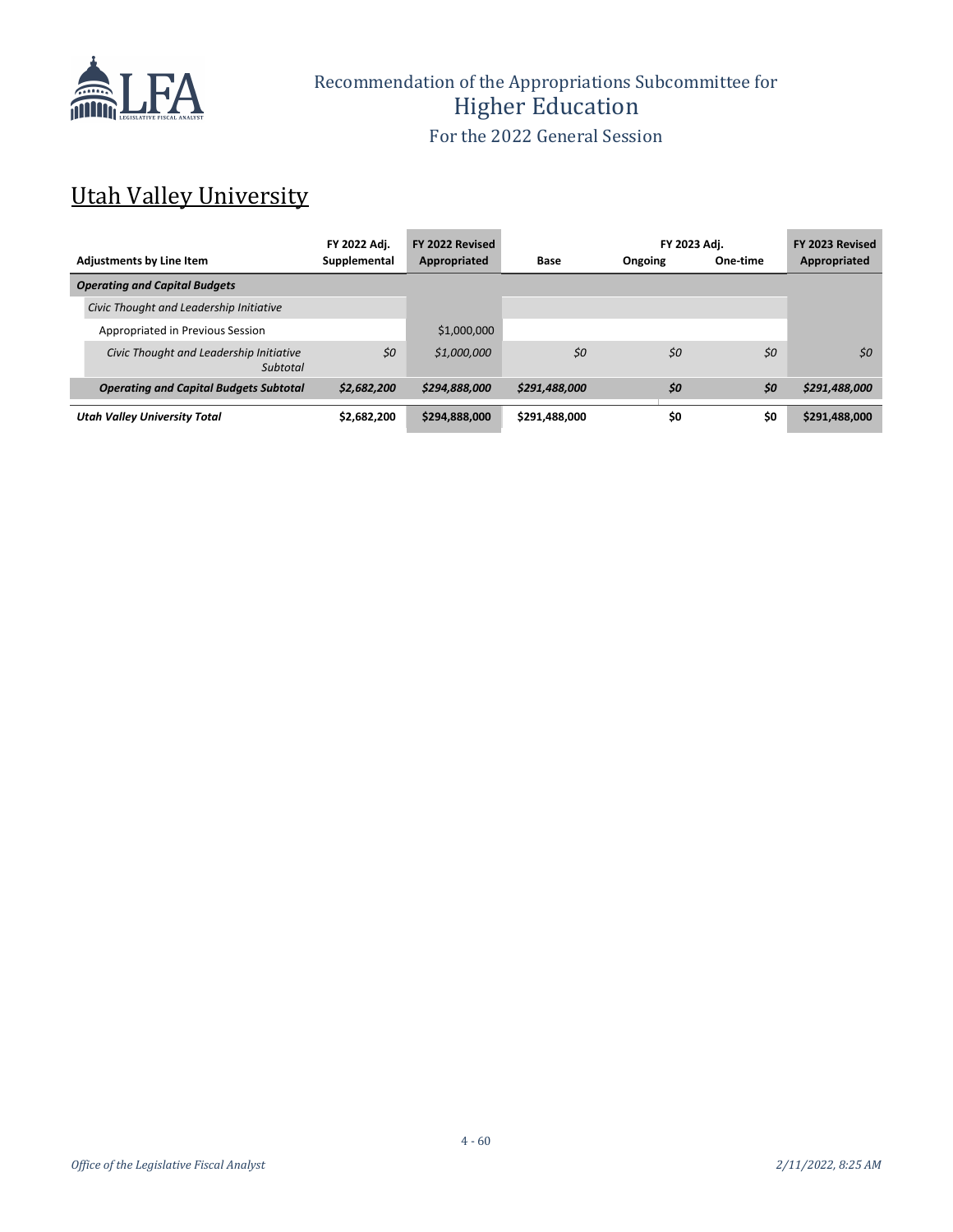## Utah Valley University

| Adjustments by Line Item | FY 2022 Adj. Supplemental | FY 2022 Revised Appropriated | Base | FY 2023 Adj. Ongoing | FY 2023 Adj. One-time | FY 2023 Revised Appropriated |
|---|---|---|---|---|---|---|
| ***Operating and Capital Budgets*** | | | | | | |
| *Civic Thought and Leadership Initiative* | | | | | | |
| Appropriated in Previous Session | | $1,000,000 | | | | |
| *Civic Thought and Leadership Initiative Subtotal* | *$0* | *$1,000,000* | *$0* | *$0* | *$0* | *$0* |
| ***Operating and Capital Budgets Subtotal*** | ***$2,682,200*** | ***$294,888,000*** | ***$291,488,000*** | ***$0*** | ***$0*** | ***$291,488,000*** |
| ***Utah Valley University Total*** | **$2,682,200** | **$294,888,000** | **$291,488,000** | **$0** | **$0** | **$291,488,000** |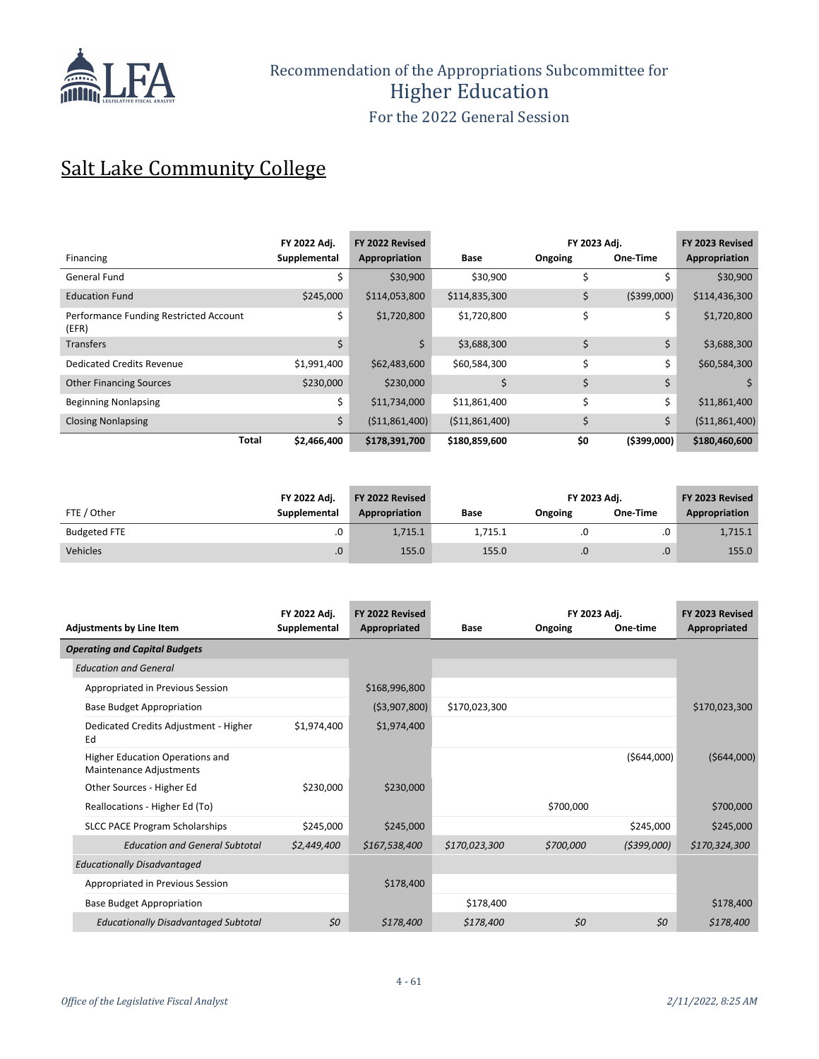# Recommendation of the Appropriations Subcommittee for Higher Education

## For the 2022 General Session

## Salt Lake Community College

| Financing | FY 2022 Adj. Supplemental | FY 2022 Revised Appropriation | Base | FY 2023 Adj. Ongoing | FY 2023 Adj. One-Time | FY 2023 Revised Appropriation |
|---|---|---|---|---|---|---|
| General Fund | $ | $30,900 | $30,900 | $ | $ | $30,900 |
| Education Fund | $245,000 | $114,053,800 | $114,835,300 | $ | ($399,000) | $114,436,300 |
| Performance Funding Restricted Account (EFR) | $ | $1,720,800 | $1,720,800 | $ | $ | $1,720,800 |
| Transfers | $ | $ | $3,688,300 | $ | $ | $3,688,300 |
| Dedicated Credits Revenue | $1,991,400 | $62,483,600 | $60,584,300 | $ | $ | $60,584,300 |
| Other Financing Sources | $230,000 | $230,000 | $ | $ | $ | $ |
| Beginning Nonlapsing | $ | $11,734,000 | $11,861,400 | $ | $ | $11,861,400 |
| Closing Nonlapsing | $ | ($11,861,400) | ($11,861,400) | $ | $ | ($11,861,400) |
| **Total** | **$2,466,400** | **$178,391,700** | **$180,859,600** | **$0** | **($399,000)** | **$180,460,600** |

| FTE / Other | FY 2022 Adj. Supplemental | FY 2022 Revised Appropriation | Base | FY 2023 Adj. Ongoing | FY 2023 Adj. One-Time | FY 2023 Revised Appropriation |
|---|---|---|---|---|---|---|
| Budgeted FTE | .0 | 1,715.1 | 1,715.1 | .0 | .0 | 1,715.1 |
| Vehicles | .0 | 155.0 | 155.0 | .0 | .0 | 155.0 |

| Adjustments by Line Item | FY 2022 Adj. Supplemental | FY 2022 Revised Appropriated | Base | FY 2023 Adj. Ongoing | FY 2023 Adj. One-time | FY 2023 Revised Appropriated |
|---|---|---|---|---|---|---|
| ***Operating and Capital Budgets*** | | | | | | |
| *Education and General* | | | | | | |
| Appropriated in Previous Session | | $168,996,800 | | | | |
| Base Budget Appropriation | | ($3,907,800) | $170,023,300 | | | $170,023,300 |
| Dedicated Credits Adjustment - Higher Ed | $1,974,400 | $1,974,400 | | | | |
| Higher Education Operations and Maintenance Adjustments | | | | | ($644,000) | ($644,000) |
| Other Sources - Higher Ed | $230,000 | $230,000 | | | | |
| Reallocations - Higher Ed (To) | | | | $700,000 | | $700,000 |
| SLCC PACE Program Scholarships | $245,000 | $245,000 | | | $245,000 | $245,000 |
| *Education and General Subtotal* | *$2,449,400* | *$167,538,400* | *$170,023,300* | *$700,000* | *($399,000)* | *$170,324,300* |
| *Educationally Disadvantaged* | | | | | | |
| Appropriated in Previous Session | | $178,400 | | | | |
| Base Budget Appropriation | | | $178,400 | | | $178,400 |
| *Educationally Disadvantaged Subtotal* | *$0* | *$178,400* | *$178,400* | *$0* | *$0* | *$178,400* |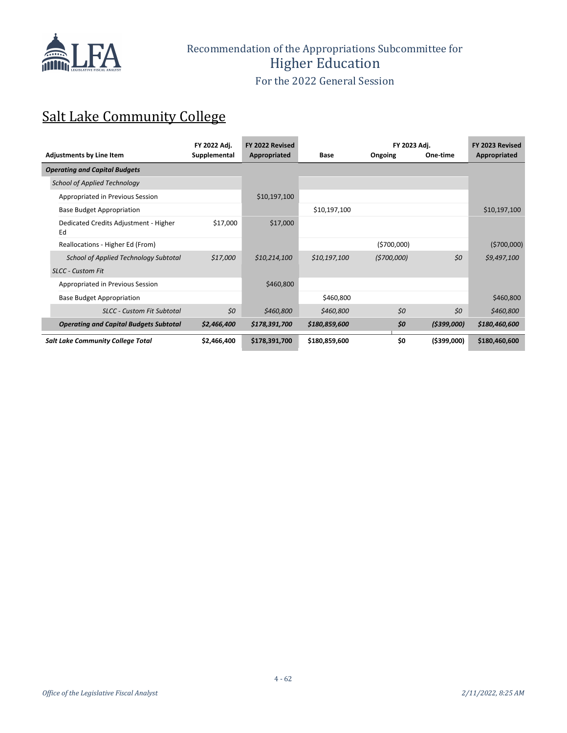Recommendation of the Appropriations Subcommittee for
Higher Education
For the 2022 General Session

## Salt Lake Community College

| Adjustments by Line Item | FY 2022 Adj. Supplemental | FY 2022 Revised Appropriated | Base | FY 2023 Adj. Ongoing | FY 2023 Adj. One-time | FY 2023 Revised Appropriated |
|---|---|---|---|---|---|---|
| ***Operating and Capital Budgets*** | | | | | | |
| *School of Applied Technology* | | | | | | |
| Appropriated in Previous Session | | $10,197,100 | | | | |
| Base Budget Appropriation | | | $10,197,100 | | | $10,197,100 |
| Dedicated Credits Adjustment - Higher Ed | $17,000 | $17,000 | | | | |
| Reallocations - Higher Ed (From) | | | | ($700,000) | | ($700,000) |
| *School of Applied Technology Subtotal* | *$17,000* | *$10,214,100* | *$10,197,100* | *($700,000)* | *$0* | *$9,497,100* |
| *SLCC - Custom Fit* | | | | | | |
| Appropriated in Previous Session | | $460,800 | | | | |
| Base Budget Appropriation | | | $460,800 | | | $460,800 |
| *SLCC - Custom Fit Subtotal* | *$0* | *$460,800* | *$460,800* | *$0* | *$0* | *$460,800* |
| ***Operating and Capital Budgets Subtotal*** | ***$2,466,400*** | ***$178,391,700*** | ***$180,859,600*** | ***$0*** | ***($399,000)*** | ***$180,460,600*** |
| ***Salt Lake Community College Total*** | **$2,466,400** | **$178,391,700** | **$180,859,600** | **$0** | **($399,000)** | **$180,460,600** |

*Office of the Legislative Fiscal Analyst* *2/11/2022, 8:25 AM*